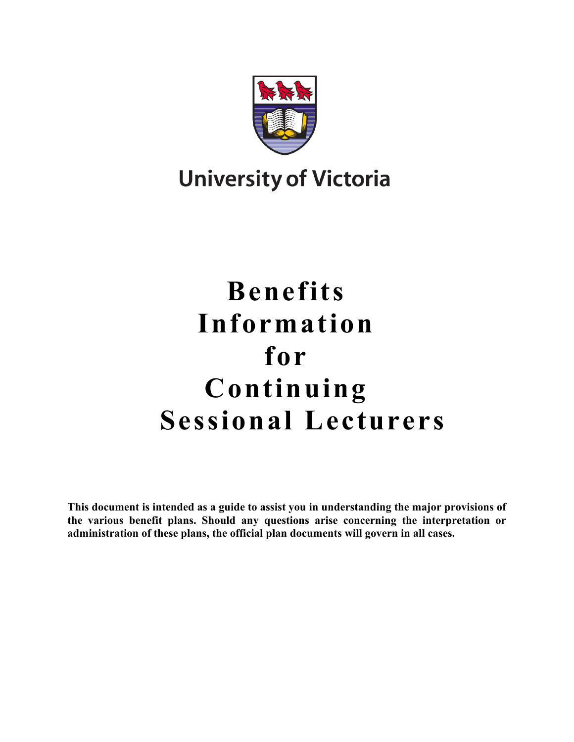University of Victoria

# Benefits Information for Continuing Sessional Lecturers

**This document is intended as a guide to assist you in understanding the major provisions of the various benefit plans. Should any questions arise concerning the interpretation or administration of these plans, the official plan documents will govern in all cases.**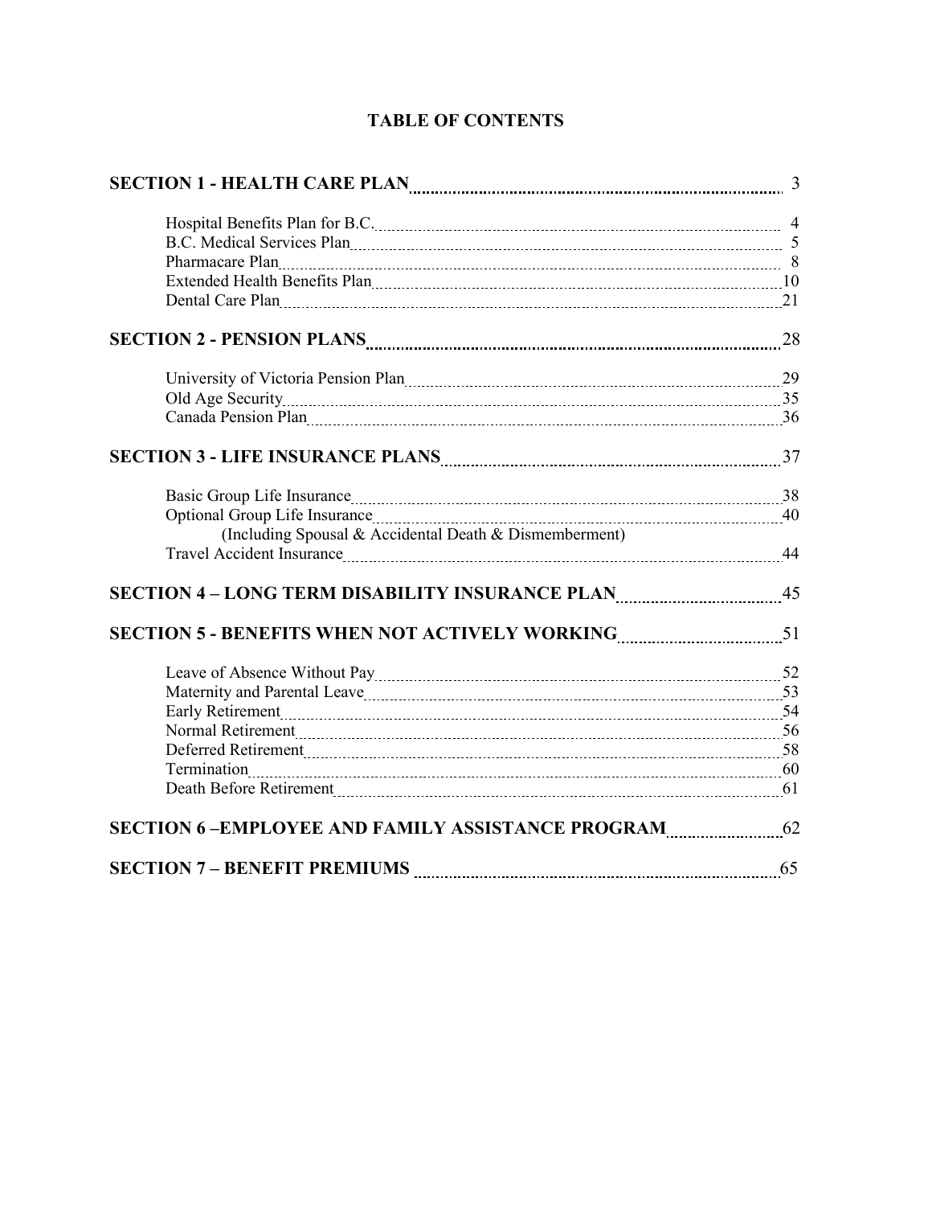# TABLE OF CONTENTS

| | |
|---|---|
| **SECTION 1 - HEALTH CARE PLAN** | 3 |
| Hospital Benefits Plan for B.C. | 4 |
| B.C. Medical Services Plan | 5 |
| Pharmacare Plan | 8 |
| Extended Health Benefits Plan | 10 |
| Dental Care Plan | 21 |
| **SECTION 2 - PENSION PLANS** | 28 |
| University of Victoria Pension Plan | 29 |
| Old Age Security | 35 |
| Canada Pension Plan | 36 |
| **SECTION 3 - LIFE INSURANCE PLANS** | 37 |
| Basic Group Life Insurance | 38 |
| Optional Group Life Insurance (Including Spousal & Accidental Death & Dismemberment) | 40 |
| Travel Accident Insurance | 44 |
| **SECTION 4 – LONG TERM DISABILITY INSURANCE PLAN** | 45 |
| **SECTION 5 - BENEFITS WHEN NOT ACTIVELY WORKING** | 51 |
| Leave of Absence Without Pay | 52 |
| Maternity and Parental Leave | 53 |
| Early Retirement | 54 |
| Normal Retirement | 56 |
| Deferred Retirement | 58 |
| Termination | 60 |
| Death Before Retirement | 61 |
| **SECTION 6 –EMPLOYEE AND FAMILY ASSISTANCE PROGRAM** | 62 |
| **SECTION 7 – BENEFIT PREMIUMS** | 65 |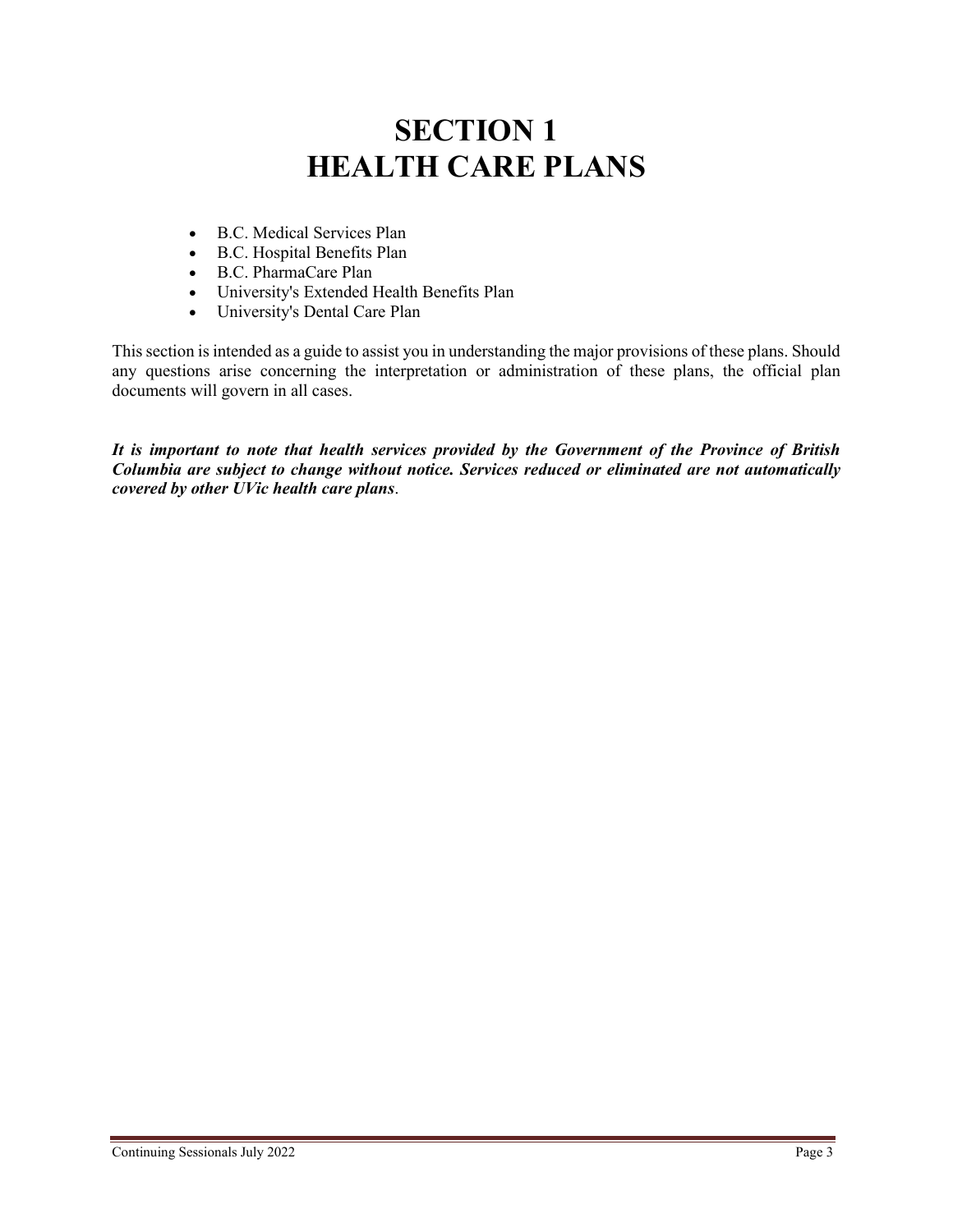# SECTION 1
# HEALTH CARE PLANS

- B.C. Medical Services Plan
- B.C. Hospital Benefits Plan
- B.C. PharmaCare Plan
- University's Extended Health Benefits Plan
- University's Dental Care Plan

This section is intended as a guide to assist you in understanding the major provisions of these plans. Should any questions arise concerning the interpretation or administration of these plans, the official plan documents will govern in all cases.

***It is important to note that health services provided by the Government of the Province of British Columbia are subject to change without notice. Services reduced or eliminated are not automatically covered by other UVic health care plans***.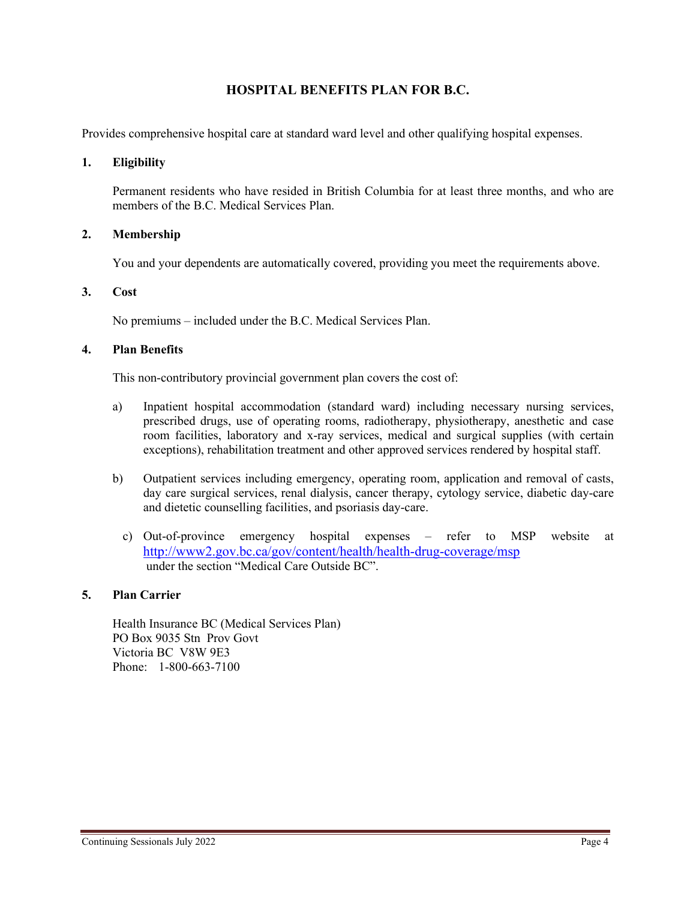# HOSPITAL BENEFITS PLAN FOR B.C.

Provides comprehensive hospital care at standard ward level and other qualifying hospital expenses.

## 1. Eligibility

Permanent residents who have resided in British Columbia for at least three months, and who are members of the B.C. Medical Services Plan.

## 2. Membership

You and your dependents are automatically covered, providing you meet the requirements above.

## 3. Cost

No premiums – included under the B.C. Medical Services Plan.

## 4. Plan Benefits

This non-contributory provincial government plan covers the cost of:

a) Inpatient hospital accommodation (standard ward) including necessary nursing services, prescribed drugs, use of operating rooms, radiotherapy, physiotherapy, anesthetic and case room facilities, laboratory and x-ray services, medical and surgical supplies (with certain exceptions), rehabilitation treatment and other approved services rendered by hospital staff.

b) Outpatient services including emergency, operating room, application and removal of casts, day care surgical services, renal dialysis, cancer therapy, cytology service, diabetic day-care and dietetic counselling facilities, and psoriasis day-care.

c) Out-of-province emergency hospital expenses – refer to MSP website at [http://www2.gov.bc.ca/gov/content/health/health-drug-coverage/msp](http://www2.gov.bc.ca/gov/content/health/health-drug-coverage/msp) under the section "Medical Care Outside BC".

## 5. Plan Carrier

Health Insurance BC (Medical Services Plan)
PO Box 9035 Stn Prov Govt
Victoria BC V8W 9E3
Phone: 1-800-663-7100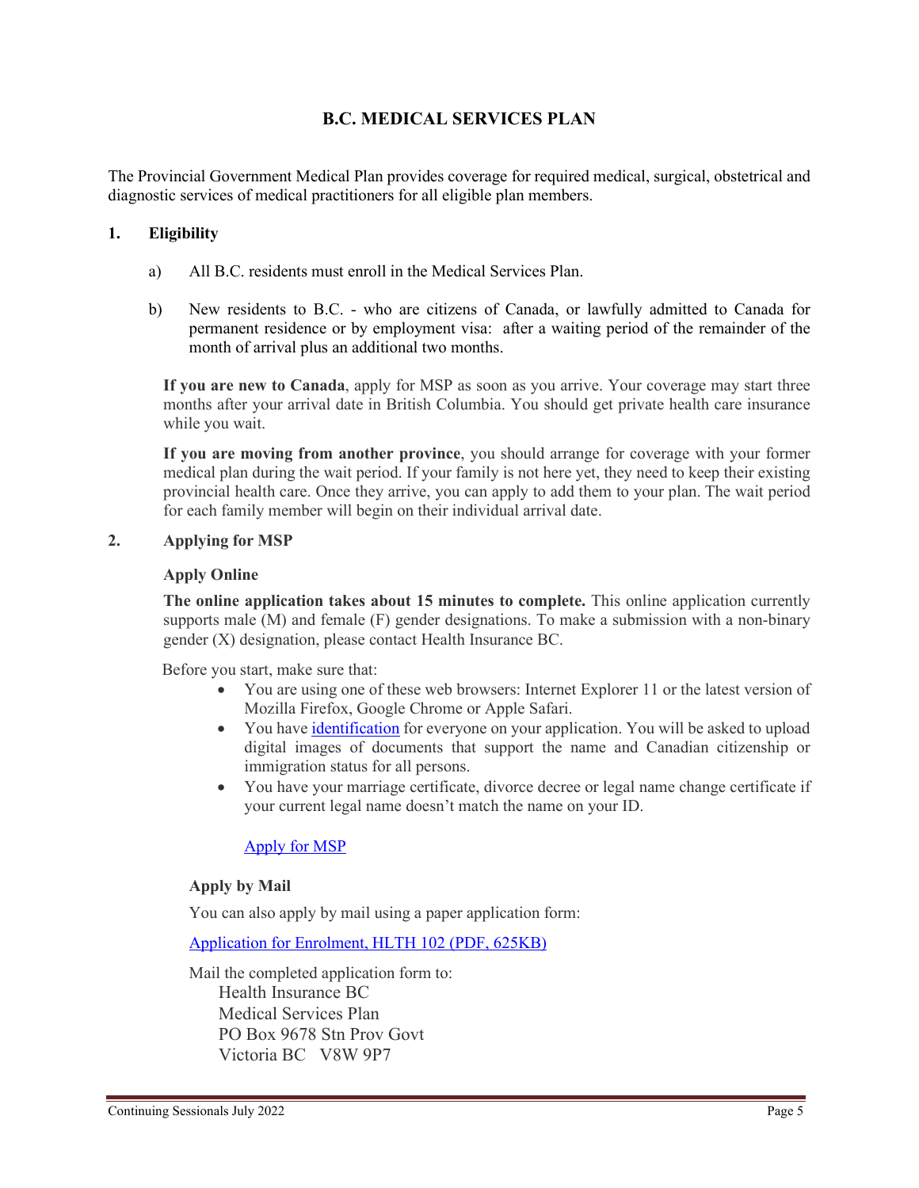## B.C. MEDICAL SERVICES PLAN

The Provincial Government Medical Plan provides coverage for required medical, surgical, obstetrical and diagnostic services of medical practitioners for all eligible plan members.

### 1. Eligibility

a) All B.C. residents must enroll in the Medical Services Plan.

b) New residents to B.C. - who are citizens of Canada, or lawfully admitted to Canada for permanent residence or by employment visa: after a waiting period of the remainder of the month of arrival plus an additional two months.

**If you are new to Canada**, apply for MSP as soon as you arrive. Your coverage may start three months after your arrival date in British Columbia. You should get private health care insurance while you wait.

**If you are moving from another province**, you should arrange for coverage with your former medical plan during the wait period. If your family is not here yet, they need to keep their existing provincial health care. Once they arrive, you can apply to add them to your plan. The wait period for each family member will begin on their individual arrival date.

### 2. Applying for MSP

**Apply Online**

**The online application takes about 15 minutes to complete.** This online application currently supports male (M) and female (F) gender designations. To make a submission with a non-binary gender (X) designation, please contact Health Insurance BC.

Before you start, make sure that:

- You are using one of these web browsers: Internet Explorer 11 or the latest version of Mozilla Firefox, Google Chrome or Apple Safari.
- You have identification for everyone on your application. You will be asked to upload digital images of documents that support the name and Canadian citizenship or immigration status for all persons.
- You have your marriage certificate, divorce decree or legal name change certificate if your current legal name doesn't match the name on your ID.

Apply for MSP

**Apply by Mail**

You can also apply by mail using a paper application form:

Application for Enrolment, HLTH 102 (PDF, 625KB)

Mail the completed application form to:

Health Insurance BC
Medical Services Plan
PO Box 9678 Stn Prov Govt
Victoria BC V8W 9P7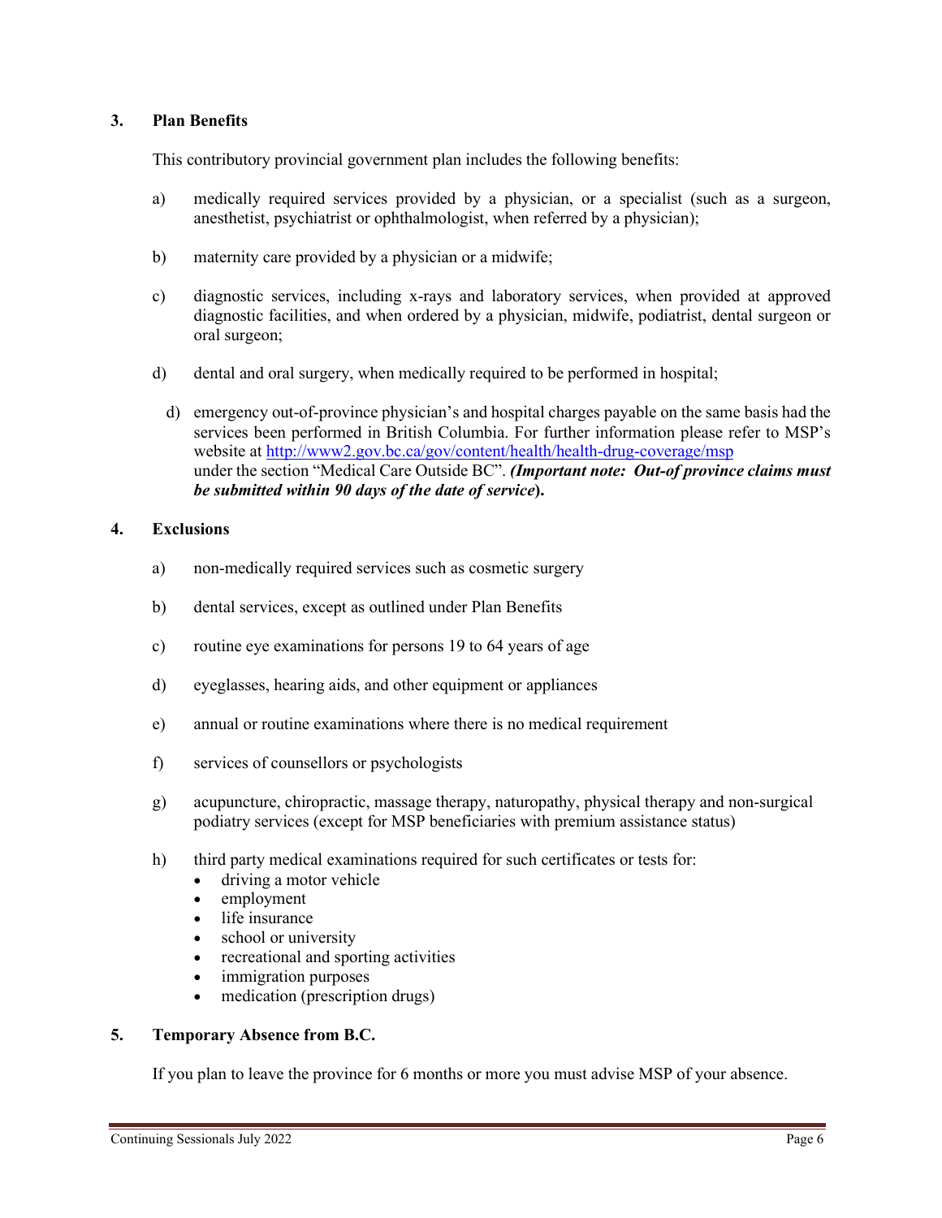## 3. Plan Benefits

This contributory provincial government plan includes the following benefits:

a) medically required services provided by a physician, or a specialist (such as a surgeon, anesthetist, psychiatrist or ophthalmologist, when referred by a physician);

b) maternity care provided by a physician or a midwife;

c) diagnostic services, including x-rays and laboratory services, when provided at approved diagnostic facilities, and when ordered by a physician, midwife, podiatrist, dental surgeon or oral surgeon;

d) dental and oral surgery, when medically required to be performed in hospital;

d) emergency out-of-province physician's and hospital charges payable on the same basis had the services been performed in British Columbia. For further information please refer to MSP's website at [http://www2.gov.bc.ca/gov/content/health/health-drug-coverage/msp](http://www2.gov.bc.ca/gov/content/health/health-drug-coverage/msp) under the section "Medical Care Outside BC". ***(Important note: Out-of province claims must be submitted within 90 days of the date of service*).**

## 4. Exclusions

a) non-medically required services such as cosmetic surgery

b) dental services, except as outlined under Plan Benefits

c) routine eye examinations for persons 19 to 64 years of age

d) eyeglasses, hearing aids, and other equipment or appliances

e) annual or routine examinations where there is no medical requirement

f) services of counsellors or psychologists

g) acupuncture, chiropractic, massage therapy, naturopathy, physical therapy and non-surgical podiatry services (except for MSP beneficiaries with premium assistance status)

h) third party medical examinations required for such certificates or tests for:
- driving a motor vehicle
- employment
- life insurance
- school or university
- recreational and sporting activities
- immigration purposes
- medication (prescription drugs)

## 5. Temporary Absence from B.C.

If you plan to leave the province for 6 months or more you must advise MSP of your absence.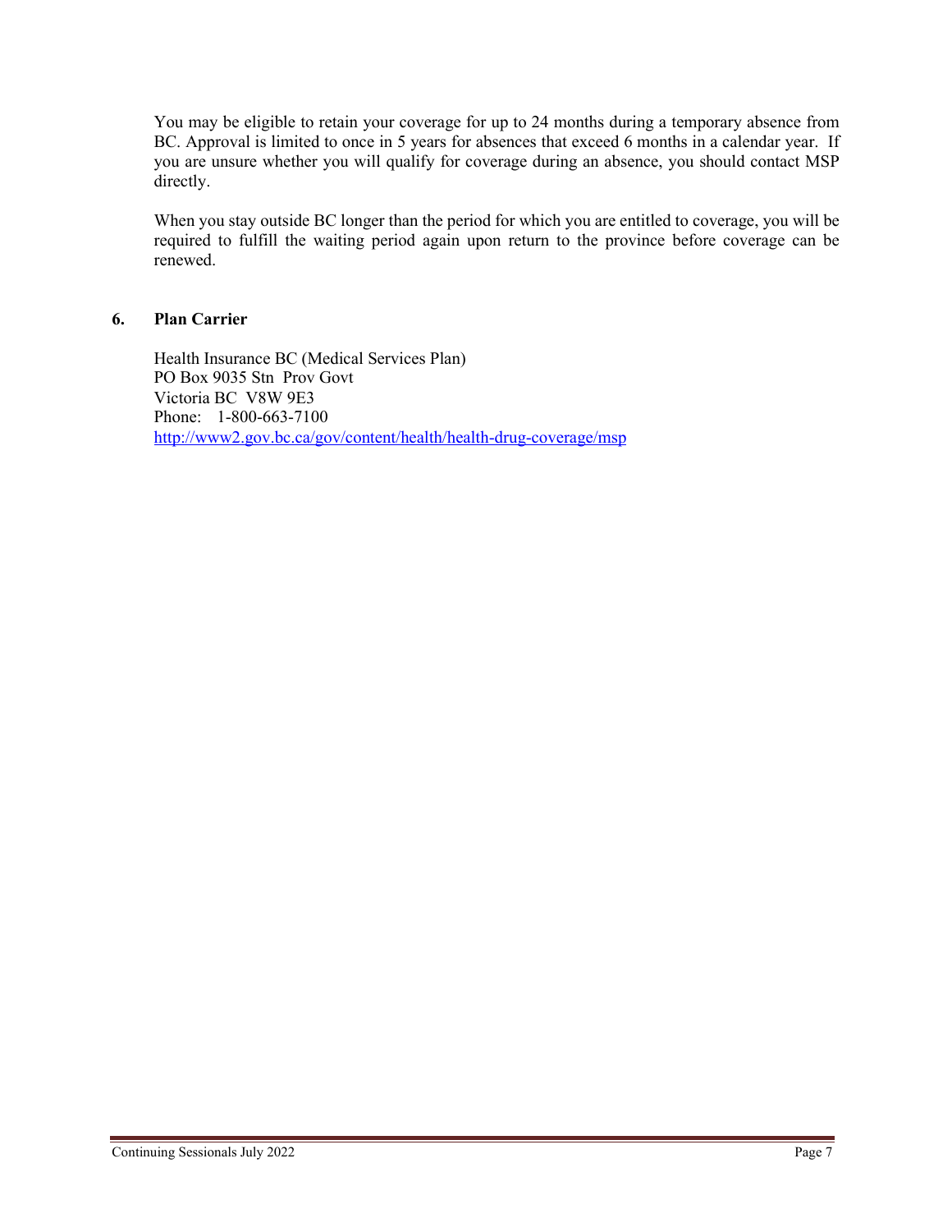You may be eligible to retain your coverage for up to 24 months during a temporary absence from BC. Approval is limited to once in 5 years for absences that exceed 6 months in a calendar year. If you are unsure whether you will qualify for coverage during an absence, you should contact MSP directly.

When you stay outside BC longer than the period for which you are entitled to coverage, you will be required to fulfill the waiting period again upon return to the province before coverage can be renewed.

## 6. Plan Carrier

Health Insurance BC (Medical Services Plan)
PO Box 9035 Stn Prov Govt
Victoria BC V8W 9E3
Phone: 1-800-663-7100
http://www2.gov.bc.ca/gov/content/health/health-drug-coverage/msp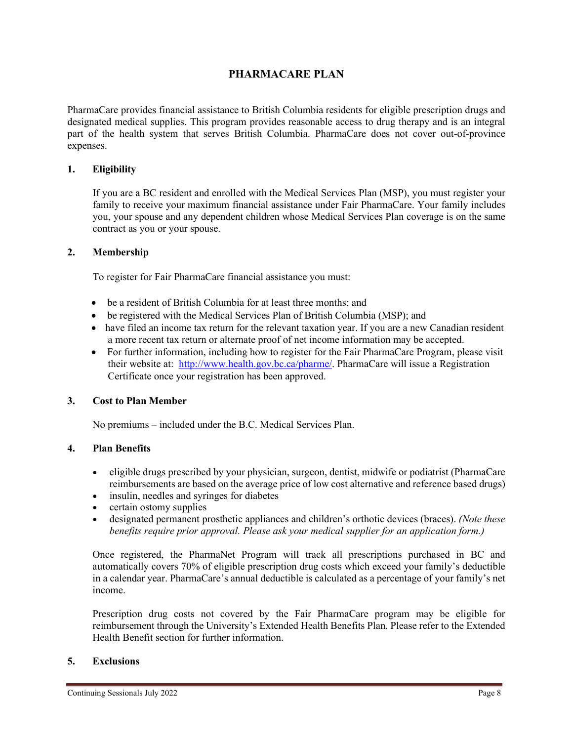# PHARMACARE PLAN

PharmaCare provides financial assistance to British Columbia residents for eligible prescription drugs and designated medical supplies. This program provides reasonable access to drug therapy and is an integral part of the health system that serves British Columbia. PharmaCare does not cover out-of-province expenses.

## 1. Eligibility

If you are a BC resident and enrolled with the Medical Services Plan (MSP), you must register your family to receive your maximum financial assistance under Fair PharmaCare. Your family includes you, your spouse and any dependent children whose Medical Services Plan coverage is on the same contract as you or your spouse.

## 2. Membership

To register for Fair PharmaCare financial assistance you must:

- be a resident of British Columbia for at least three months; and
- be registered with the Medical Services Plan of British Columbia (MSP); and
- have filed an income tax return for the relevant taxation year. If you are a new Canadian resident a more recent tax return or alternate proof of net income information may be accepted.
- For further information, including how to register for the Fair PharmaCare Program, please visit their website at: [http://www.health.gov.bc.ca/pharme/](http://www.health.gov.bc.ca/pharme/). PharmaCare will issue a Registration Certificate once your registration has been approved.

## 3. Cost to Plan Member

No premiums – included under the B.C. Medical Services Plan.

## 4. Plan Benefits

- eligible drugs prescribed by your physician, surgeon, dentist, midwife or podiatrist (PharmaCare reimbursements are based on the average price of low cost alternative and reference based drugs)
- insulin, needles and syringes for diabetes
- certain ostomy supplies
- designated permanent prosthetic appliances and children's orthotic devices (braces). *(Note these benefits require prior approval. Please ask your medical supplier for an application form.)*

Once registered, the PharmaNet Program will track all prescriptions purchased in BC and automatically covers 70% of eligible prescription drug costs which exceed your family's deductible in a calendar year. PharmaCare's annual deductible is calculated as a percentage of your family's net income.

Prescription drug costs not covered by the Fair PharmaCare program may be eligible for reimbursement through the University's Extended Health Benefits Plan. Please refer to the Extended Health Benefit section for further information.

## 5. Exclusions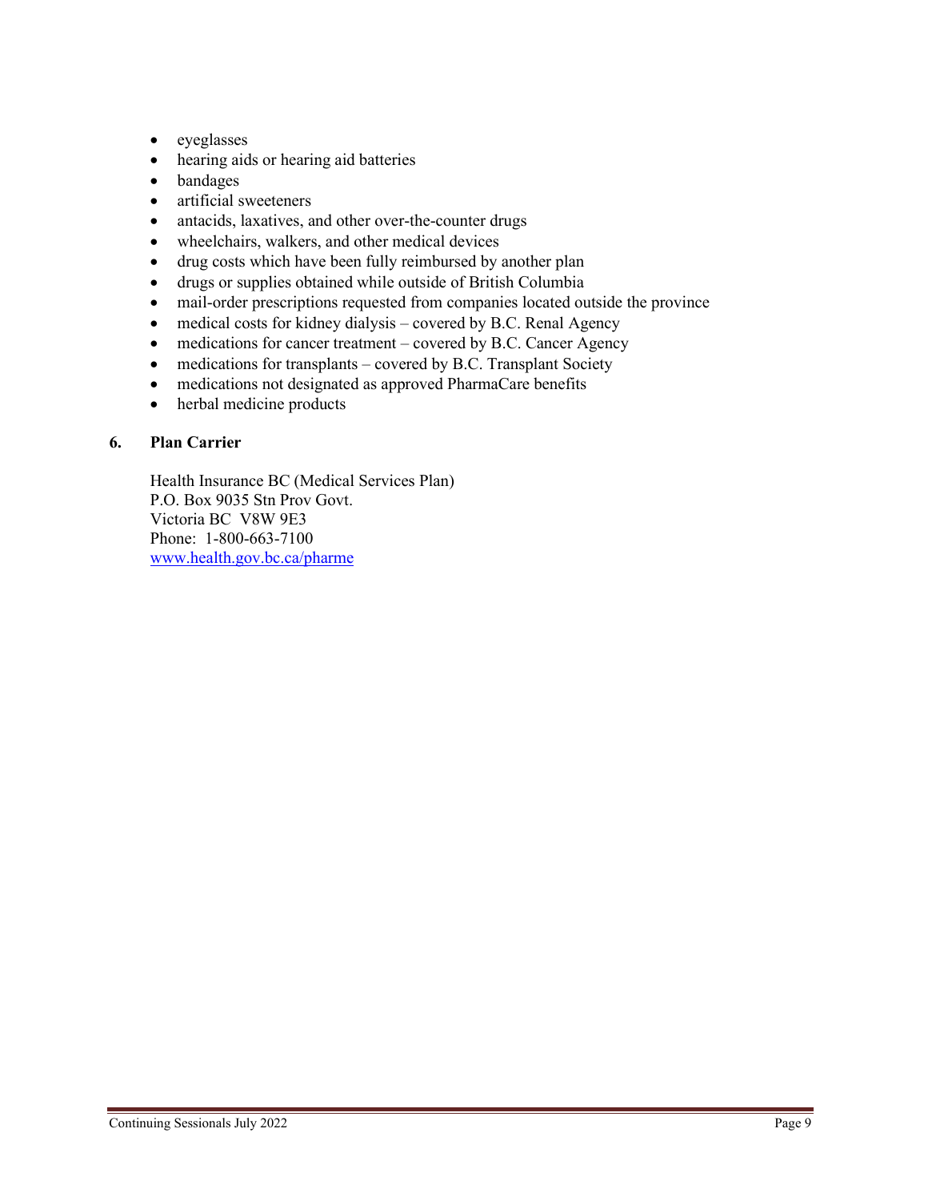- eyeglasses
- hearing aids or hearing aid batteries
- bandages
- artificial sweeteners
- antacids, laxatives, and other over-the-counter drugs
- wheelchairs, walkers, and other medical devices
- drug costs which have been fully reimbursed by another plan
- drugs or supplies obtained while outside of British Columbia
- mail-order prescriptions requested from companies located outside the province
- medical costs for kidney dialysis – covered by B.C. Renal Agency
- medications for cancer treatment – covered by B.C. Cancer Agency
- medications for transplants – covered by B.C. Transplant Society
- medications not designated as approved PharmaCare benefits
- herbal medicine products

## 6. Plan Carrier

Health Insurance BC (Medical Services Plan)
P.O. Box 9035 Stn Prov Govt.
Victoria BC V8W 9E3
Phone: 1-800-663-7100
[www.health.gov.bc.ca/pharme](http://www.health.gov.bc.ca/pharme)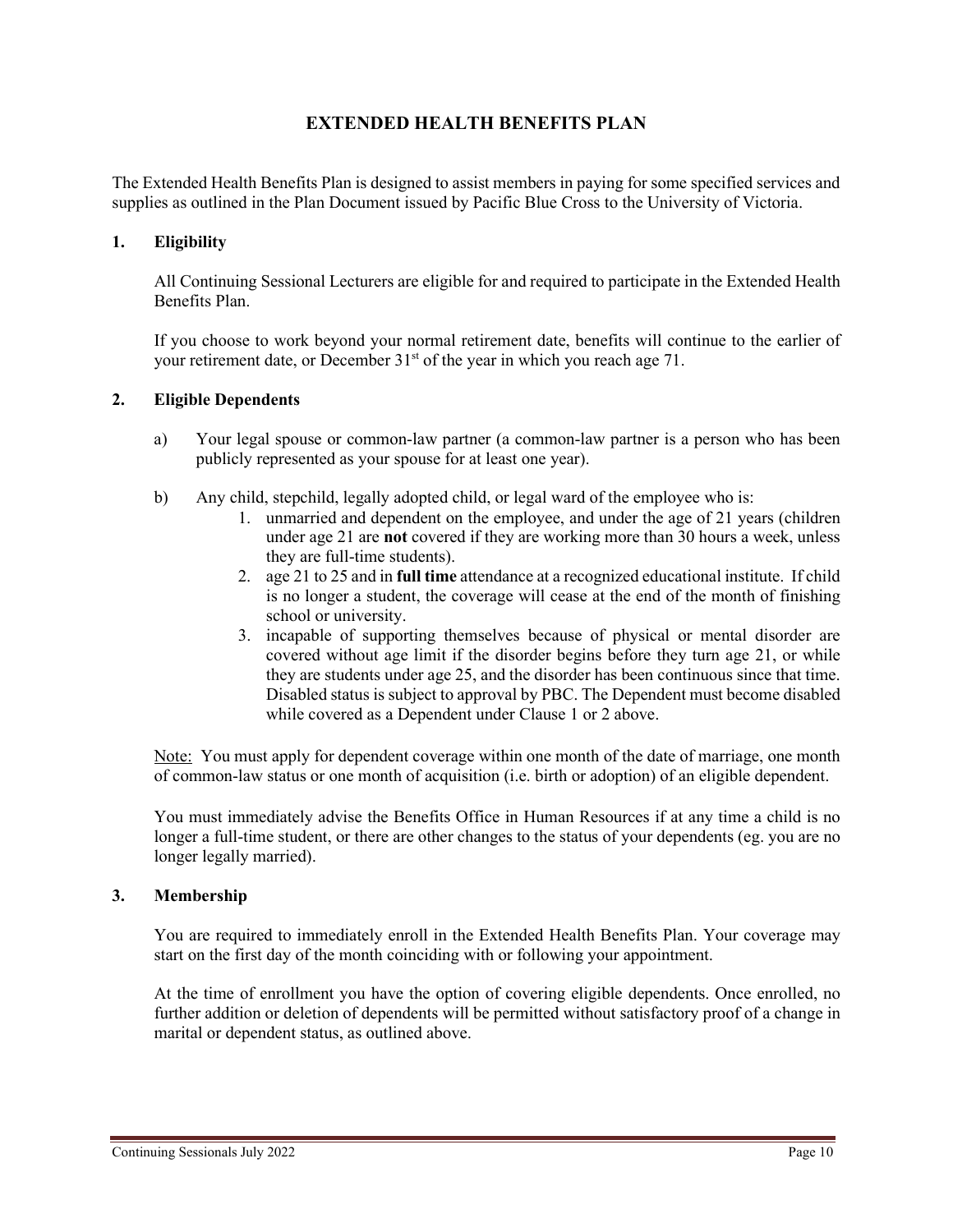# EXTENDED HEALTH BENEFITS PLAN

The Extended Health Benefits Plan is designed to assist members in paying for some specified services and supplies as outlined in the Plan Document issued by Pacific Blue Cross to the University of Victoria.

## 1. Eligibility

All Continuing Sessional Lecturers are eligible for and required to participate in the Extended Health Benefits Plan.

If you choose to work beyond your normal retirement date, benefits will continue to the earlier of your retirement date, or December 31st of the year in which you reach age 71.

## 2. Eligible Dependents

a) Your legal spouse or common-law partner (a common-law partner is a person who has been publicly represented as your spouse for at least one year).

b) Any child, stepchild, legally adopted child, or legal ward of the employee who is:
   1. unmarried and dependent on the employee, and under the age of 21 years (children under age 21 are **not** covered if they are working more than 30 hours a week, unless they are full-time students).
   2. age 21 to 25 and in **full time** attendance at a recognized educational institute. If child is no longer a student, the coverage will cease at the end of the month of finishing school or university.
   3. incapable of supporting themselves because of physical or mental disorder are covered without age limit if the disorder begins before they turn age 21, or while they are students under age 25, and the disorder has been continuous since that time. Disabled status is subject to approval by PBC. The Dependent must become disabled while covered as a Dependent under Clause 1 or 2 above.

Note: You must apply for dependent coverage within one month of the date of marriage, one month of common-law status or one month of acquisition (i.e. birth or adoption) of an eligible dependent.

You must immediately advise the Benefits Office in Human Resources if at any time a child is no longer a full-time student, or there are other changes to the status of your dependents (eg. you are no longer legally married).

## 3. Membership

You are required to immediately enroll in the Extended Health Benefits Plan. Your coverage may start on the first day of the month coinciding with or following your appointment.

At the time of enrollment you have the option of covering eligible dependents. Once enrolled, no further addition or deletion of dependents will be permitted without satisfactory proof of a change in marital or dependent status, as outlined above.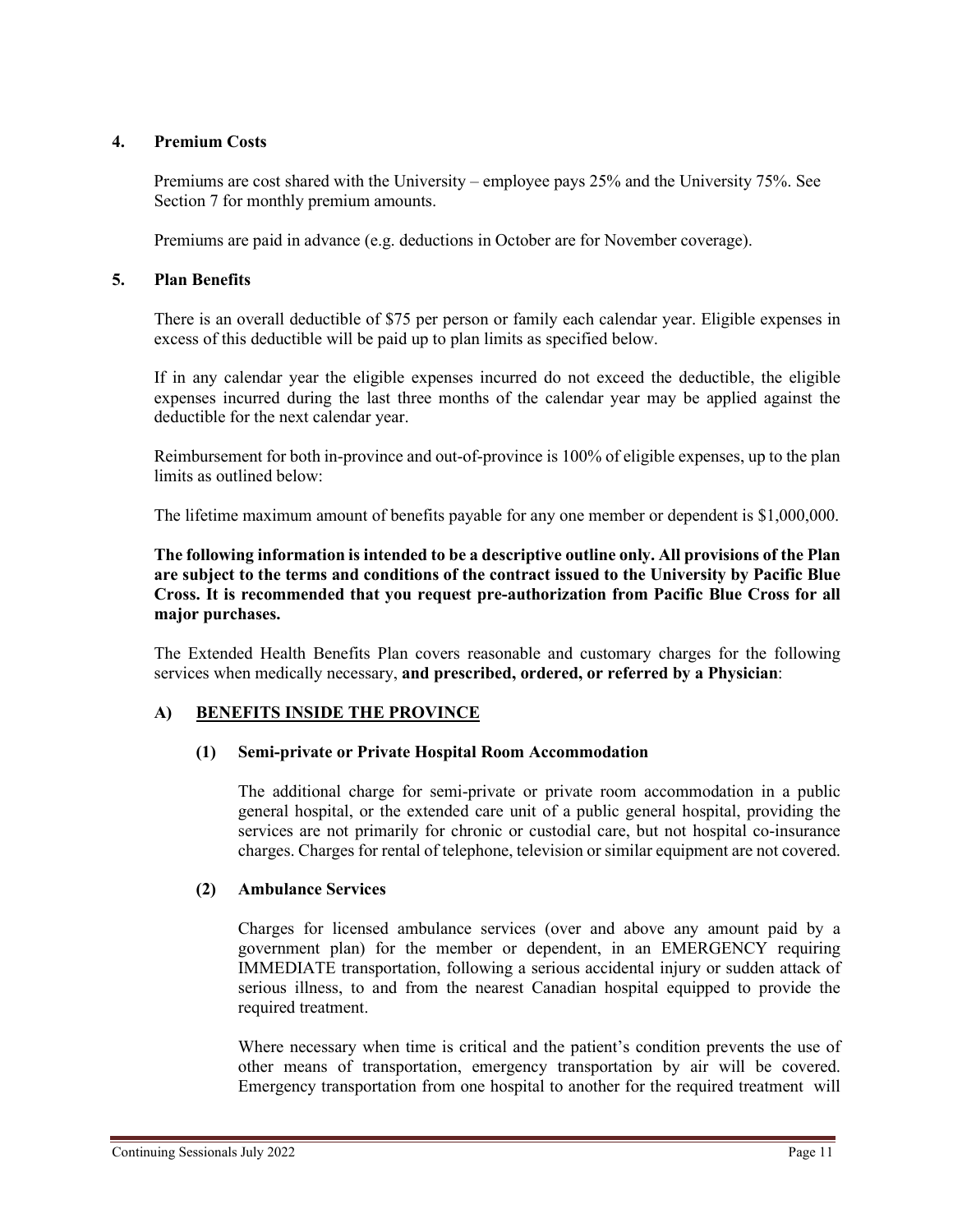## 4. Premium Costs

Premiums are cost shared with the University – employee pays 25% and the University 75%. See Section 7 for monthly premium amounts.

Premiums are paid in advance (e.g. deductions in October are for November coverage).

## 5. Plan Benefits

There is an overall deductible of $75 per person or family each calendar year. Eligible expenses in excess of this deductible will be paid up to plan limits as specified below.

If in any calendar year the eligible expenses incurred do not exceed the deductible, the eligible expenses incurred during the last three months of the calendar year may be applied against the deductible for the next calendar year.

Reimbursement for both in-province and out-of-province is 100% of eligible expenses, up to the plan limits as outlined below:

The lifetime maximum amount of benefits payable for any one member or dependent is $1,000,000.

**The following information is intended to be a descriptive outline only. All provisions of the Plan are subject to the terms and conditions of the contract issued to the University by Pacific Blue Cross. It is recommended that you request pre-authorization from Pacific Blue Cross for all major purchases.**

The Extended Health Benefits Plan covers reasonable and customary charges for the following services when medically necessary, **and prescribed, ordered, or referred by a Physician**:

### A) <u>BENEFITS INSIDE THE PROVINCE</u>

#### (1) Semi-private or Private Hospital Room Accommodation

The additional charge for semi-private or private room accommodation in a public general hospital, or the extended care unit of a public general hospital, providing the services are not primarily for chronic or custodial care, but not hospital co-insurance charges. Charges for rental of telephone, television or similar equipment are not covered.

#### (2) Ambulance Services

Charges for licensed ambulance services (over and above any amount paid by a government plan) for the member or dependent, in an EMERGENCY requiring IMMEDIATE transportation, following a serious accidental injury or sudden attack of serious illness, to and from the nearest Canadian hospital equipped to provide the required treatment.

Where necessary when time is critical and the patient's condition prevents the use of other means of transportation, emergency transportation by air will be covered. Emergency transportation from one hospital to another for the required treatment will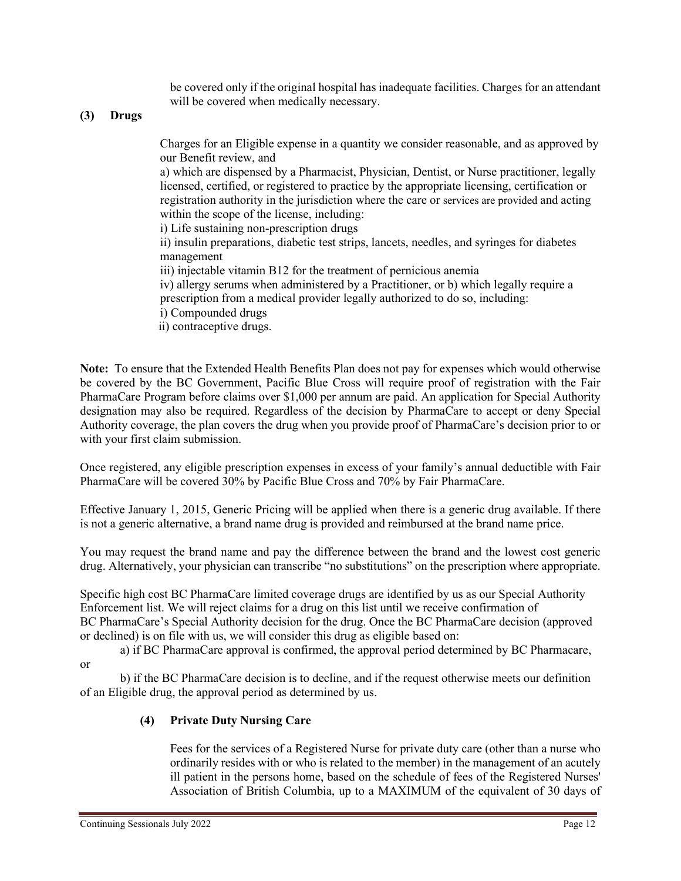be covered only if the original hospital has inadequate facilities. Charges for an attendant will be covered when medically necessary.

**(3) Drugs**

Charges for an Eligible expense in a quantity we consider reasonable, and as approved by our Benefit review, and

a) which are dispensed by a Pharmacist, Physician, Dentist, or Nurse practitioner, legally licensed, certified, or registered to practice by the appropriate licensing, certification or registration authority in the jurisdiction where the care or services are provided and acting within the scope of the license, including:

i) Life sustaining non-prescription drugs

ii) insulin preparations, diabetic test strips, lancets, needles, and syringes for diabetes management

iii) injectable vitamin B12 for the treatment of pernicious anemia

iv) allergy serums when administered by a Practitioner, or b) which legally require a prescription from a medical provider legally authorized to do so, including:

i) Compounded drugs

ii) contraceptive drugs.

**Note:** To ensure that the Extended Health Benefits Plan does not pay for expenses which would otherwise be covered by the BC Government, Pacific Blue Cross will require proof of registration with the Fair PharmaCare Program before claims over $1,000 per annum are paid. An application for Special Authority designation may also be required. Regardless of the decision by PharmaCare to accept or deny Special Authority coverage, the plan covers the drug when you provide proof of PharmaCare's decision prior to or with your first claim submission.

Once registered, any eligible prescription expenses in excess of your family's annual deductible with Fair PharmaCare will be covered 30% by Pacific Blue Cross and 70% by Fair PharmaCare.

Effective January 1, 2015, Generic Pricing will be applied when there is a generic drug available. If there is not a generic alternative, a brand name drug is provided and reimbursed at the brand name price.

You may request the brand name and pay the difference between the brand and the lowest cost generic drug. Alternatively, your physician can transcribe "no substitutions" on the prescription where appropriate.

Specific high cost BC PharmaCare limited coverage drugs are identified by us as our Special Authority Enforcement list. We will reject claims for a drug on this list until we receive confirmation of BC PharmaCare's Special Authority decision for the drug. Once the BC PharmaCare decision (approved or declined) is on file with us, we will consider this drug as eligible based on:

a) if BC PharmaCare approval is confirmed, the approval period determined by BC Pharmacare, or

b) if the BC PharmaCare decision is to decline, and if the request otherwise meets our definition of an Eligible drug, the approval period as determined by us.

**(4) Private Duty Nursing Care**

Fees for the services of a Registered Nurse for private duty care (other than a nurse who ordinarily resides with or who is related to the member) in the management of an acutely ill patient in the persons home, based on the schedule of fees of the Registered Nurses' Association of British Columbia, up to a MAXIMUM of the equivalent of 30 days of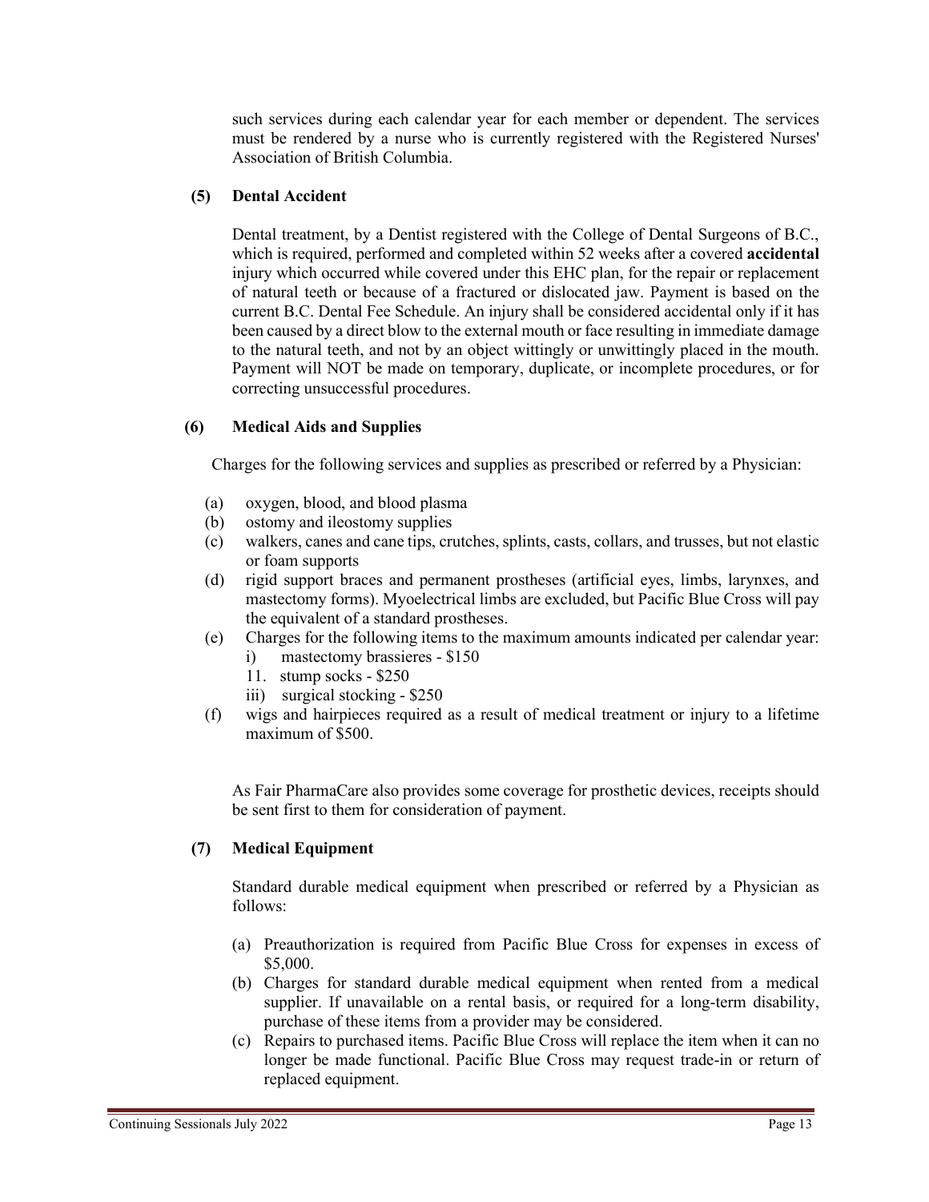such services during each calendar year for each member or dependent. The services must be rendered by a nurse who is currently registered with the Registered Nurses' Association of British Columbia.

### (5) Dental Accident

Dental treatment, by a Dentist registered with the College of Dental Surgeons of B.C., which is required, performed and completed within 52 weeks after a covered **accidental** injury which occurred while covered under this EHC plan, for the repair or replacement of natural teeth or because of a fractured or dislocated jaw. Payment is based on the current B.C. Dental Fee Schedule. An injury shall be considered accidental only if it has been caused by a direct blow to the external mouth or face resulting in immediate damage to the natural teeth, and not by an object wittingly or unwittingly placed in the mouth. Payment will NOT be made on temporary, duplicate, or incomplete procedures, or for correcting unsuccessful procedures.

### (6) Medical Aids and Supplies

Charges for the following services and supplies as prescribed or referred by a Physician:

(a) oxygen, blood, and blood plasma
(b) ostomy and ileostomy supplies
(c) walkers, canes and cane tips, crutches, splints, casts, collars, and trusses, but not elastic or foam supports
(d) rigid support braces and permanent prostheses (artificial eyes, limbs, larynxes, and mastectomy forms). Myoelectrical limbs are excluded, but Pacific Blue Cross will pay the equivalent of a standard prostheses.
(e) Charges for the following items to the maximum amounts indicated per calendar year:
  i) mastectomy brassieres - $150
  11. stump socks - $250
  iii) surgical stocking - $250
(f) wigs and hairpieces required as a result of medical treatment or injury to a lifetime maximum of $500.

As Fair PharmaCare also provides some coverage for prosthetic devices, receipts should be sent first to them for consideration of payment.

### (7) Medical Equipment

Standard durable medical equipment when prescribed or referred by a Physician as follows:

(a) Preauthorization is required from Pacific Blue Cross for expenses in excess of $5,000.
(b) Charges for standard durable medical equipment when rented from a medical supplier. If unavailable on a rental basis, or required for a long-term disability, purchase of these items from a provider may be considered.
(c) Repairs to purchased items. Pacific Blue Cross will replace the item when it can no longer be made functional. Pacific Blue Cross may request trade-in or return of replaced equipment.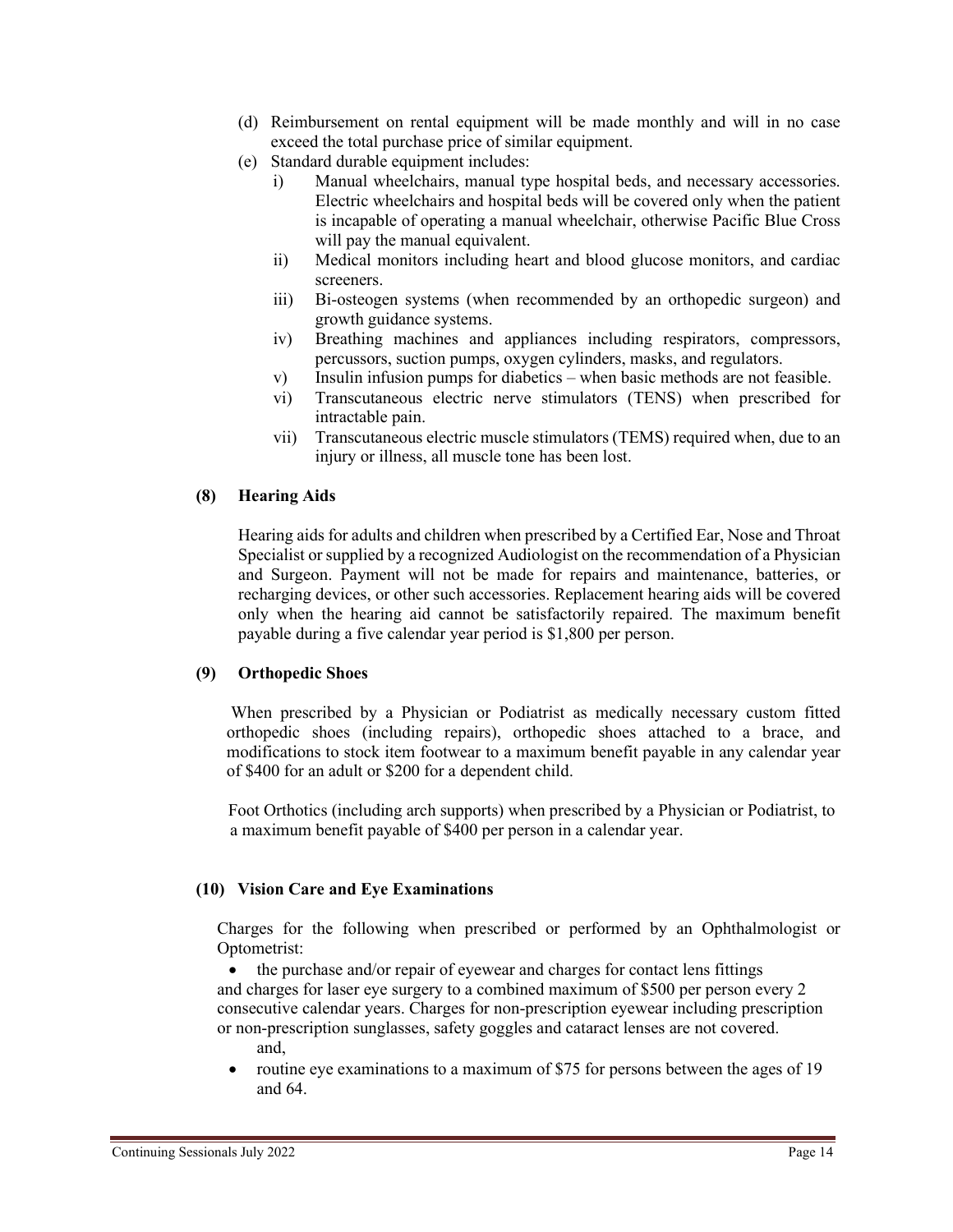(d) Reimbursement on rental equipment will be made monthly and will in no case exceed the total purchase price of similar equipment.

(e) Standard durable equipment includes:

   i) Manual wheelchairs, manual type hospital beds, and necessary accessories. Electric wheelchairs and hospital beds will be covered only when the patient is incapable of operating a manual wheelchair, otherwise Pacific Blue Cross will pay the manual equivalent.

   ii) Medical monitors including heart and blood glucose monitors, and cardiac screeners.

   iii) Bi-osteogen systems (when recommended by an orthopedic surgeon) and growth guidance systems.

   iv) Breathing machines and appliances including respirators, compressors, percussors, suction pumps, oxygen cylinders, masks, and regulators.

   v) Insulin infusion pumps for diabetics – when basic methods are not feasible.

   vi) Transcutaneous electric nerve stimulators (TENS) when prescribed for intractable pain.

   vii) Transcutaneous electric muscle stimulators (TEMS) required when, due to an injury or illness, all muscle tone has been lost.

**(8) Hearing Aids**

Hearing aids for adults and children when prescribed by a Certified Ear, Nose and Throat Specialist or supplied by a recognized Audiologist on the recommendation of a Physician and Surgeon. Payment will not be made for repairs and maintenance, batteries, or recharging devices, or other such accessories. Replacement hearing aids will be covered only when the hearing aid cannot be satisfactorily repaired. The maximum benefit payable during a five calendar year period is $1,800 per person.

**(9) Orthopedic Shoes**

When prescribed by a Physician or Podiatrist as medically necessary custom fitted orthopedic shoes (including repairs), orthopedic shoes attached to a brace, and modifications to stock item footwear to a maximum benefit payable in any calendar year of $400 for an adult or $200 for a dependent child.

Foot Orthotics (including arch supports) when prescribed by a Physician or Podiatrist, to a maximum benefit payable of $400 per person in a calendar year.

**(10) Vision Care and Eye Examinations**

Charges for the following when prescribed or performed by an Ophthalmologist or Optometrist:

- the purchase and/or repair of eyewear and charges for contact lens fittings and charges for laser eye surgery to a combined maximum of $500 per person every 2 consecutive calendar years. Charges for non-prescription eyewear including prescription or non-prescription sunglasses, safety goggles and cataract lenses are not covered.

  and,

- routine eye examinations to a maximum of $75 for persons between the ages of 19 and 64.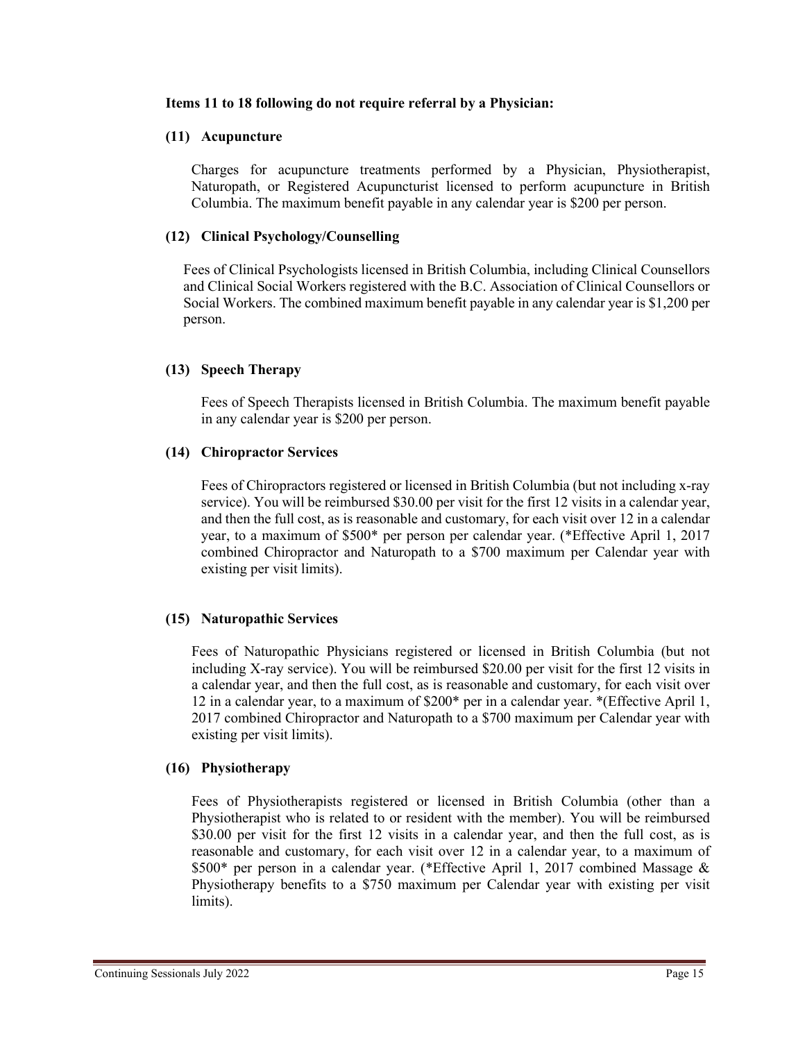**Items 11 to 18 following do not require referral by a Physician:**

**(11) Acupuncture**

Charges for acupuncture treatments performed by a Physician, Physiotherapist, Naturopath, or Registered Acupuncturist licensed to perform acupuncture in British Columbia. The maximum benefit payable in any calendar year is $200 per person.

**(12) Clinical Psychology/Counselling**

Fees of Clinical Psychologists licensed in British Columbia, including Clinical Counsellors and Clinical Social Workers registered with the B.C. Association of Clinical Counsellors or Social Workers. The combined maximum benefit payable in any calendar year is $1,200 per person.

**(13) Speech Therapy**

Fees of Speech Therapists licensed in British Columbia. The maximum benefit payable in any calendar year is $200 per person.

**(14) Chiropractor Services**

Fees of Chiropractors registered or licensed in British Columbia (but not including x-ray service). You will be reimbursed $30.00 per visit for the first 12 visits in a calendar year, and then the full cost, as is reasonable and customary, for each visit over 12 in a calendar year, to a maximum of $500* per person per calendar year. (*Effective April 1, 2017 combined Chiropractor and Naturopath to a $700 maximum per Calendar year with existing per visit limits).

**(15) Naturopathic Services**

Fees of Naturopathic Physicians registered or licensed in British Columbia (but not including X-ray service). You will be reimbursed $20.00 per visit for the first 12 visits in a calendar year, and then the full cost, as is reasonable and customary, for each visit over 12 in a calendar year, to a maximum of $200* per in a calendar year. *(Effective April 1, 2017 combined Chiropractor and Naturopath to a $700 maximum per Calendar year with existing per visit limits).

**(16) Physiotherapy**

Fees of Physiotherapists registered or licensed in British Columbia (other than a Physiotherapist who is related to or resident with the member). You will be reimbursed $30.00 per visit for the first 12 visits in a calendar year, and then the full cost, as is reasonable and customary, for each visit over 12 in a calendar year, to a maximum of $500* per person in a calendar year. (*Effective April 1, 2017 combined Massage & Physiotherapy benefits to a $750 maximum per Calendar year with existing per visit limits).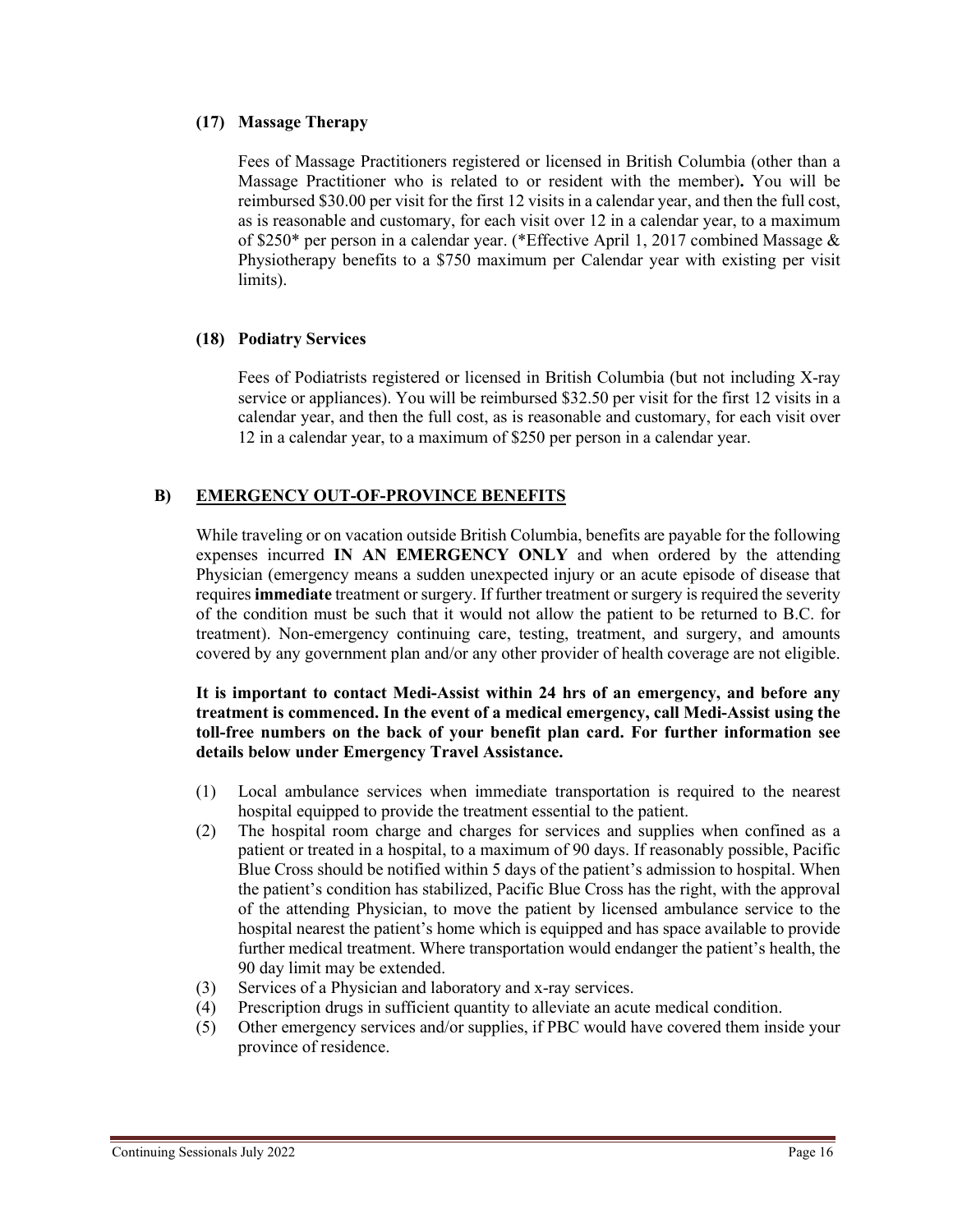**(17) Massage Therapy**

Fees of Massage Practitioners registered or licensed in British Columbia (other than a Massage Practitioner who is related to or resident with the member)**.** You will be reimbursed $30.00 per visit for the first 12 visits in a calendar year, and then the full cost, as is reasonable and customary, for each visit over 12 in a calendar year, to a maximum of $250* per person in a calendar year. (*Effective April 1, 2017 combined Massage & Physiotherapy benefits to a $750 maximum per Calendar year with existing per visit limits).

**(18) Podiatry Services**

Fees of Podiatrists registered or licensed in British Columbia (but not including X-ray service or appliances). You will be reimbursed $32.50 per visit for the first 12 visits in a calendar year, and then the full cost, as is reasonable and customary, for each visit over 12 in a calendar year, to a maximum of $250 per person in a calendar year.

## B) EMERGENCY OUT-OF-PROVINCE BENEFITS

While traveling or on vacation outside British Columbia, benefits are payable for the following expenses incurred **IN AN EMERGENCY ONLY** and when ordered by the attending Physician (emergency means a sudden unexpected injury or an acute episode of disease that requires **immediate** treatment or surgery. If further treatment or surgery is required the severity of the condition must be such that it would not allow the patient to be returned to B.C. for treatment). Non-emergency continuing care, testing, treatment, and surgery, and amounts covered by any government plan and/or any other provider of health coverage are not eligible.

**It is important to contact Medi-Assist within 24 hrs of an emergency, and before any treatment is commenced. In the event of a medical emergency, call Medi-Assist using the toll-free numbers on the back of your benefit plan card. For further information see details below under Emergency Travel Assistance.**

(1) Local ambulance services when immediate transportation is required to the nearest hospital equipped to provide the treatment essential to the patient.

(2) The hospital room charge and charges for services and supplies when confined as a patient or treated in a hospital, to a maximum of 90 days. If reasonably possible, Pacific Blue Cross should be notified within 5 days of the patient's admission to hospital. When the patient's condition has stabilized, Pacific Blue Cross has the right, with the approval of the attending Physician, to move the patient by licensed ambulance service to the hospital nearest the patient's home which is equipped and has space available to provide further medical treatment. Where transportation would endanger the patient's health, the 90 day limit may be extended.

(3) Services of a Physician and laboratory and x-ray services.

(4) Prescription drugs in sufficient quantity to alleviate an acute medical condition.

(5) Other emergency services and/or supplies, if PBC would have covered them inside your province of residence.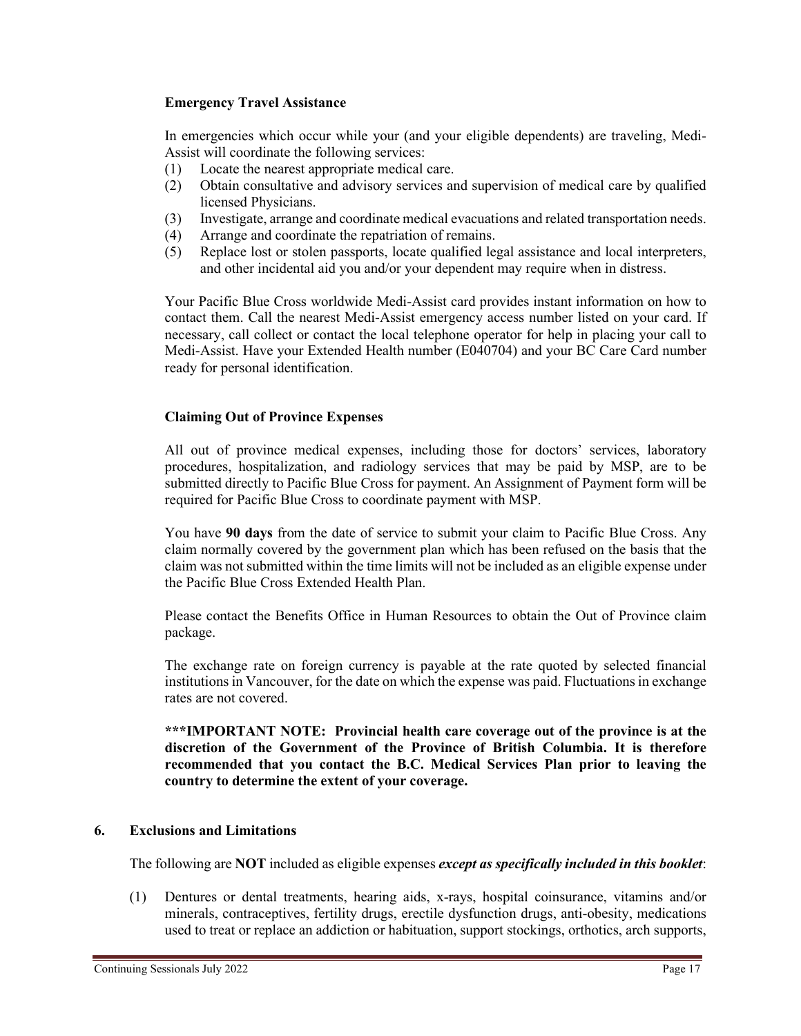**Emergency Travel Assistance**

In emergencies which occur while your (and your eligible dependents) are traveling, Medi-Assist will coordinate the following services:

(1) Locate the nearest appropriate medical care.
(2) Obtain consultative and advisory services and supervision of medical care by qualified licensed Physicians.
(3) Investigate, arrange and coordinate medical evacuations and related transportation needs.
(4) Arrange and coordinate the repatriation of remains.
(5) Replace lost or stolen passports, locate qualified legal assistance and local interpreters, and other incidental aid you and/or your dependent may require when in distress.

Your Pacific Blue Cross worldwide Medi-Assist card provides instant information on how to contact them. Call the nearest Medi-Assist emergency access number listed on your card. If necessary, call collect or contact the local telephone operator for help in placing your call to Medi-Assist. Have your Extended Health number (E040704) and your BC Care Card number ready for personal identification.

**Claiming Out of Province Expenses**

All out of province medical expenses, including those for doctors' services, laboratory procedures, hospitalization, and radiology services that may be paid by MSP, are to be submitted directly to Pacific Blue Cross for payment. An Assignment of Payment form will be required for Pacific Blue Cross to coordinate payment with MSP.

You have **90 days** from the date of service to submit your claim to Pacific Blue Cross. Any claim normally covered by the government plan which has been refused on the basis that the claim was not submitted within the time limits will not be included as an eligible expense under the Pacific Blue Cross Extended Health Plan.

Please contact the Benefits Office in Human Resources to obtain the Out of Province claim package.

The exchange rate on foreign currency is payable at the rate quoted by selected financial institutions in Vancouver, for the date on which the expense was paid. Fluctuations in exchange rates are not covered.

**\*\*\*IMPORTANT NOTE: Provincial health care coverage out of the province is at the discretion of the Government of the Province of British Columbia. It is therefore recommended that you contact the B.C. Medical Services Plan prior to leaving the country to determine the extent of your coverage.**

## 6. Exclusions and Limitations

The following are **NOT** included as eligible expenses ***except as specifically included in this booklet***:

(1) Dentures or dental treatments, hearing aids, x-rays, hospital coinsurance, vitamins and/or minerals, contraceptives, fertility drugs, erectile dysfunction drugs, anti-obesity, medications used to treat or replace an addiction or habituation, support stockings, orthotics, arch supports,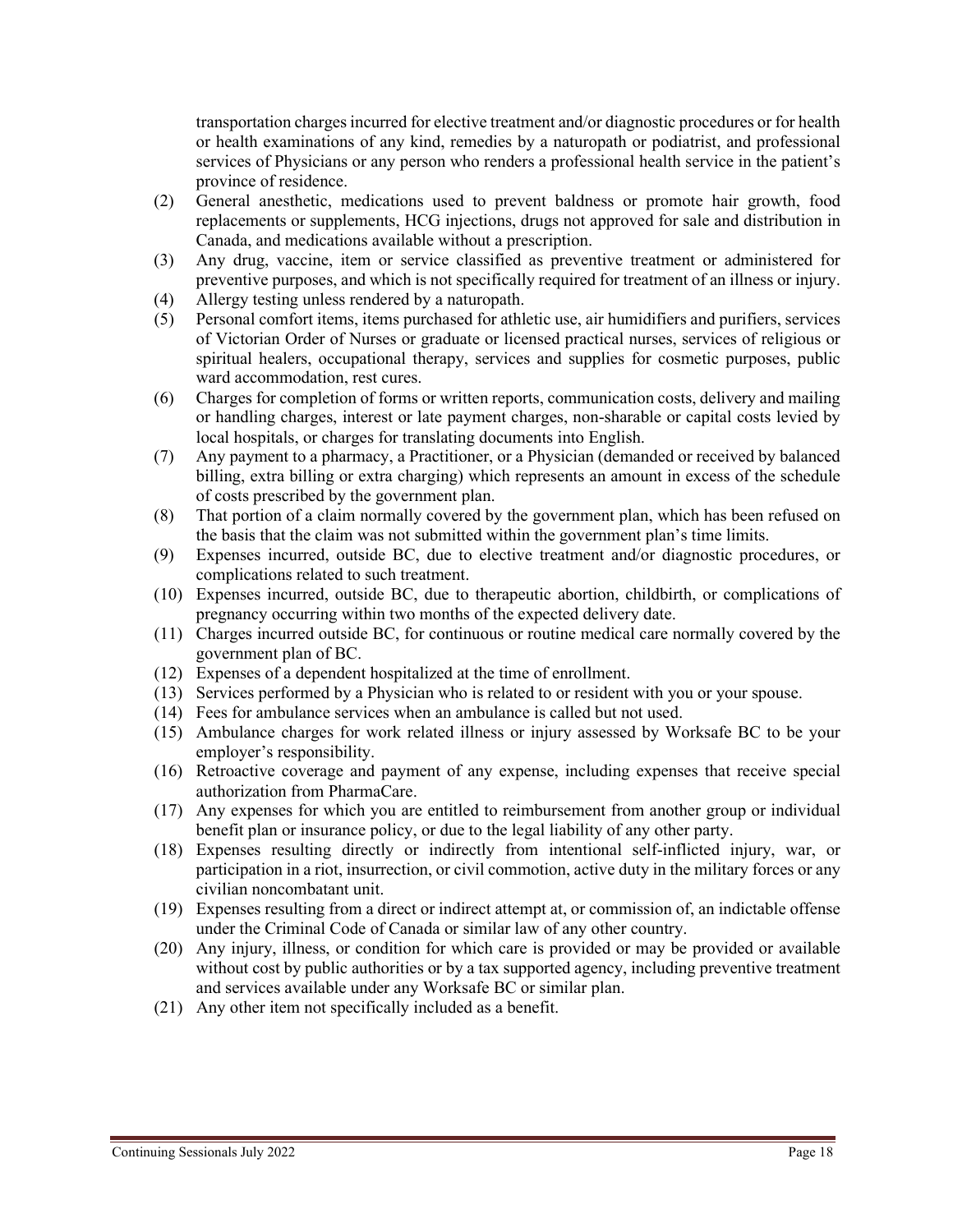transportation charges incurred for elective treatment and/or diagnostic procedures or for health or health examinations of any kind, remedies by a naturopath or podiatrist, and professional services of Physicians or any person who renders a professional health service in the patient's province of residence.

(2) General anesthetic, medications used to prevent baldness or promote hair growth, food replacements or supplements, HCG injections, drugs not approved for sale and distribution in Canada, and medications available without a prescription.

(3) Any drug, vaccine, item or service classified as preventive treatment or administered for preventive purposes, and which is not specifically required for treatment of an illness or injury.

(4) Allergy testing unless rendered by a naturopath.

(5) Personal comfort items, items purchased for athletic use, air humidifiers and purifiers, services of Victorian Order of Nurses or graduate or licensed practical nurses, services of religious or spiritual healers, occupational therapy, services and supplies for cosmetic purposes, public ward accommodation, rest cures.

(6) Charges for completion of forms or written reports, communication costs, delivery and mailing or handling charges, interest or late payment charges, non-sharable or capital costs levied by local hospitals, or charges for translating documents into English.

(7) Any payment to a pharmacy, a Practitioner, or a Physician (demanded or received by balanced billing, extra billing or extra charging) which represents an amount in excess of the schedule of costs prescribed by the government plan.

(8) That portion of a claim normally covered by the government plan, which has been refused on the basis that the claim was not submitted within the government plan's time limits.

(9) Expenses incurred, outside BC, due to elective treatment and/or diagnostic procedures, or complications related to such treatment.

(10) Expenses incurred, outside BC, due to therapeutic abortion, childbirth, or complications of pregnancy occurring within two months of the expected delivery date.

(11) Charges incurred outside BC, for continuous or routine medical care normally covered by the government plan of BC.

(12) Expenses of a dependent hospitalized at the time of enrollment.

(13) Services performed by a Physician who is related to or resident with you or your spouse.

(14) Fees for ambulance services when an ambulance is called but not used.

(15) Ambulance charges for work related illness or injury assessed by Worksafe BC to be your employer's responsibility.

(16) Retroactive coverage and payment of any expense, including expenses that receive special authorization from PharmaCare.

(17) Any expenses for which you are entitled to reimbursement from another group or individual benefit plan or insurance policy, or due to the legal liability of any other party.

(18) Expenses resulting directly or indirectly from intentional self-inflicted injury, war, or participation in a riot, insurrection, or civil commotion, active duty in the military forces or any civilian noncombatant unit.

(19) Expenses resulting from a direct or indirect attempt at, or commission of, an indictable offense under the Criminal Code of Canada or similar law of any other country.

(20) Any injury, illness, or condition for which care is provided or may be provided or available without cost by public authorities or by a tax supported agency, including preventive treatment and services available under any Worksafe BC or similar plan.

(21) Any other item not specifically included as a benefit.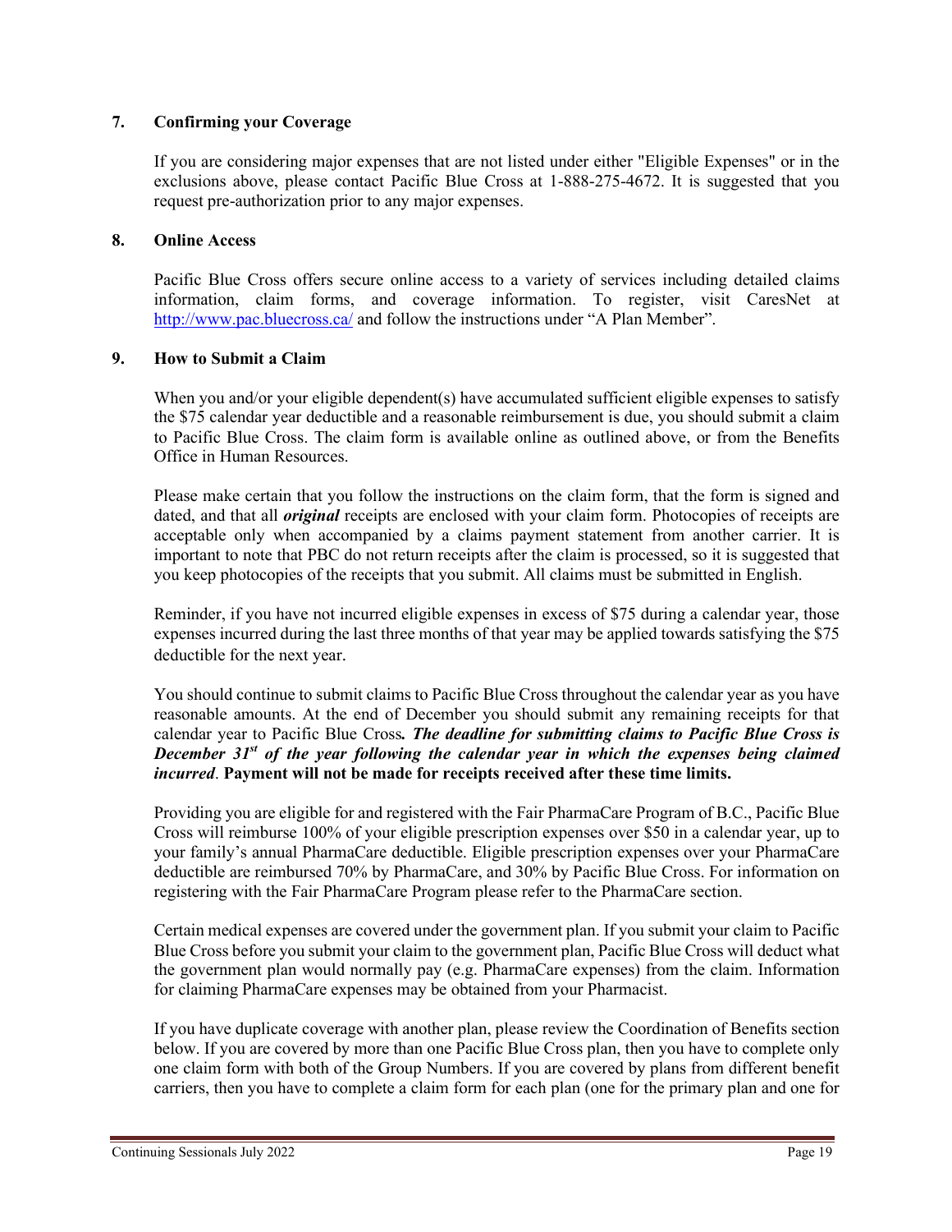## 7. Confirming your Coverage

If you are considering major expenses that are not listed under either "Eligible Expenses" or in the exclusions above, please contact Pacific Blue Cross at 1-888-275-4672. It is suggested that you request pre-authorization prior to any major expenses.

## 8. Online Access

Pacific Blue Cross offers secure online access to a variety of services including detailed claims information, claim forms, and coverage information. To register, visit CaresNet at http://www.pac.bluecross.ca/ and follow the instructions under "A Plan Member".

## 9. How to Submit a Claim

When you and/or your eligible dependent(s) have accumulated sufficient eligible expenses to satisfy the $75 calendar year deductible and a reasonable reimbursement is due, you should submit a claim to Pacific Blue Cross. The claim form is available online as outlined above, or from the Benefits Office in Human Resources.

Please make certain that you follow the instructions on the claim form, that the form is signed and dated, and that all ***original*** receipts are enclosed with your claim form. Photocopies of receipts are acceptable only when accompanied by a claims payment statement from another carrier. It is important to note that PBC do not return receipts after the claim is processed, so it is suggested that you keep photocopies of the receipts that you submit. All claims must be submitted in English.

Reminder, if you have not incurred eligible expenses in excess of $75 during a calendar year, those expenses incurred during the last three months of that year may be applied towards satisfying the $75 deductible for the next year.

You should continue to submit claims to Pacific Blue Cross throughout the calendar year as you have reasonable amounts. At the end of December you should submit any remaining receipts for that calendar year to Pacific Blue Cross***. The deadline for submitting claims to Pacific Blue Cross is December 31st of the year following the calendar year in which the expenses being claimed incurred***. **Payment will not be made for receipts received after these time limits.**

Providing you are eligible for and registered with the Fair PharmaCare Program of B.C., Pacific Blue Cross will reimburse 100% of your eligible prescription expenses over $50 in a calendar year, up to your family's annual PharmaCare deductible. Eligible prescription expenses over your PharmaCare deductible are reimbursed 70% by PharmaCare, and 30% by Pacific Blue Cross. For information on registering with the Fair PharmaCare Program please refer to the PharmaCare section.

Certain medical expenses are covered under the government plan. If you submit your claim to Pacific Blue Cross before you submit your claim to the government plan, Pacific Blue Cross will deduct what the government plan would normally pay (e.g. PharmaCare expenses) from the claim. Information for claiming PharmaCare expenses may be obtained from your Pharmacist.

If you have duplicate coverage with another plan, please review the Coordination of Benefits section below. If you are covered by more than one Pacific Blue Cross plan, then you have to complete only one claim form with both of the Group Numbers. If you are covered by plans from different benefit carriers, then you have to complete a claim form for each plan (one for the primary plan and one for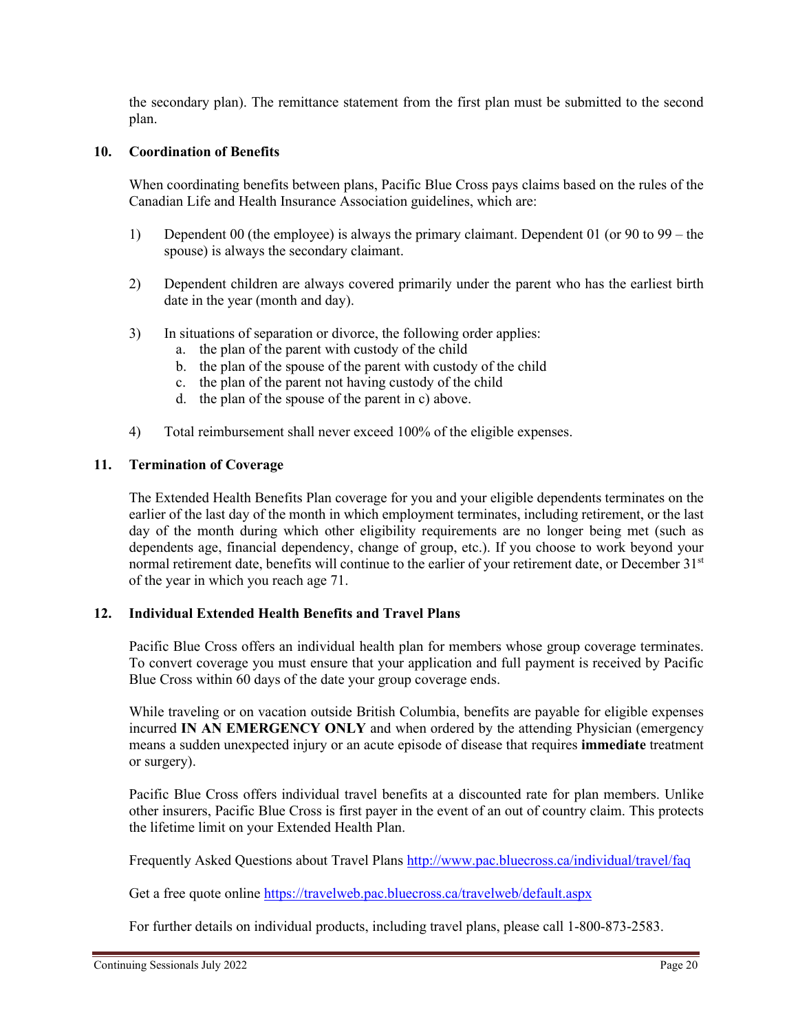the secondary plan). The remittance statement from the first plan must be submitted to the second plan.

## 10. Coordination of Benefits

When coordinating benefits between plans, Pacific Blue Cross pays claims based on the rules of the Canadian Life and Health Insurance Association guidelines, which are:

1) Dependent 00 (the employee) is always the primary claimant. Dependent 01 (or 90 to 99 – the spouse) is always the secondary claimant.

2) Dependent children are always covered primarily under the parent who has the earliest birth date in the year (month and day).

3) In situations of separation or divorce, the following order applies:
   a. the plan of the parent with custody of the child
   b. the plan of the spouse of the parent with custody of the child
   c. the plan of the parent not having custody of the child
   d. the plan of the spouse of the parent in c) above.

4) Total reimbursement shall never exceed 100% of the eligible expenses.

## 11. Termination of Coverage

The Extended Health Benefits Plan coverage for you and your eligible dependents terminates on the earlier of the last day of the month in which employment terminates, including retirement, or the last day of the month during which other eligibility requirements are no longer being met (such as dependents age, financial dependency, change of group, etc.). If you choose to work beyond your normal retirement date, benefits will continue to the earlier of your retirement date, or December 31st of the year in which you reach age 71.

## 12. Individual Extended Health Benefits and Travel Plans

Pacific Blue Cross offers an individual health plan for members whose group coverage terminates. To convert coverage you must ensure that your application and full payment is received by Pacific Blue Cross within 60 days of the date your group coverage ends.

While traveling or on vacation outside British Columbia, benefits are payable for eligible expenses incurred **IN AN EMERGENCY ONLY** and when ordered by the attending Physician (emergency means a sudden unexpected injury or an acute episode of disease that requires **immediate** treatment or surgery).

Pacific Blue Cross offers individual travel benefits at a discounted rate for plan members. Unlike other insurers, Pacific Blue Cross is first payer in the event of an out of country claim. This protects the lifetime limit on your Extended Health Plan.

Frequently Asked Questions about Travel Plans [http://www.pac.bluecross.ca/individual/travel/faq](http://www.pac.bluecross.ca/individual/travel/faq)

Get a free quote online [https://travelweb.pac.bluecross.ca/travelweb/default.aspx](https://travelweb.pac.bluecross.ca/travelweb/default.aspx)

For further details on individual products, including travel plans, please call 1-800-873-2583.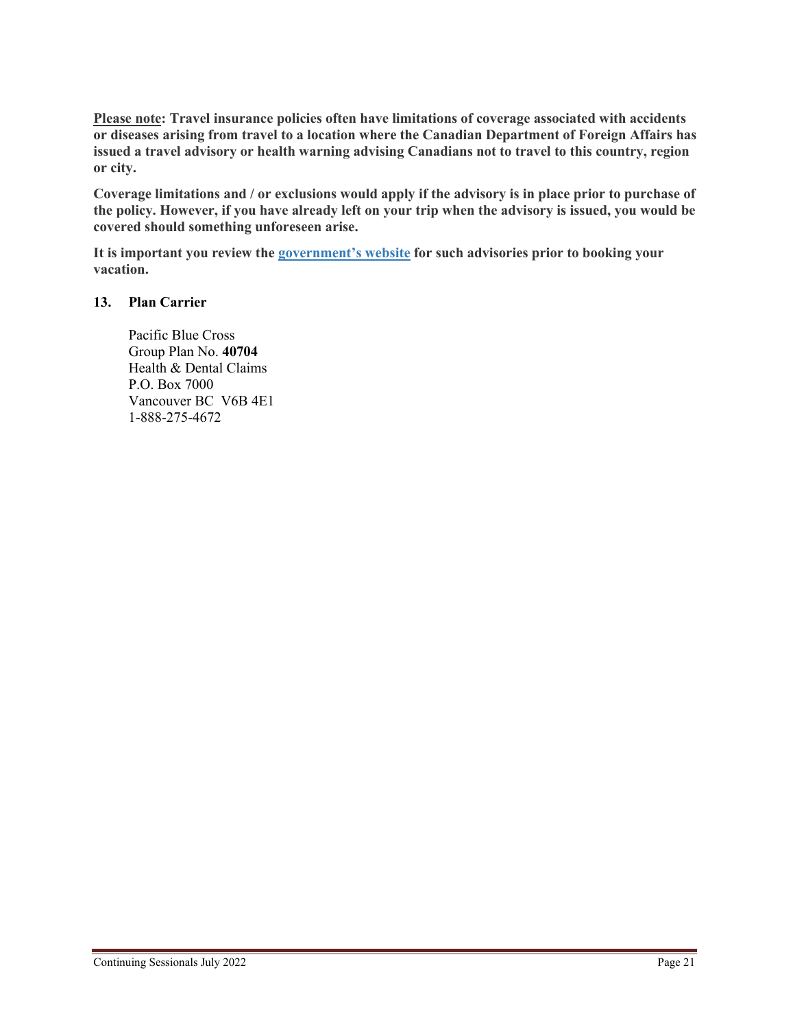**Please note: Travel insurance policies often have limitations of coverage associated with accidents or diseases arising from travel to a location where the Canadian Department of Foreign Affairs has issued a travel advisory or health warning advising Canadians not to travel to this country, region or city.**

**Coverage limitations and / or exclusions would apply if the advisory is in place prior to purchase of the policy. However, if you have already left on your trip when the advisory is issued, you would be covered should something unforeseen arise.**

**It is important you review the government's website for such advisories prior to booking your vacation.**

## 13. Plan Carrier

Pacific Blue Cross  
Group Plan No. **40704**  
Health & Dental Claims  
P.O. Box 7000  
Vancouver BC V6B 4E1  
1-888-275-4672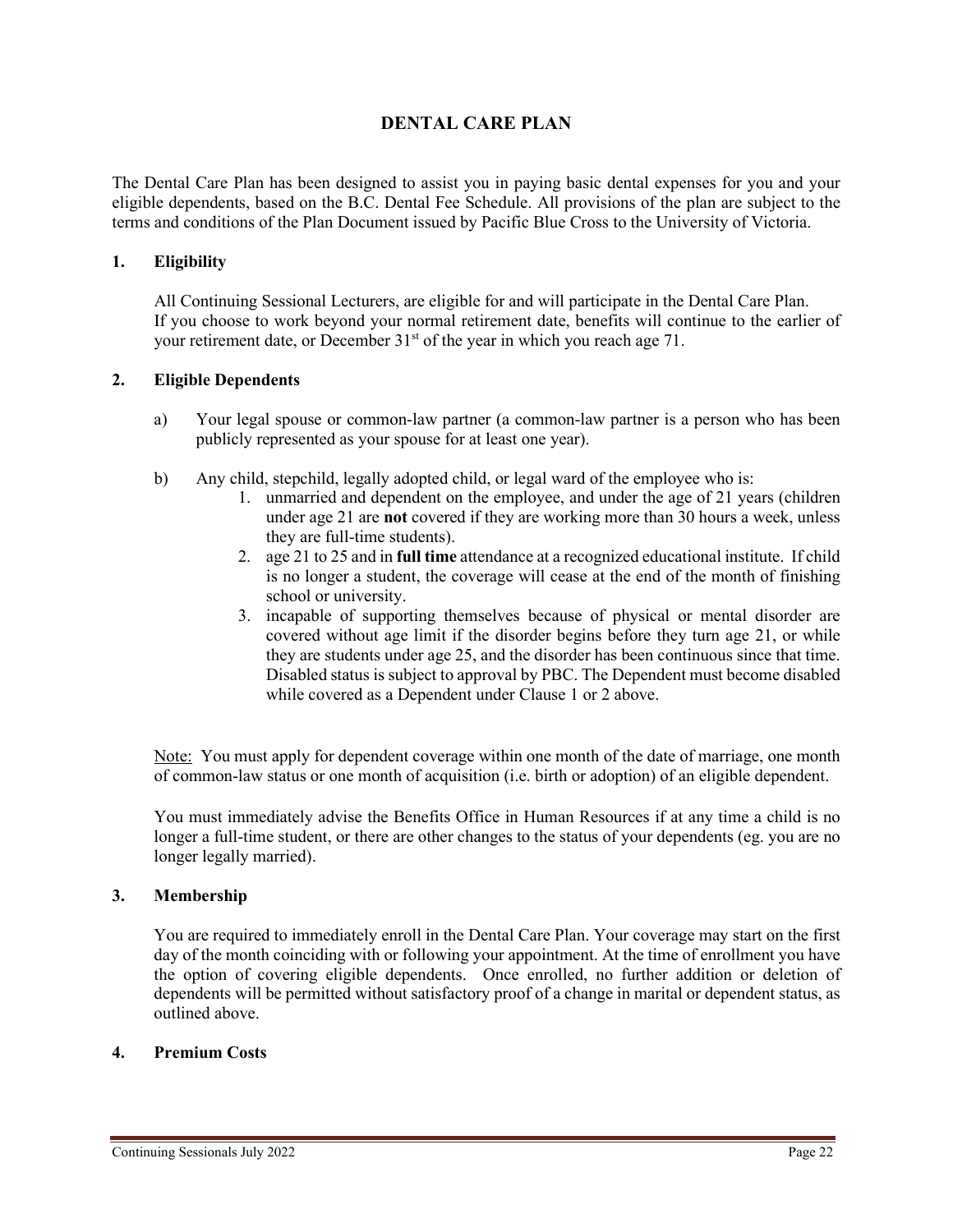# DENTAL CARE PLAN

The Dental Care Plan has been designed to assist you in paying basic dental expenses for you and your eligible dependents, based on the B.C. Dental Fee Schedule. All provisions of the plan are subject to the terms and conditions of the Plan Document issued by Pacific Blue Cross to the University of Victoria.

## 1. Eligibility

All Continuing Sessional Lecturers, are eligible for and will participate in the Dental Care Plan. If you choose to work beyond your normal retirement date, benefits will continue to the earlier of your retirement date, or December 31st of the year in which you reach age 71.

## 2. Eligible Dependents

a) Your legal spouse or common-law partner (a common-law partner is a person who has been publicly represented as your spouse for at least one year).

b) Any child, stepchild, legally adopted child, or legal ward of the employee who is:

1. unmarried and dependent on the employee, and under the age of 21 years (children under age 21 are **not** covered if they are working more than 30 hours a week, unless they are full-time students).
2. age 21 to 25 and in **full time** attendance at a recognized educational institute. If child is no longer a student, the coverage will cease at the end of the month of finishing school or university.
3. incapable of supporting themselves because of physical or mental disorder are covered without age limit if the disorder begins before they turn age 21, or while they are students under age 25, and the disorder has been continuous since that time. Disabled status is subject to approval by PBC. The Dependent must become disabled while covered as a Dependent under Clause 1 or 2 above.

Note: You must apply for dependent coverage within one month of the date of marriage, one month of common-law status or one month of acquisition (i.e. birth or adoption) of an eligible dependent.

You must immediately advise the Benefits Office in Human Resources if at any time a child is no longer a full-time student, or there are other changes to the status of your dependents (eg. you are no longer legally married).

## 3. Membership

You are required to immediately enroll in the Dental Care Plan. Your coverage may start on the first day of the month coinciding with or following your appointment. At the time of enrollment you have the option of covering eligible dependents. Once enrolled, no further addition or deletion of dependents will be permitted without satisfactory proof of a change in marital or dependent status, as outlined above.

## 4. Premium Costs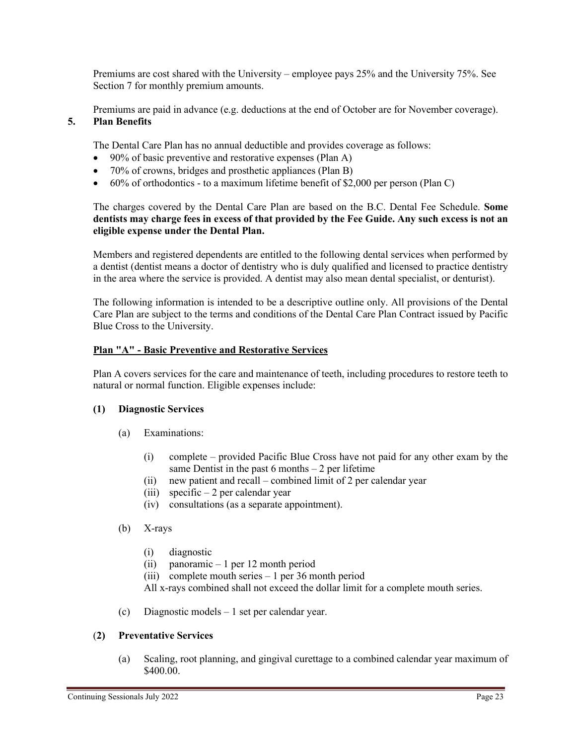Premiums are cost shared with the University – employee pays 25% and the University 75%. See Section 7 for monthly premium amounts.

Premiums are paid in advance (e.g. deductions at the end of October are for November coverage).

## 5. Plan Benefits

The Dental Care Plan has no annual deductible and provides coverage as follows:

- 90% of basic preventive and restorative expenses (Plan A)
- 70% of crowns, bridges and prosthetic appliances (Plan B)
- 60% of orthodontics - to a maximum lifetime benefit of $2,000 per person (Plan C)

The charges covered by the Dental Care Plan are based on the B.C. Dental Fee Schedule. **Some dentists may charge fees in excess of that provided by the Fee Guide. Any such excess is not an eligible expense under the Dental Plan.**

Members and registered dependents are entitled to the following dental services when performed by a dentist (dentist means a doctor of dentistry who is duly qualified and licensed to practice dentistry in the area where the service is provided. A dentist may also mean dental specialist, or denturist).

The following information is intended to be a descriptive outline only. All provisions of the Dental Care Plan are subject to the terms and conditions of the Dental Care Plan Contract issued by Pacific Blue Cross to the University.

### Plan "A" - Basic Preventive and Restorative Services

Plan A covers services for the care and maintenance of teeth, including procedures to restore teeth to natural or normal function. Eligible expenses include:

**(1) Diagnostic Services**

(a) Examinations:

(i) complete – provided Pacific Blue Cross have not paid for any other exam by the same Dentist in the past 6 months – 2 per lifetime
(ii) new patient and recall – combined limit of 2 per calendar year
(iii) specific – 2 per calendar year
(iv) consultations (as a separate appointment).

(b) X-rays

(i) diagnostic
(ii) panoramic – 1 per 12 month period
(iii) complete mouth series – 1 per 36 month period
All x-rays combined shall not exceed the dollar limit for a complete mouth series.

(c) Diagnostic models – 1 set per calendar year.

**(2) Preventative Services**

(a) Scaling, root planning, and gingival curettage to a combined calendar year maximum of $400.00.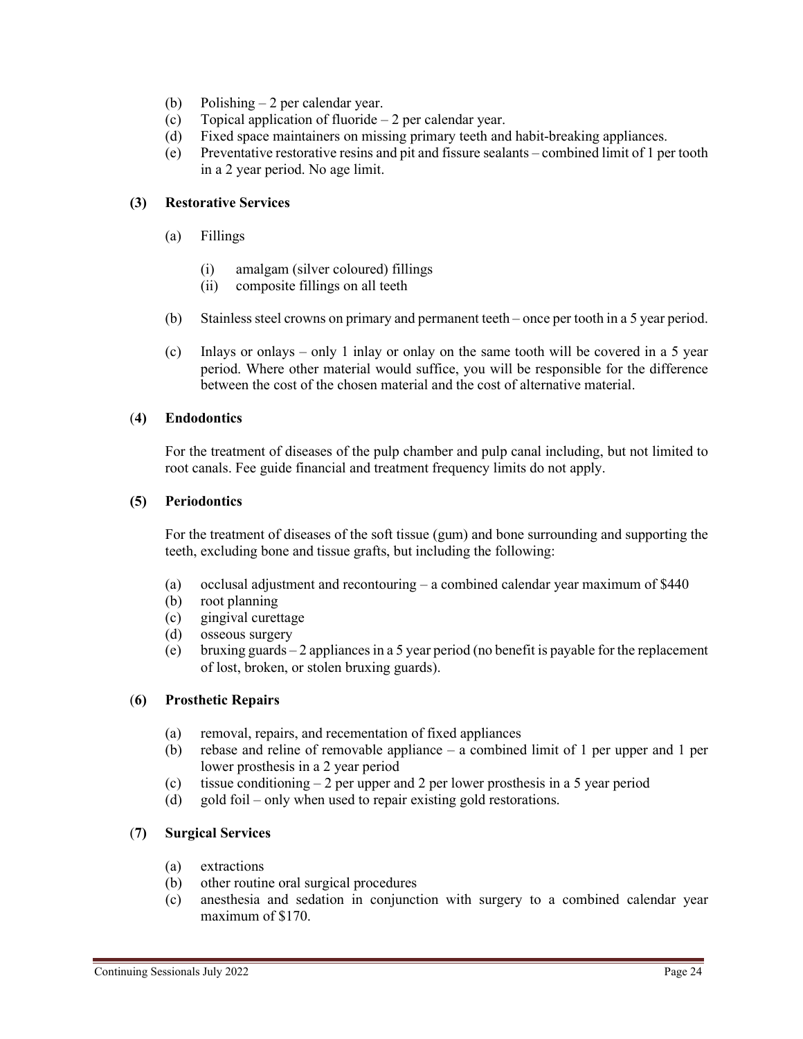(b) Polishing – 2 per calendar year.
(c) Topical application of fluoride – 2 per calendar year.
(d) Fixed space maintainers on missing primary teeth and habit-breaking appliances.
(e) Preventative restorative resins and pit and fissure sealants – combined limit of 1 per tooth in a 2 year period. No age limit.

**(3) Restorative Services**

(a) Fillings

(i) amalgam (silver coloured) fillings
(ii) composite fillings on all teeth

(b) Stainless steel crowns on primary and permanent teeth – once per tooth in a 5 year period.

(c) Inlays or onlays – only 1 inlay or onlay on the same tooth will be covered in a 5 year period. Where other material would suffice, you will be responsible for the difference between the cost of the chosen material and the cost of alternative material.

**(4) Endodontics**

For the treatment of diseases of the pulp chamber and pulp canal including, but not limited to root canals. Fee guide financial and treatment frequency limits do not apply.

**(5) Periodontics**

For the treatment of diseases of the soft tissue (gum) and bone surrounding and supporting the teeth, excluding bone and tissue grafts, but including the following:

(a) occlusal adjustment and recontouring – a combined calendar year maximum of $440
(b) root planning
(c) gingival curettage
(d) osseous surgery
(e) bruxing guards – 2 appliances in a 5 year period (no benefit is payable for the replacement of lost, broken, or stolen bruxing guards).

**(6) Prosthetic Repairs**

(a) removal, repairs, and recementation of fixed appliances
(b) rebase and reline of removable appliance – a combined limit of 1 per upper and 1 per lower prosthesis in a 2 year period
(c) tissue conditioning – 2 per upper and 2 per lower prosthesis in a 5 year period
(d) gold foil – only when used to repair existing gold restorations.

**(7) Surgical Services**

(a) extractions
(b) other routine oral surgical procedures
(c) anesthesia and sedation in conjunction with surgery to a combined calendar year maximum of $170.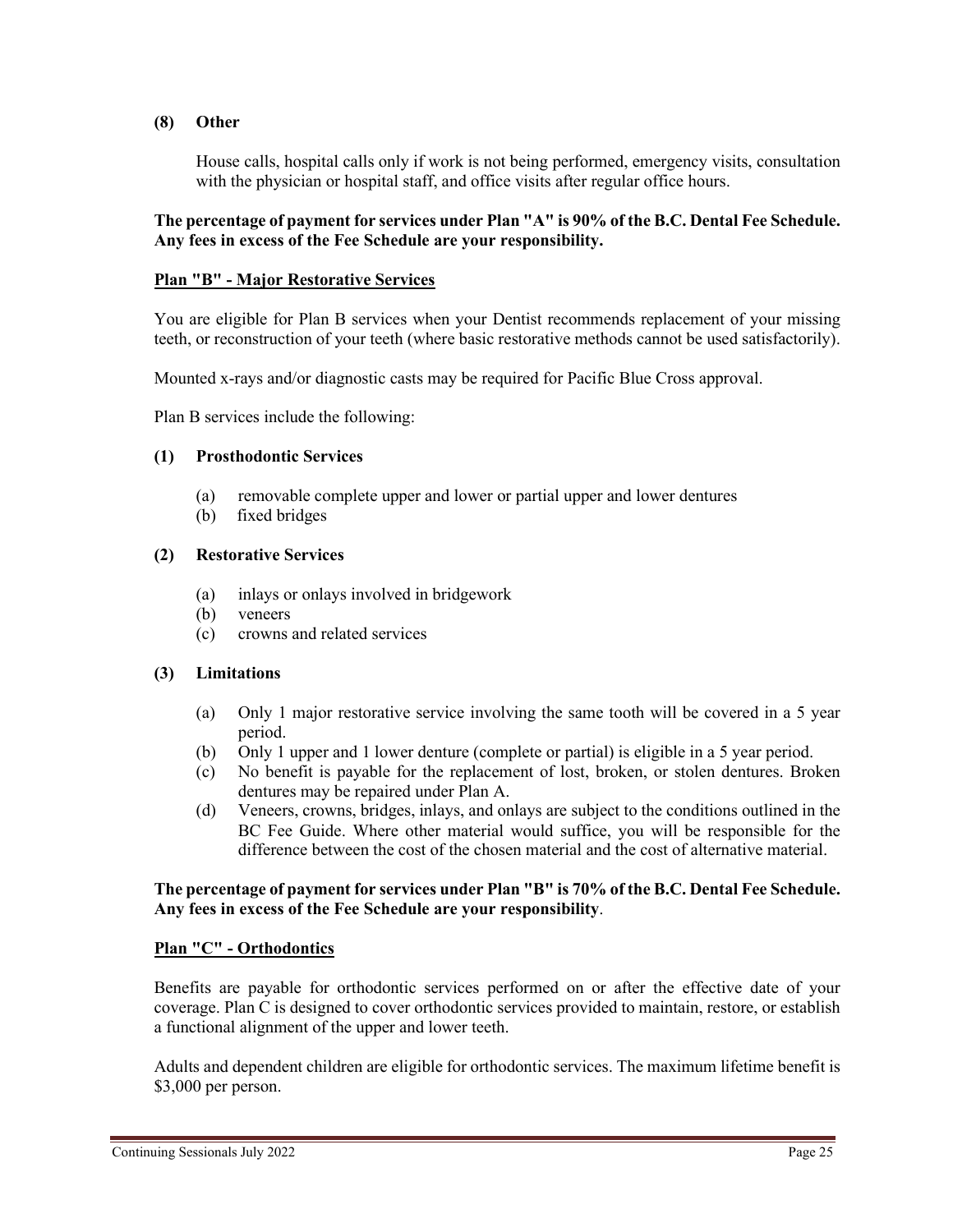**(8) Other**

House calls, hospital calls only if work is not being performed, emergency visits, consultation with the physician or hospital staff, and office visits after regular office hours.

**The percentage of payment for services under Plan "A" is 90% of the B.C. Dental Fee Schedule. Any fees in excess of the Fee Schedule are your responsibility.**

**Plan "B" - Major Restorative Services**

You are eligible for Plan B services when your Dentist recommends replacement of your missing teeth, or reconstruction of your teeth (where basic restorative methods cannot be used satisfactorily).

Mounted x-rays and/or diagnostic casts may be required for Pacific Blue Cross approval.

Plan B services include the following:

**(1) Prosthodontic Services**

(a) removable complete upper and lower or partial upper and lower dentures
(b) fixed bridges

**(2) Restorative Services**

(a) inlays or onlays involved in bridgework
(b) veneers
(c) crowns and related services

**(3) Limitations**

(a) Only 1 major restorative service involving the same tooth will be covered in a 5 year period.
(b) Only 1 upper and 1 lower denture (complete or partial) is eligible in a 5 year period.
(c) No benefit is payable for the replacement of lost, broken, or stolen dentures. Broken dentures may be repaired under Plan A.
(d) Veneers, crowns, bridges, inlays, and onlays are subject to the conditions outlined in the BC Fee Guide. Where other material would suffice, you will be responsible for the difference between the cost of the chosen material and the cost of alternative material.

**The percentage of payment for services under Plan "B" is 70% of the B.C. Dental Fee Schedule. Any fees in excess of the Fee Schedule are your responsibility**.

**Plan "C" - Orthodontics**

Benefits are payable for orthodontic services performed on or after the effective date of your coverage. Plan C is designed to cover orthodontic services provided to maintain, restore, or establish a functional alignment of the upper and lower teeth.

Adults and dependent children are eligible for orthodontic services. The maximum lifetime benefit is $3,000 per person.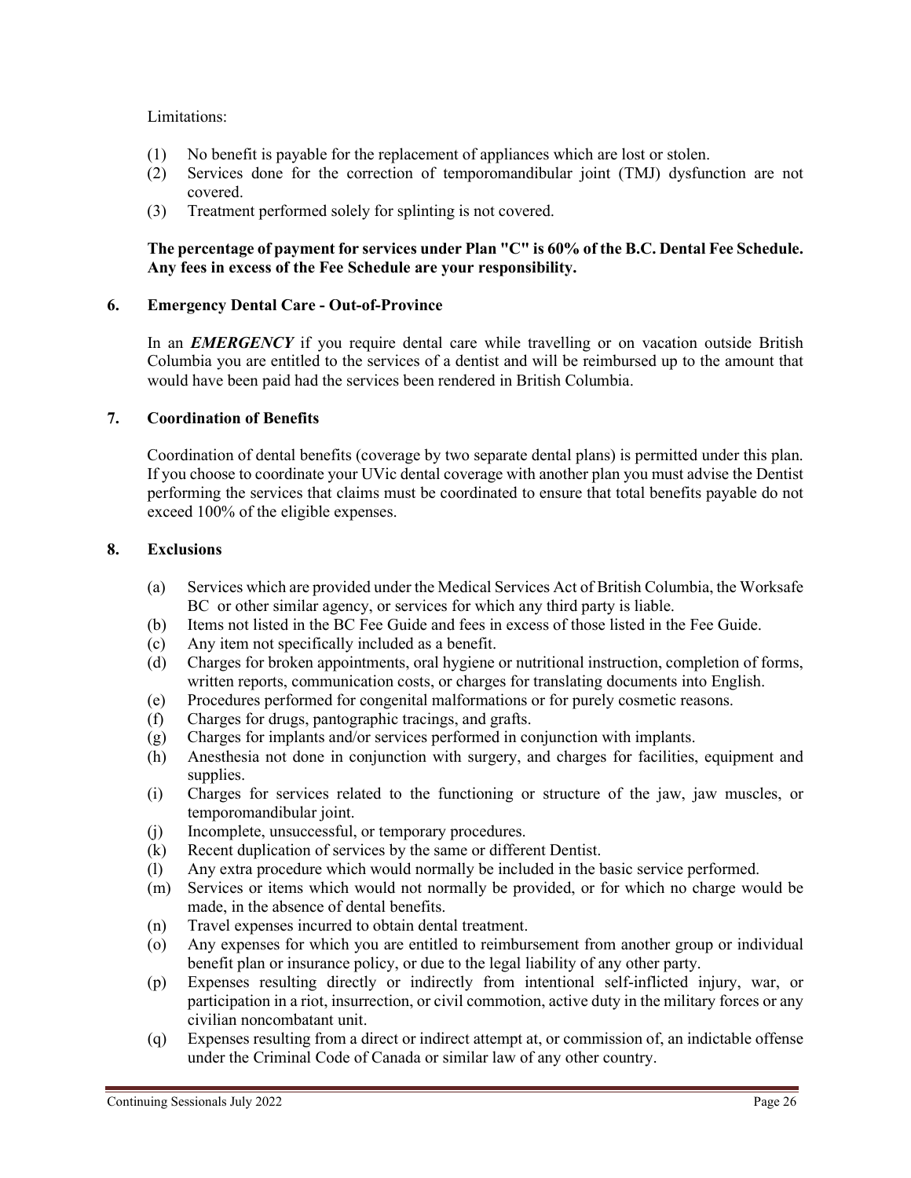Limitations:

(1) No benefit is payable for the replacement of appliances which are lost or stolen.
(2) Services done for the correction of temporomandibular joint (TMJ) dysfunction are not covered.
(3) Treatment performed solely for splinting is not covered.

**The percentage of payment for services under Plan "C" is 60% of the B.C. Dental Fee Schedule. Any fees in excess of the Fee Schedule are your responsibility.**

### 6. Emergency Dental Care - Out-of-Province

In an ***EMERGENCY*** if you require dental care while travelling or on vacation outside British Columbia you are entitled to the services of a dentist and will be reimbursed up to the amount that would have been paid had the services been rendered in British Columbia.

### 7. Coordination of Benefits

Coordination of dental benefits (coverage by two separate dental plans) is permitted under this plan. If you choose to coordinate your UVic dental coverage with another plan you must advise the Dentist performing the services that claims must be coordinated to ensure that total benefits payable do not exceed 100% of the eligible expenses.

### 8. Exclusions

(a) Services which are provided under the Medical Services Act of British Columbia, the Worksafe BC or other similar agency, or services for which any third party is liable.
(b) Items not listed in the BC Fee Guide and fees in excess of those listed in the Fee Guide.
(c) Any item not specifically included as a benefit.
(d) Charges for broken appointments, oral hygiene or nutritional instruction, completion of forms, written reports, communication costs, or charges for translating documents into English.
(e) Procedures performed for congenital malformations or for purely cosmetic reasons.
(f) Charges for drugs, pantographic tracings, and grafts.
(g) Charges for implants and/or services performed in conjunction with implants.
(h) Anesthesia not done in conjunction with surgery, and charges for facilities, equipment and supplies.
(i) Charges for services related to the functioning or structure of the jaw, jaw muscles, or temporomandibular joint.
(j) Incomplete, unsuccessful, or temporary procedures.
(k) Recent duplication of services by the same or different Dentist.
(l) Any extra procedure which would normally be included in the basic service performed.
(m) Services or items which would not normally be provided, or for which no charge would be made, in the absence of dental benefits.
(n) Travel expenses incurred to obtain dental treatment.
(o) Any expenses for which you are entitled to reimbursement from another group or individual benefit plan or insurance policy, or due to the legal liability of any other party.
(p) Expenses resulting directly or indirectly from intentional self-inflicted injury, war, or participation in a riot, insurrection, or civil commotion, active duty in the military forces or any civilian noncombatant unit.
(q) Expenses resulting from a direct or indirect attempt at, or commission of, an indictable offense under the Criminal Code of Canada or similar law of any other country.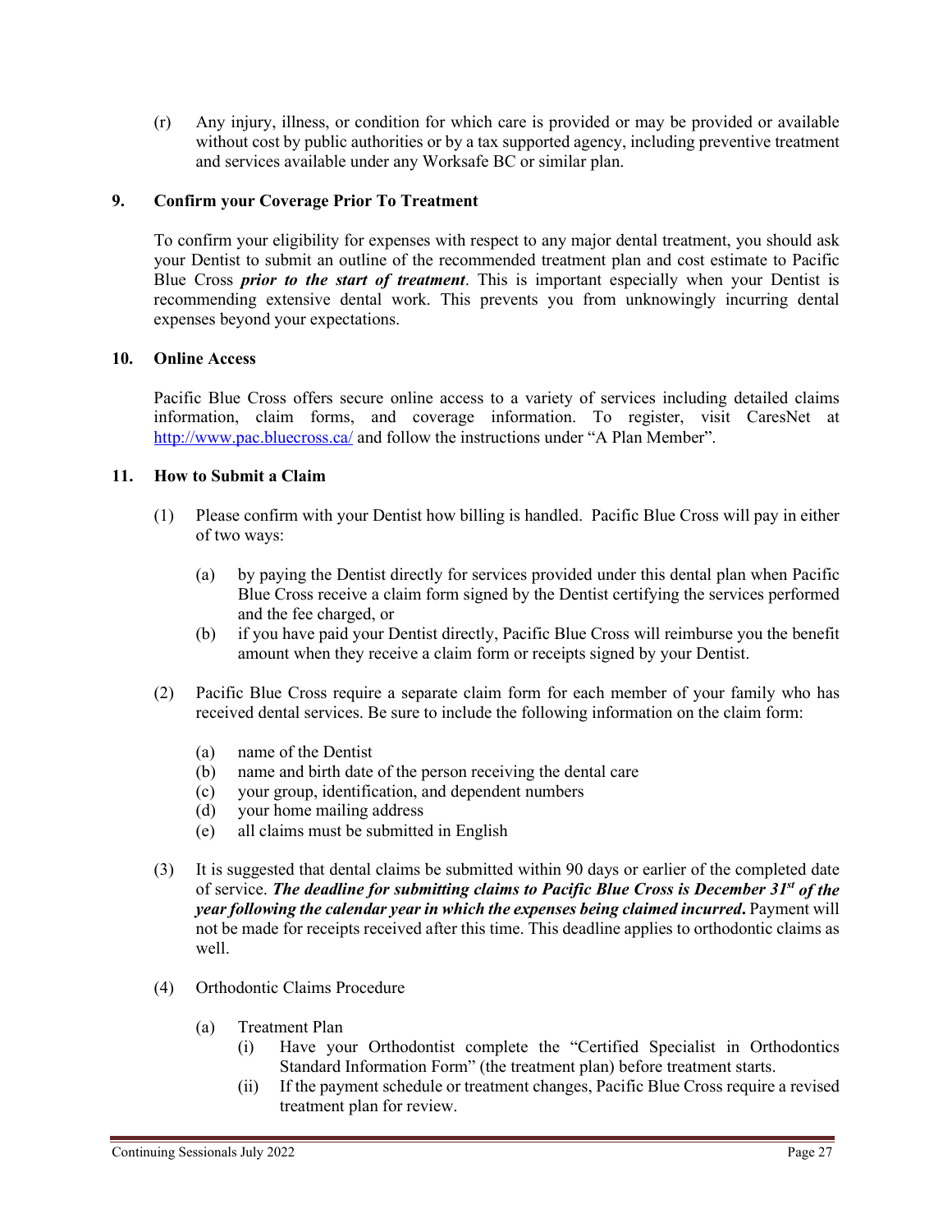(r) Any injury, illness, or condition for which care is provided or may be provided or available without cost by public authorities or by a tax supported agency, including preventive treatment and services available under any Worksafe BC or similar plan.

## 9. Confirm your Coverage Prior To Treatment

To confirm your eligibility for expenses with respect to any major dental treatment, you should ask your Dentist to submit an outline of the recommended treatment plan and cost estimate to Pacific Blue Cross ***prior to the start of treatment***. This is important especially when your Dentist is recommending extensive dental work. This prevents you from unknowingly incurring dental expenses beyond your expectations.

## 10. Online Access

Pacific Blue Cross offers secure online access to a variety of services including detailed claims information, claim forms, and coverage information. To register, visit CaresNet at http://www.pac.bluecross.ca/ and follow the instructions under "A Plan Member".

## 11. How to Submit a Claim

(1) Please confirm with your Dentist how billing is handled. Pacific Blue Cross will pay in either of two ways:

  (a) by paying the Dentist directly for services provided under this dental plan when Pacific Blue Cross receive a claim form signed by the Dentist certifying the services performed and the fee charged, or
  (b) if you have paid your Dentist directly, Pacific Blue Cross will reimburse you the benefit amount when they receive a claim form or receipts signed by your Dentist.

(2) Pacific Blue Cross require a separate claim form for each member of your family who has received dental services. Be sure to include the following information on the claim form:

  (a) name of the Dentist
  (b) name and birth date of the person receiving the dental care
  (c) your group, identification, and dependent numbers
  (d) your home mailing address
  (e) all claims must be submitted in English

(3) It is suggested that dental claims be submitted within 90 days or earlier of the completed date of service. ***The deadline for submitting claims to Pacific Blue Cross is December 31st of the year following the calendar year in which the expenses being claimed incurred.*** Payment will not be made for receipts received after this time. This deadline applies to orthodontic claims as well.

(4) Orthodontic Claims Procedure

  (a) Treatment Plan
    (i) Have your Orthodontist complete the "Certified Specialist in Orthodontics Standard Information Form" (the treatment plan) before treatment starts.
    (ii) If the payment schedule or treatment changes, Pacific Blue Cross require a revised treatment plan for review.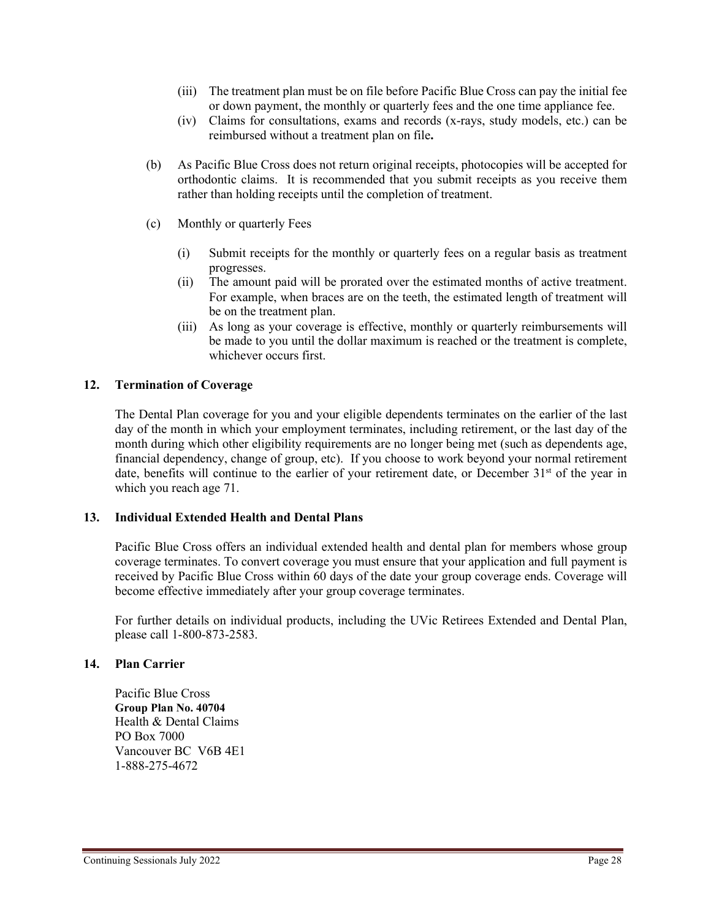(iii) The treatment plan must be on file before Pacific Blue Cross can pay the initial fee or down payment, the monthly or quarterly fees and the one time appliance fee.

(iv) Claims for consultations, exams and records (x-rays, study models, etc.) can be reimbursed without a treatment plan on file**.**

(b) As Pacific Blue Cross does not return original receipts, photocopies will be accepted for orthodontic claims. It is recommended that you submit receipts as you receive them rather than holding receipts until the completion of treatment.

(c) Monthly or quarterly Fees

(i) Submit receipts for the monthly or quarterly fees on a regular basis as treatment progresses.

(ii) The amount paid will be prorated over the estimated months of active treatment. For example, when braces are on the teeth, the estimated length of treatment will be on the treatment plan.

(iii) As long as your coverage is effective, monthly or quarterly reimbursements will be made to you until the dollar maximum is reached or the treatment is complete, whichever occurs first.

## 12. Termination of Coverage

The Dental Plan coverage for you and your eligible dependents terminates on the earlier of the last day of the month in which your employment terminates, including retirement, or the last day of the month during which other eligibility requirements are no longer being met (such as dependents age, financial dependency, change of group, etc). If you choose to work beyond your normal retirement date, benefits will continue to the earlier of your retirement date, or December 31st of the year in which you reach age 71.

## 13. Individual Extended Health and Dental Plans

Pacific Blue Cross offers an individual extended health and dental plan for members whose group coverage terminates. To convert coverage you must ensure that your application and full payment is received by Pacific Blue Cross within 60 days of the date your group coverage ends. Coverage will become effective immediately after your group coverage terminates.

For further details on individual products, including the UVic Retirees Extended and Dental Plan, please call 1-800-873-2583.

## 14. Plan Carrier

Pacific Blue Cross
**Group Plan No. 40704**
Health & Dental Claims
PO Box 7000
Vancouver BC V6B 4E1
1-888-275-4672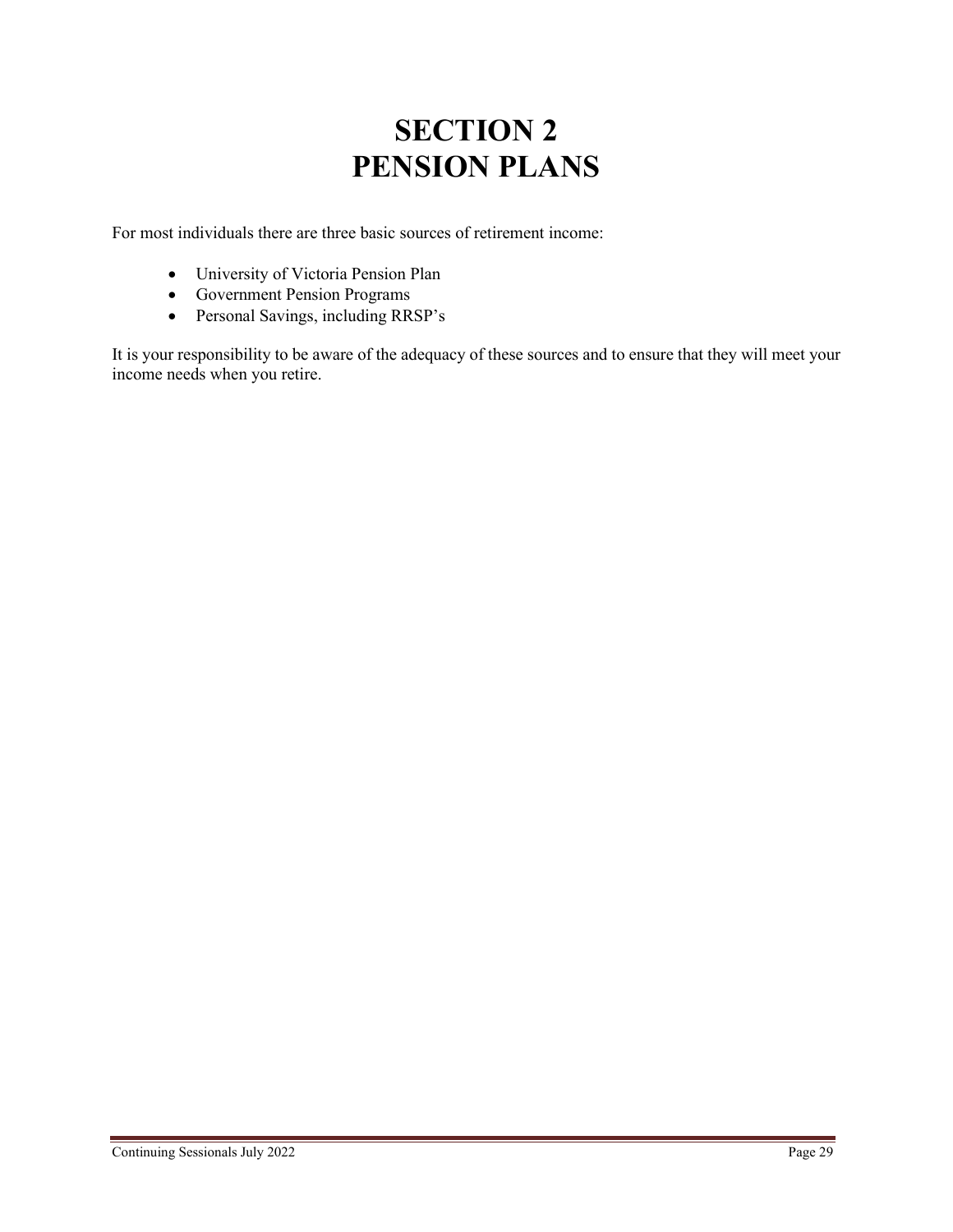# SECTION 2
# PENSION PLANS

For most individuals there are three basic sources of retirement income:

- University of Victoria Pension Plan
- Government Pension Programs
- Personal Savings, including RRSP's

It is your responsibility to be aware of the adequacy of these sources and to ensure that they will meet your income needs when you retire.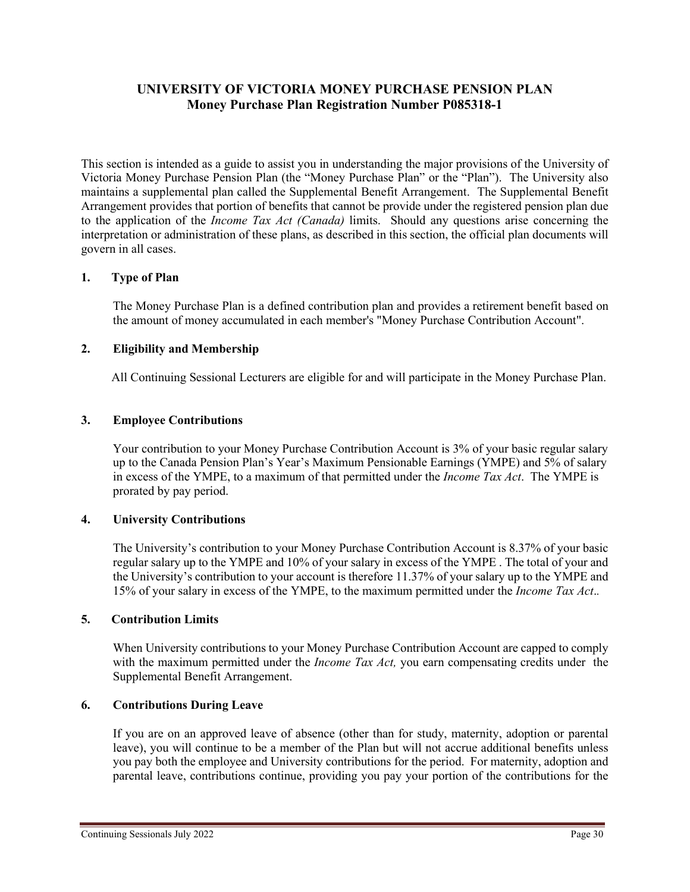## UNIVERSITY OF VICTORIA MONEY PURCHASE PENSION PLAN
## Money Purchase Plan Registration Number P085318-1

This section is intended as a guide to assist you in understanding the major provisions of the University of Victoria Money Purchase Pension Plan (the "Money Purchase Plan" or the "Plan"). The University also maintains a supplemental plan called the Supplemental Benefit Arrangement. The Supplemental Benefit Arrangement provides that portion of benefits that cannot be provide under the registered pension plan due to the application of the *Income Tax Act (Canada)* limits. Should any questions arise concerning the interpretation or administration of these plans, as described in this section, the official plan documents will govern in all cases.

### 1. Type of Plan

The Money Purchase Plan is a defined contribution plan and provides a retirement benefit based on the amount of money accumulated in each member's "Money Purchase Contribution Account".

### 2. Eligibility and Membership

All Continuing Sessional Lecturers are eligible for and will participate in the Money Purchase Plan.

### 3. Employee Contributions

Your contribution to your Money Purchase Contribution Account is 3% of your basic regular salary up to the Canada Pension Plan's Year's Maximum Pensionable Earnings (YMPE) and 5% of salary in excess of the YMPE, to a maximum of that permitted under the *Income Tax Act*. The YMPE is prorated by pay period.

### 4. University Contributions

The University's contribution to your Money Purchase Contribution Account is 8.37% of your basic regular salary up to the YMPE and 10% of your salary in excess of the YMPE . The total of your and the University's contribution to your account is therefore 11.37% of your salary up to the YMPE and 15% of your salary in excess of the YMPE, to the maximum permitted under the *Income Tax Act*..

### 5. Contribution Limits

When University contributions to your Money Purchase Contribution Account are capped to comply with the maximum permitted under the *Income Tax Act,* you earn compensating credits under the Supplemental Benefit Arrangement.

### 6. Contributions During Leave

If you are on an approved leave of absence (other than for study, maternity, adoption or parental leave), you will continue to be a member of the Plan but will not accrue additional benefits unless you pay both the employee and University contributions for the period. For maternity, adoption and parental leave, contributions continue, providing you pay your portion of the contributions for the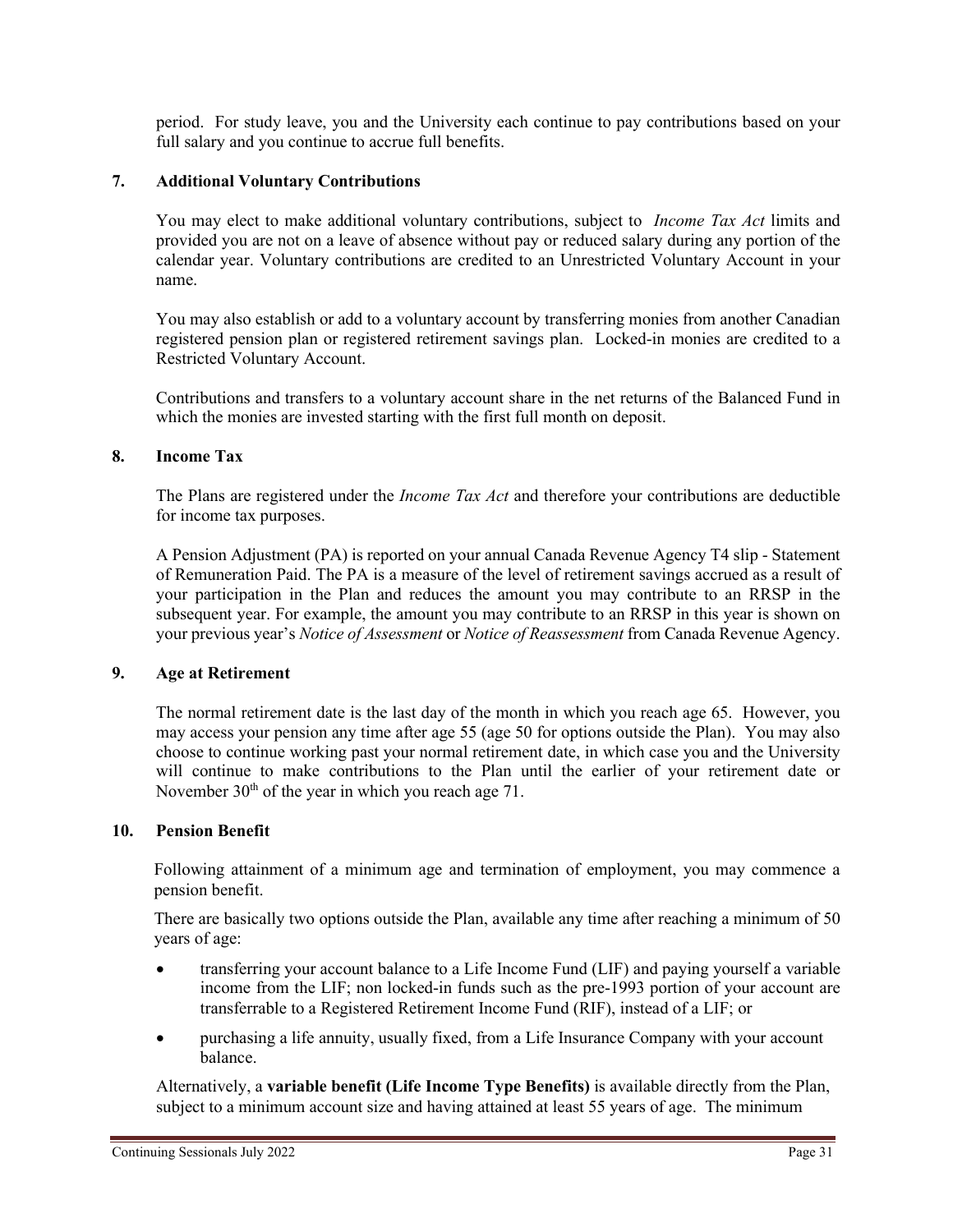period. For study leave, you and the University each continue to pay contributions based on your full salary and you continue to accrue full benefits.

## 7. Additional Voluntary Contributions

You may elect to make additional voluntary contributions, subject to *Income Tax Act* limits and provided you are not on a leave of absence without pay or reduced salary during any portion of the calendar year. Voluntary contributions are credited to an Unrestricted Voluntary Account in your name.

You may also establish or add to a voluntary account by transferring monies from another Canadian registered pension plan or registered retirement savings plan. Locked-in monies are credited to a Restricted Voluntary Account.

Contributions and transfers to a voluntary account share in the net returns of the Balanced Fund in which the monies are invested starting with the first full month on deposit.

## 8. Income Tax

The Plans are registered under the *Income Tax Act* and therefore your contributions are deductible for income tax purposes.

A Pension Adjustment (PA) is reported on your annual Canada Revenue Agency T4 slip - Statement of Remuneration Paid. The PA is a measure of the level of retirement savings accrued as a result of your participation in the Plan and reduces the amount you may contribute to an RRSP in the subsequent year. For example, the amount you may contribute to an RRSP in this year is shown on your previous year's *Notice of Assessment* or *Notice of Reassessment* from Canada Revenue Agency.

## 9. Age at Retirement

The normal retirement date is the last day of the month in which you reach age 65. However, you may access your pension any time after age 55 (age 50 for options outside the Plan). You may also choose to continue working past your normal retirement date, in which case you and the University will continue to make contributions to the Plan until the earlier of your retirement date or November 30th of the year in which you reach age 71.

## 10. Pension Benefit

Following attainment of a minimum age and termination of employment, you may commence a pension benefit.

There are basically two options outside the Plan, available any time after reaching a minimum of 50 years of age:

- transferring your account balance to a Life Income Fund (LIF) and paying yourself a variable income from the LIF; non locked-in funds such as the pre-1993 portion of your account are transferrable to a Registered Retirement Income Fund (RIF), instead of a LIF; or
- purchasing a life annuity, usually fixed, from a Life Insurance Company with your account balance.

Alternatively, a **variable benefit (Life Income Type Benefits)** is available directly from the Plan, subject to a minimum account size and having attained at least 55 years of age. The minimum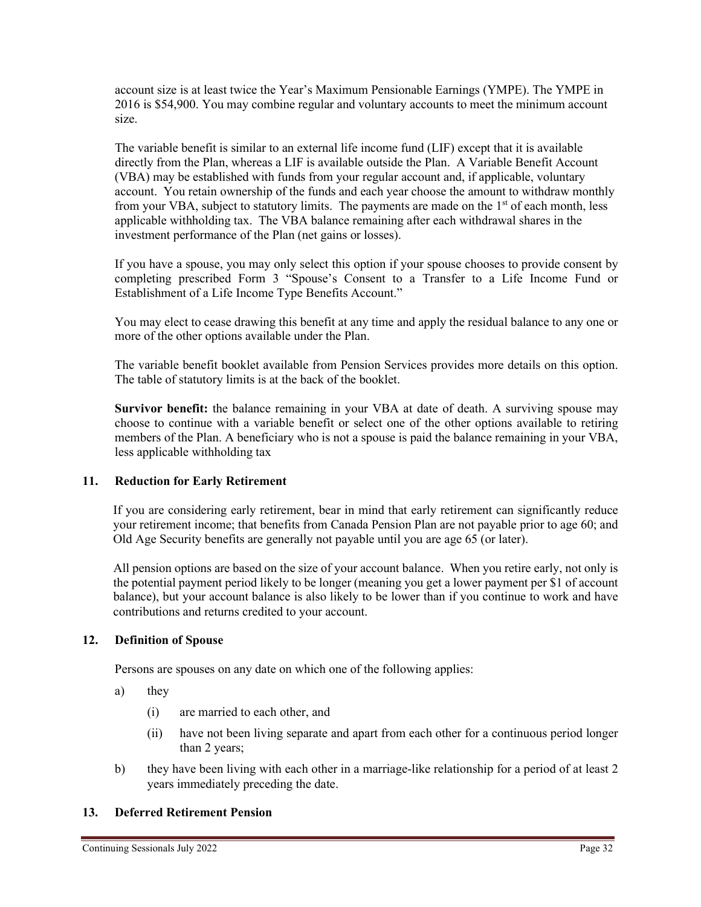account size is at least twice the Year's Maximum Pensionable Earnings (YMPE). The YMPE in 2016 is $54,900. You may combine regular and voluntary accounts to meet the minimum account size.

The variable benefit is similar to an external life income fund (LIF) except that it is available directly from the Plan, whereas a LIF is available outside the Plan. A Variable Benefit Account (VBA) may be established with funds from your regular account and, if applicable, voluntary account. You retain ownership of the funds and each year choose the amount to withdraw monthly from your VBA, subject to statutory limits. The payments are made on the 1st of each month, less applicable withholding tax. The VBA balance remaining after each withdrawal shares in the investment performance of the Plan (net gains or losses).

If you have a spouse, you may only select this option if your spouse chooses to provide consent by completing prescribed Form 3 "Spouse's Consent to a Transfer to a Life Income Fund or Establishment of a Life Income Type Benefits Account."

You may elect to cease drawing this benefit at any time and apply the residual balance to any one or more of the other options available under the Plan.

The variable benefit booklet available from Pension Services provides more details on this option. The table of statutory limits is at the back of the booklet.

**Survivor benefit:** the balance remaining in your VBA at date of death. A surviving spouse may choose to continue with a variable benefit or select one of the other options available to retiring members of the Plan. A beneficiary who is not a spouse is paid the balance remaining in your VBA, less applicable withholding tax

## 11. Reduction for Early Retirement

If you are considering early retirement, bear in mind that early retirement can significantly reduce your retirement income; that benefits from Canada Pension Plan are not payable prior to age 60; and Old Age Security benefits are generally not payable until you are age 65 (or later).

All pension options are based on the size of your account balance. When you retire early, not only is the potential payment period likely to be longer (meaning you get a lower payment per $1 of account balance), but your account balance is also likely to be lower than if you continue to work and have contributions and returns credited to your account.

## 12. Definition of Spouse

Persons are spouses on any date on which one of the following applies:

a) they
   - (i) are married to each other, and
   - (ii) have not been living separate and apart from each other for a continuous period longer than 2 years;

b) they have been living with each other in a marriage-like relationship for a period of at least 2 years immediately preceding the date.

## 13. Deferred Retirement Pension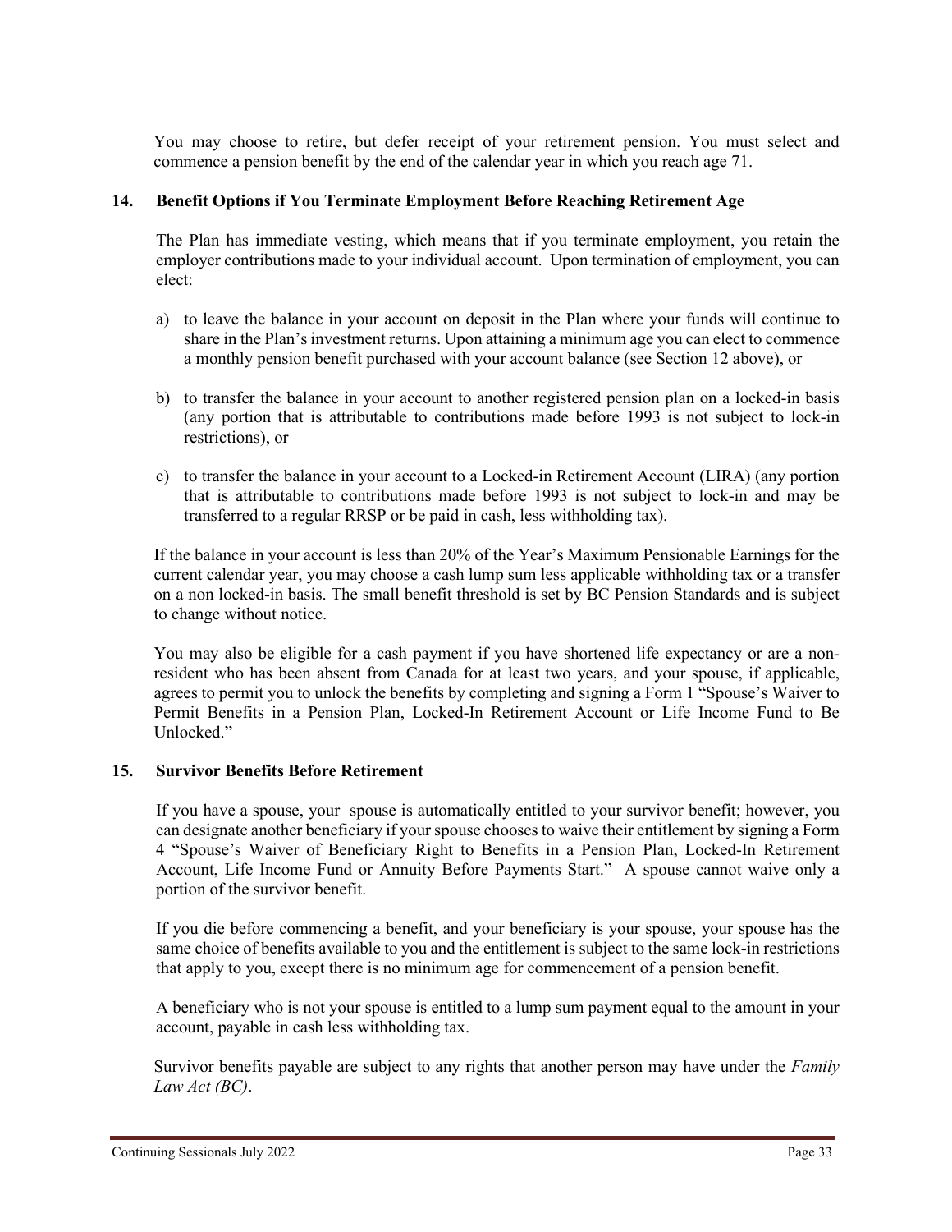You may choose to retire, but defer receipt of your retirement pension. You must select and commence a pension benefit by the end of the calendar year in which you reach age 71.

## 14. Benefit Options if You Terminate Employment Before Reaching Retirement Age

The Plan has immediate vesting, which means that if you terminate employment, you retain the employer contributions made to your individual account. Upon termination of employment, you can elect:

a) to leave the balance in your account on deposit in the Plan where your funds will continue to share in the Plan's investment returns. Upon attaining a minimum age you can elect to commence a monthly pension benefit purchased with your account balance (see Section 12 above), or

b) to transfer the balance in your account to another registered pension plan on a locked-in basis (any portion that is attributable to contributions made before 1993 is not subject to lock-in restrictions), or

c) to transfer the balance in your account to a Locked-in Retirement Account (LIRA) (any portion that is attributable to contributions made before 1993 is not subject to lock-in and may be transferred to a regular RRSP or be paid in cash, less withholding tax).

If the balance in your account is less than 20% of the Year's Maximum Pensionable Earnings for the current calendar year, you may choose a cash lump sum less applicable withholding tax or a transfer on a non locked-in basis. The small benefit threshold is set by BC Pension Standards and is subject to change without notice.

You may also be eligible for a cash payment if you have shortened life expectancy or are a non-resident who has been absent from Canada for at least two years, and your spouse, if applicable, agrees to permit you to unlock the benefits by completing and signing a Form 1 "Spouse's Waiver to Permit Benefits in a Pension Plan, Locked-In Retirement Account or Life Income Fund to Be Unlocked."

## 15. Survivor Benefits Before Retirement

If you have a spouse, your spouse is automatically entitled to your survivor benefit; however, you can designate another beneficiary if your spouse chooses to waive their entitlement by signing a Form 4 "Spouse's Waiver of Beneficiary Right to Benefits in a Pension Plan, Locked-In Retirement Account, Life Income Fund or Annuity Before Payments Start." A spouse cannot waive only a portion of the survivor benefit.

If you die before commencing a benefit, and your beneficiary is your spouse, your spouse has the same choice of benefits available to you and the entitlement is subject to the same lock-in restrictions that apply to you, except there is no minimum age for commencement of a pension benefit.

A beneficiary who is not your spouse is entitled to a lump sum payment equal to the amount in your account, payable in cash less withholding tax.

Survivor benefits payable are subject to any rights that another person may have under the *Family Law Act (BC)*.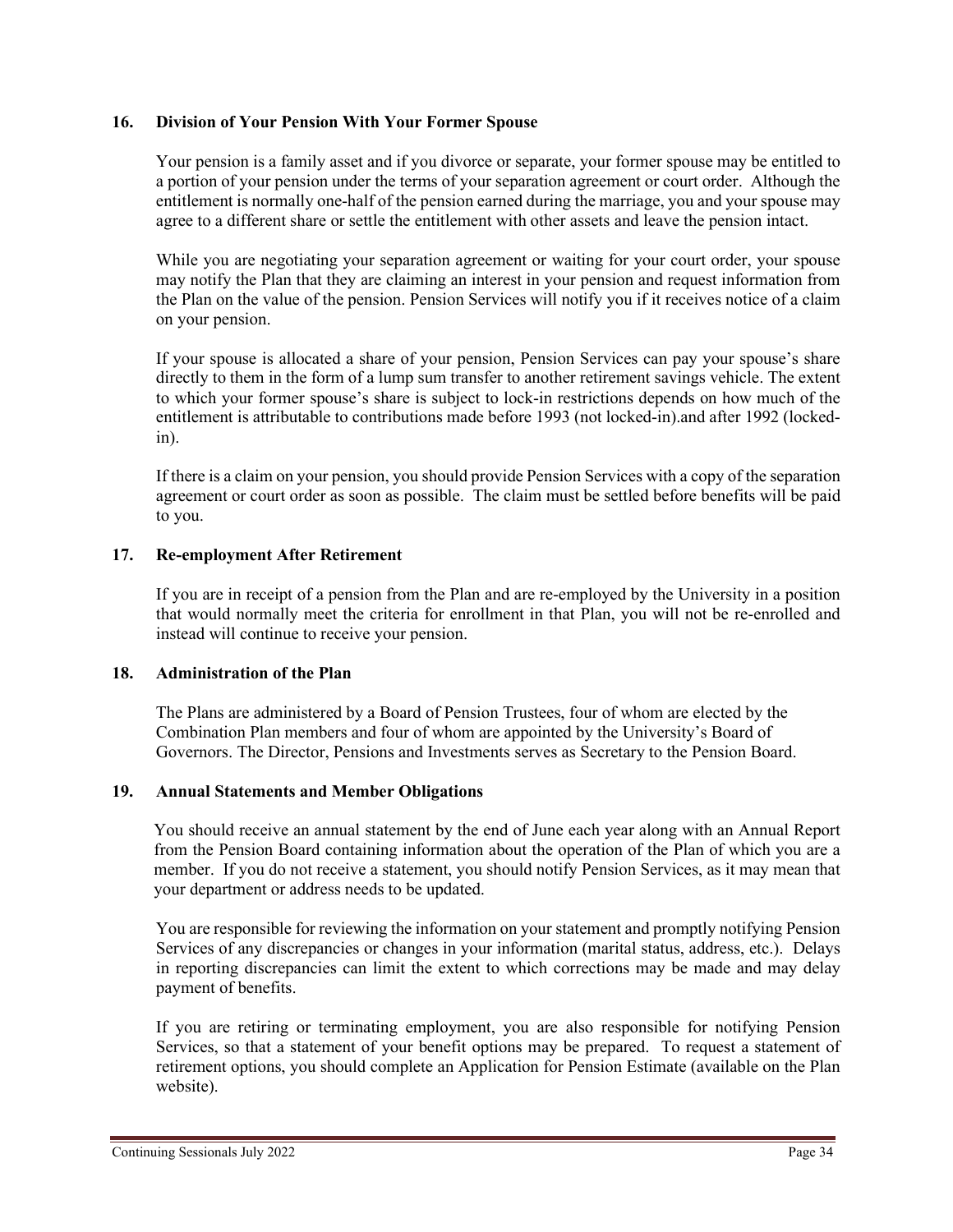## 16. Division of Your Pension With Your Former Spouse

Your pension is a family asset and if you divorce or separate, your former spouse may be entitled to a portion of your pension under the terms of your separation agreement or court order. Although the entitlement is normally one-half of the pension earned during the marriage, you and your spouse may agree to a different share or settle the entitlement with other assets and leave the pension intact.

While you are negotiating your separation agreement or waiting for your court order, your spouse may notify the Plan that they are claiming an interest in your pension and request information from the Plan on the value of the pension. Pension Services will notify you if it receives notice of a claim on your pension.

If your spouse is allocated a share of your pension, Pension Services can pay your spouse's share directly to them in the form of a lump sum transfer to another retirement savings vehicle. The extent to which your former spouse's share is subject to lock-in restrictions depends on how much of the entitlement is attributable to contributions made before 1993 (not locked-in).and after 1992 (locked-in).

If there is a claim on your pension, you should provide Pension Services with a copy of the separation agreement or court order as soon as possible. The claim must be settled before benefits will be paid to you.

## 17. Re-employment After Retirement

If you are in receipt of a pension from the Plan and are re-employed by the University in a position that would normally meet the criteria for enrollment in that Plan, you will not be re-enrolled and instead will continue to receive your pension.

## 18. Administration of the Plan

The Plans are administered by a Board of Pension Trustees, four of whom are elected by the Combination Plan members and four of whom are appointed by the University's Board of Governors. The Director, Pensions and Investments serves as Secretary to the Pension Board.

## 19. Annual Statements and Member Obligations

You should receive an annual statement by the end of June each year along with an Annual Report from the Pension Board containing information about the operation of the Plan of which you are a member. If you do not receive a statement, you should notify Pension Services, as it may mean that your department or address needs to be updated.

You are responsible for reviewing the information on your statement and promptly notifying Pension Services of any discrepancies or changes in your information (marital status, address, etc.). Delays in reporting discrepancies can limit the extent to which corrections may be made and may delay payment of benefits.

If you are retiring or terminating employment, you are also responsible for notifying Pension Services, so that a statement of your benefit options may be prepared. To request a statement of retirement options, you should complete an Application for Pension Estimate (available on the Plan website).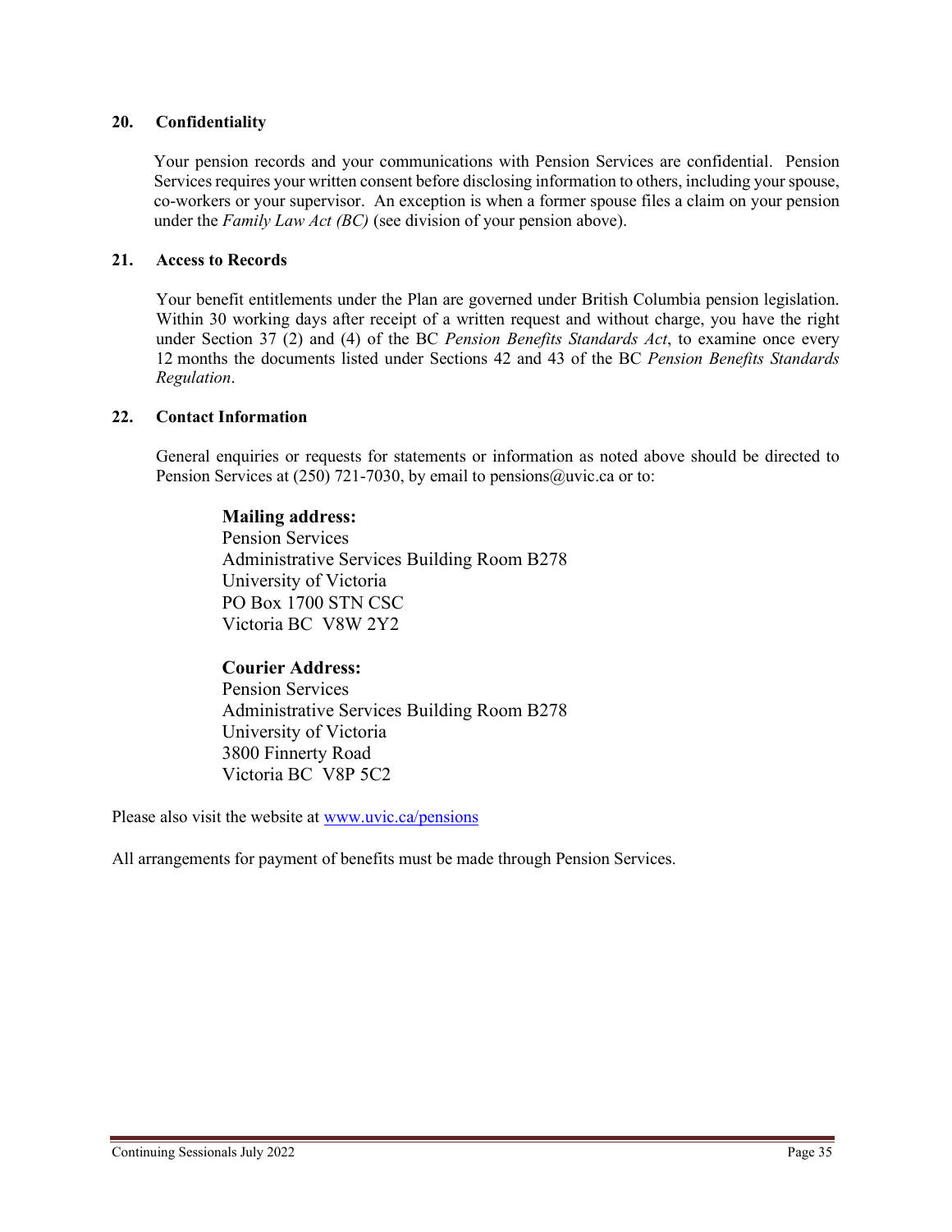## 20. Confidentiality

Your pension records and your communications with Pension Services are confidential. Pension Services requires your written consent before disclosing information to others, including your spouse, co-workers or your supervisor. An exception is when a former spouse files a claim on your pension under the *Family Law Act (BC)* (see division of your pension above).

## 21. Access to Records

Your benefit entitlements under the Plan are governed under British Columbia pension legislation. Within 30 working days after receipt of a written request and without charge, you have the right under Section 37 (2) and (4) of the BC *Pension Benefits Standards Act*, to examine once every 12 months the documents listed under Sections 42 and 43 of the BC *Pension Benefits Standards Regulation*.

## 22. Contact Information

General enquiries or requests for statements or information as noted above should be directed to Pension Services at (250) 721-7030, by email to pensions@uvic.ca or to:

**Mailing address:**
Pension Services
Administrative Services Building Room B278
University of Victoria
PO Box 1700 STN CSC
Victoria BC V8W 2Y2

**Courier Address:**
Pension Services
Administrative Services Building Room B278
University of Victoria
3800 Finnerty Road
Victoria BC V8P 5C2

Please also visit the website at [www.uvic.ca/pensions](http://www.uvic.ca/pensions)

All arrangements for payment of benefits must be made through Pension Services.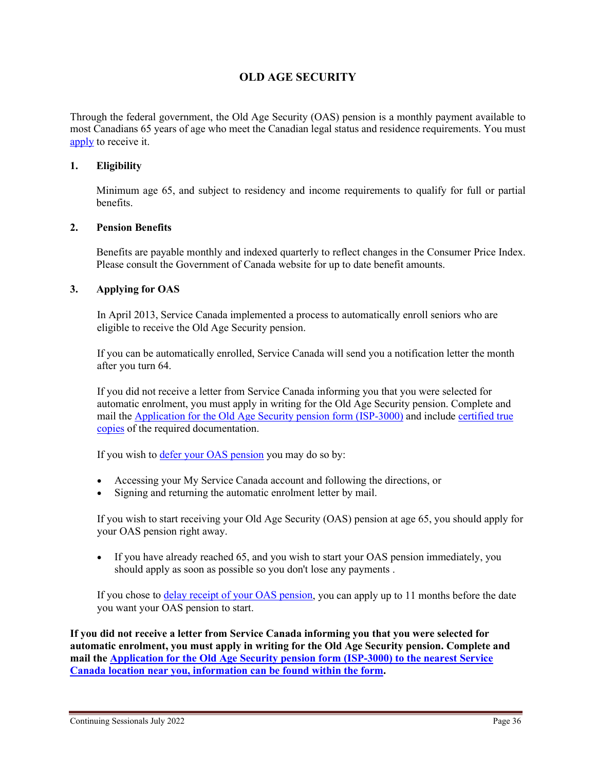# OLD AGE SECURITY

Through the federal government, the Old Age Security (OAS) pension is a monthly payment available to most Canadians 65 years of age who meet the Canadian legal status and residence requirements. You must apply to receive it.

## 1. Eligibility

Minimum age 65, and subject to residency and income requirements to qualify for full or partial benefits.

## 2. Pension Benefits

Benefits are payable monthly and indexed quarterly to reflect changes in the Consumer Price Index. Please consult the Government of Canada website for up to date benefit amounts.

## 3. Applying for OAS

In April 2013, Service Canada implemented a process to automatically enroll seniors who are eligible to receive the Old Age Security pension.

If you can be automatically enrolled, Service Canada will send you a notification letter the month after you turn 64.

If you did not receive a letter from Service Canada informing you that you were selected for automatic enrolment, you must apply in writing for the Old Age Security pension. Complete and mail the Application for the Old Age Security pension form (ISP-3000) and include certified true copies of the required documentation.

If you wish to defer your OAS pension you may do so by:

- Accessing your My Service Canada account and following the directions, or
- Signing and returning the automatic enrolment letter by mail.

If you wish to start receiving your Old Age Security (OAS) pension at age 65, you should apply for your OAS pension right away.

- If you have already reached 65, and you wish to start your OAS pension immediately, you should apply as soon as possible so you don't lose any payments .

If you chose to delay receipt of your OAS pension, you can apply up to 11 months before the date you want your OAS pension to start.

**If you did not receive a letter from Service Canada informing you that you were selected for automatic enrolment, you must apply in writing for the Old Age Security pension. Complete and mail the Application for the Old Age Security pension form (ISP-3000) to the nearest Service Canada location near you, information can be found within the form.**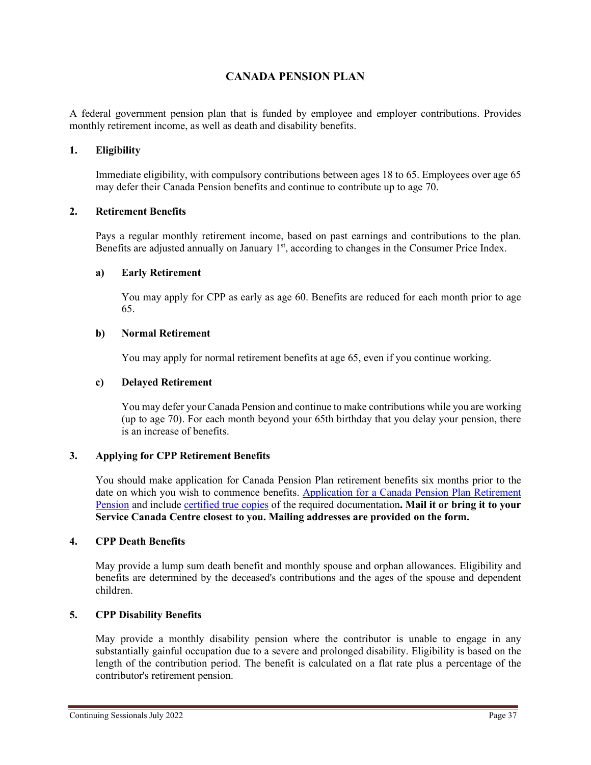# CANADA PENSION PLAN

A federal government pension plan that is funded by employee and employer contributions. Provides monthly retirement income, as well as death and disability benefits.

## 1. Eligibility

Immediate eligibility, with compulsory contributions between ages 18 to 65. Employees over age 65 may defer their Canada Pension benefits and continue to contribute up to age 70.

## 2. Retirement Benefits

Pays a regular monthly retirement income, based on past earnings and contributions to the plan. Benefits are adjusted annually on January 1st, according to changes in the Consumer Price Index.

### a) Early Retirement

You may apply for CPP as early as age 60. Benefits are reduced for each month prior to age 65.

### b) Normal Retirement

You may apply for normal retirement benefits at age 65, even if you continue working.

### c) Delayed Retirement

You may defer your Canada Pension and continue to make contributions while you are working (up to age 70). For each month beyond your 65th birthday that you delay your pension, there is an increase of benefits.

## 3. Applying for CPP Retirement Benefits

You should make application for Canada Pension Plan retirement benefits six months prior to the date on which you wish to commence benefits. Application for a Canada Pension Plan Retirement Pension and include certified true copies of the required documentation**. Mail it or bring it to your Service Canada Centre closest to you. Mailing addresses are provided on the form.**

## 4. CPP Death Benefits

May provide a lump sum death benefit and monthly spouse and orphan allowances. Eligibility and benefits are determined by the deceased's contributions and the ages of the spouse and dependent children.

## 5. CPP Disability Benefits

May provide a monthly disability pension where the contributor is unable to engage in any substantially gainful occupation due to a severe and prolonged disability. Eligibility is based on the length of the contribution period. The benefit is calculated on a flat rate plus a percentage of the contributor's retirement pension.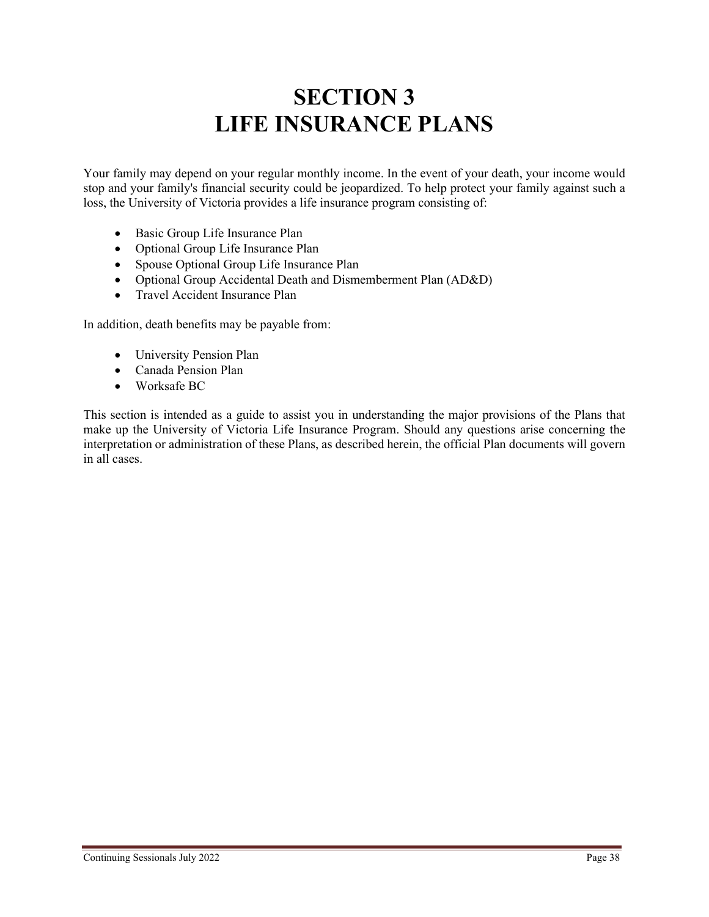# SECTION 3
# LIFE INSURANCE PLANS

Your family may depend on your regular monthly income. In the event of your death, your income would stop and your family's financial security could be jeopardized. To help protect your family against such a loss, the University of Victoria provides a life insurance program consisting of:

- Basic Group Life Insurance Plan
- Optional Group Life Insurance Plan
- Spouse Optional Group Life Insurance Plan
- Optional Group Accidental Death and Dismemberment Plan (AD&D)
- Travel Accident Insurance Plan

In addition, death benefits may be payable from:

- University Pension Plan
- Canada Pension Plan
- Worksafe BC

This section is intended as a guide to assist you in understanding the major provisions of the Plans that make up the University of Victoria Life Insurance Program. Should any questions arise concerning the interpretation or administration of these Plans, as described herein, the official Plan documents will govern in all cases.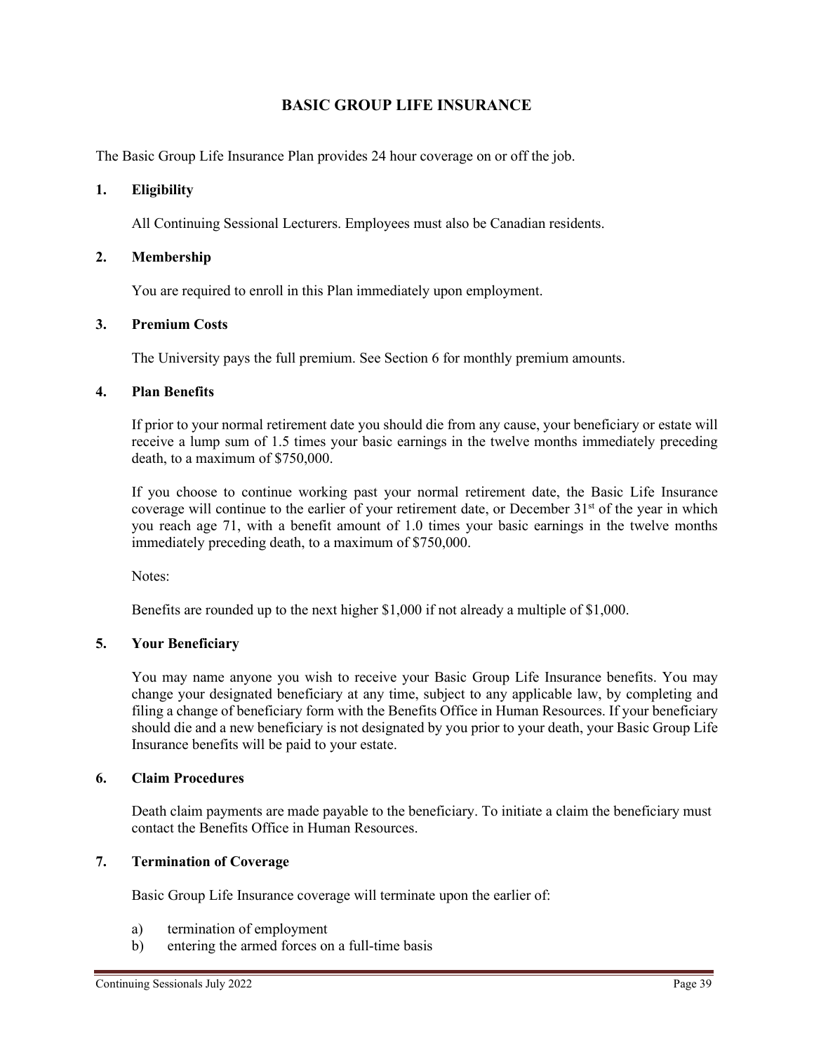# BASIC GROUP LIFE INSURANCE

The Basic Group Life Insurance Plan provides 24 hour coverage on or off the job.

## 1. Eligibility

All Continuing Sessional Lecturers. Employees must also be Canadian residents.

## 2. Membership

You are required to enroll in this Plan immediately upon employment.

## 3. Premium Costs

The University pays the full premium. See Section 6 for monthly premium amounts.

## 4. Plan Benefits

If prior to your normal retirement date you should die from any cause, your beneficiary or estate will receive a lump sum of 1.5 times your basic earnings in the twelve months immediately preceding death, to a maximum of $750,000.

If you choose to continue working past your normal retirement date, the Basic Life Insurance coverage will continue to the earlier of your retirement date, or December 31st of the year in which you reach age 71, with a benefit amount of 1.0 times your basic earnings in the twelve months immediately preceding death, to a maximum of $750,000.

Notes:

Benefits are rounded up to the next higher $1,000 if not already a multiple of $1,000.

## 5. Your Beneficiary

You may name anyone you wish to receive your Basic Group Life Insurance benefits. You may change your designated beneficiary at any time, subject to any applicable law, by completing and filing a change of beneficiary form with the Benefits Office in Human Resources. If your beneficiary should die and a new beneficiary is not designated by you prior to your death, your Basic Group Life Insurance benefits will be paid to your estate.

## 6. Claim Procedures

Death claim payments are made payable to the beneficiary. To initiate a claim the beneficiary must contact the Benefits Office in Human Resources.

## 7. Termination of Coverage

Basic Group Life Insurance coverage will terminate upon the earlier of:

a) termination of employment
b) entering the armed forces on a full-time basis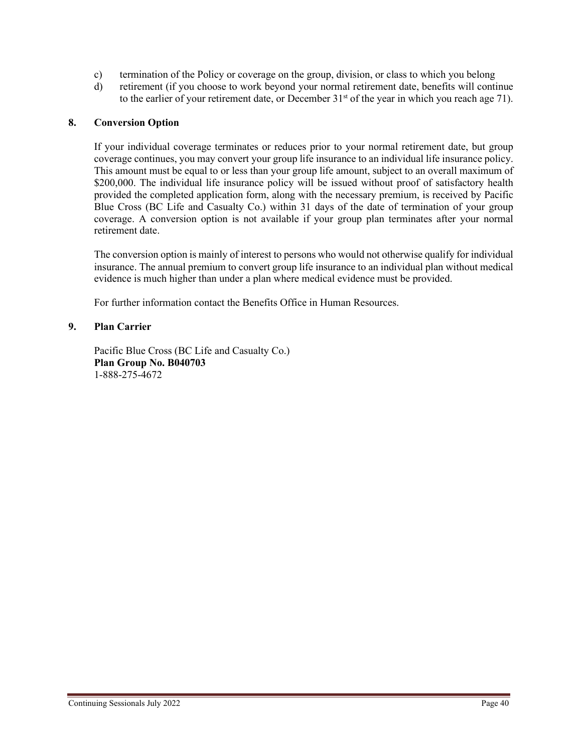c) termination of the Policy or coverage on the group, division, or class to which you belong
d) retirement (if you choose to work beyond your normal retirement date, benefits will continue to the earlier of your retirement date, or December 31st of the year in which you reach age 71).

## 8. Conversion Option

If your individual coverage terminates or reduces prior to your normal retirement date, but group coverage continues, you may convert your group life insurance to an individual life insurance policy. This amount must be equal to or less than your group life amount, subject to an overall maximum of $200,000. The individual life insurance policy will be issued without proof of satisfactory health provided the completed application form, along with the necessary premium, is received by Pacific Blue Cross (BC Life and Casualty Co.) within 31 days of the date of termination of your group coverage. A conversion option is not available if your group plan terminates after your normal retirement date.

The conversion option is mainly of interest to persons who would not otherwise qualify for individual insurance. The annual premium to convert group life insurance to an individual plan without medical evidence is much higher than under a plan where medical evidence must be provided.

For further information contact the Benefits Office in Human Resources.

## 9. Plan Carrier

Pacific Blue Cross (BC Life and Casualty Co.)
**Plan Group No. B040703**
1-888-275-4672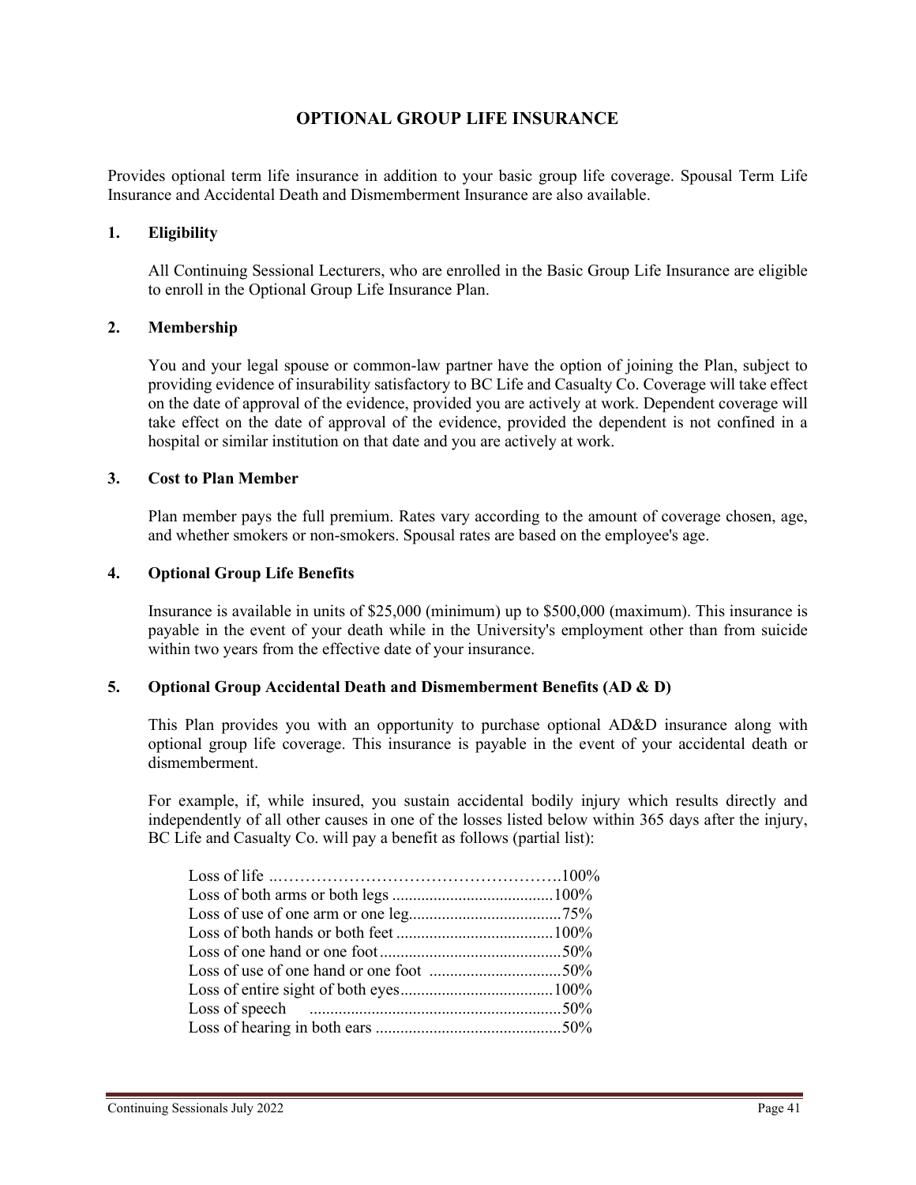# OPTIONAL GROUP LIFE INSURANCE

Provides optional term life insurance in addition to your basic group life coverage. Spousal Term Life Insurance and Accidental Death and Dismemberment Insurance are also available.

## 1. Eligibility

All Continuing Sessional Lecturers, who are enrolled in the Basic Group Life Insurance are eligible to enroll in the Optional Group Life Insurance Plan.

## 2. Membership

You and your legal spouse or common-law partner have the option of joining the Plan, subject to providing evidence of insurability satisfactory to BC Life and Casualty Co. Coverage will take effect on the date of approval of the evidence, provided you are actively at work. Dependent coverage will take effect on the date of approval of the evidence, provided the dependent is not confined in a hospital or similar institution on that date and you are actively at work.

## 3. Cost to Plan Member

Plan member pays the full premium. Rates vary according to the amount of coverage chosen, age, and whether smokers or non-smokers. Spousal rates are based on the employee's age.

## 4. Optional Group Life Benefits

Insurance is available in units of $25,000 (minimum) up to $500,000 (maximum). This insurance is payable in the event of your death while in the University's employment other than from suicide within two years from the effective date of your insurance.

## 5. Optional Group Accidental Death and Dismemberment Benefits (AD & D)

This Plan provides you with an opportunity to purchase optional AD&D insurance along with optional group life coverage. This insurance is payable in the event of your accidental death or dismemberment.

For example, if, while insured, you sustain accidental bodily injury which results directly and independently of all other causes in one of the losses listed below within 365 days after the injury, BC Life and Casualty Co. will pay a benefit as follows (partial list):

| Loss | Benefit |
|---|---|
| Loss of life | 100% |
| Loss of both arms or both legs | 100% |
| Loss of use of one arm or one leg | 75% |
| Loss of both hands or both feet | 100% |
| Loss of one hand or one foot | 50% |
| Loss of use of one hand or one foot | 50% |
| Loss of entire sight of both eyes | 100% |
| Loss of speech | 50% |
| Loss of hearing in both ears | 50% |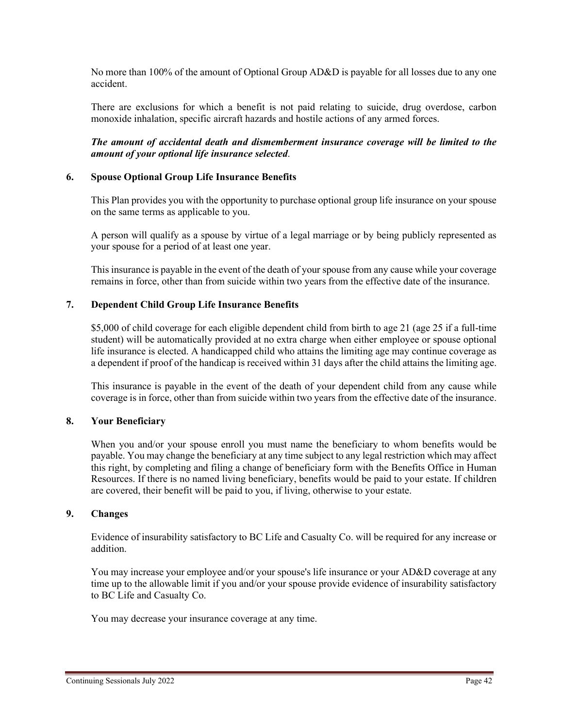No more than 100% of the amount of Optional Group AD&D is payable for all losses due to any one accident.

There are exclusions for which a benefit is not paid relating to suicide, drug overdose, carbon monoxide inhalation, specific aircraft hazards and hostile actions of any armed forces.

***The amount of accidental death and dismemberment insurance coverage will be limited to the amount of your optional life insurance selected*.**

### 6. Spouse Optional Group Life Insurance Benefits

This Plan provides you with the opportunity to purchase optional group life insurance on your spouse on the same terms as applicable to you.

A person will qualify as a spouse by virtue of a legal marriage or by being publicly represented as your spouse for a period of at least one year.

This insurance is payable in the event of the death of your spouse from any cause while your coverage remains in force, other than from suicide within two years from the effective date of the insurance.

### 7. Dependent Child Group Life Insurance Benefits

$5,000 of child coverage for each eligible dependent child from birth to age 21 (age 25 if a full-time student) will be automatically provided at no extra charge when either employee or spouse optional life insurance is elected. A handicapped child who attains the limiting age may continue coverage as a dependent if proof of the handicap is received within 31 days after the child attains the limiting age.

This insurance is payable in the event of the death of your dependent child from any cause while coverage is in force, other than from suicide within two years from the effective date of the insurance.

### 8. Your Beneficiary

When you and/or your spouse enroll you must name the beneficiary to whom benefits would be payable. You may change the beneficiary at any time subject to any legal restriction which may affect this right, by completing and filing a change of beneficiary form with the Benefits Office in Human Resources. If there is no named living beneficiary, benefits would be paid to your estate. If children are covered, their benefit will be paid to you, if living, otherwise to your estate.

### 9. Changes

Evidence of insurability satisfactory to BC Life and Casualty Co. will be required for any increase or addition.

You may increase your employee and/or your spouse's life insurance or your AD&D coverage at any time up to the allowable limit if you and/or your spouse provide evidence of insurability satisfactory to BC Life and Casualty Co.

You may decrease your insurance coverage at any time.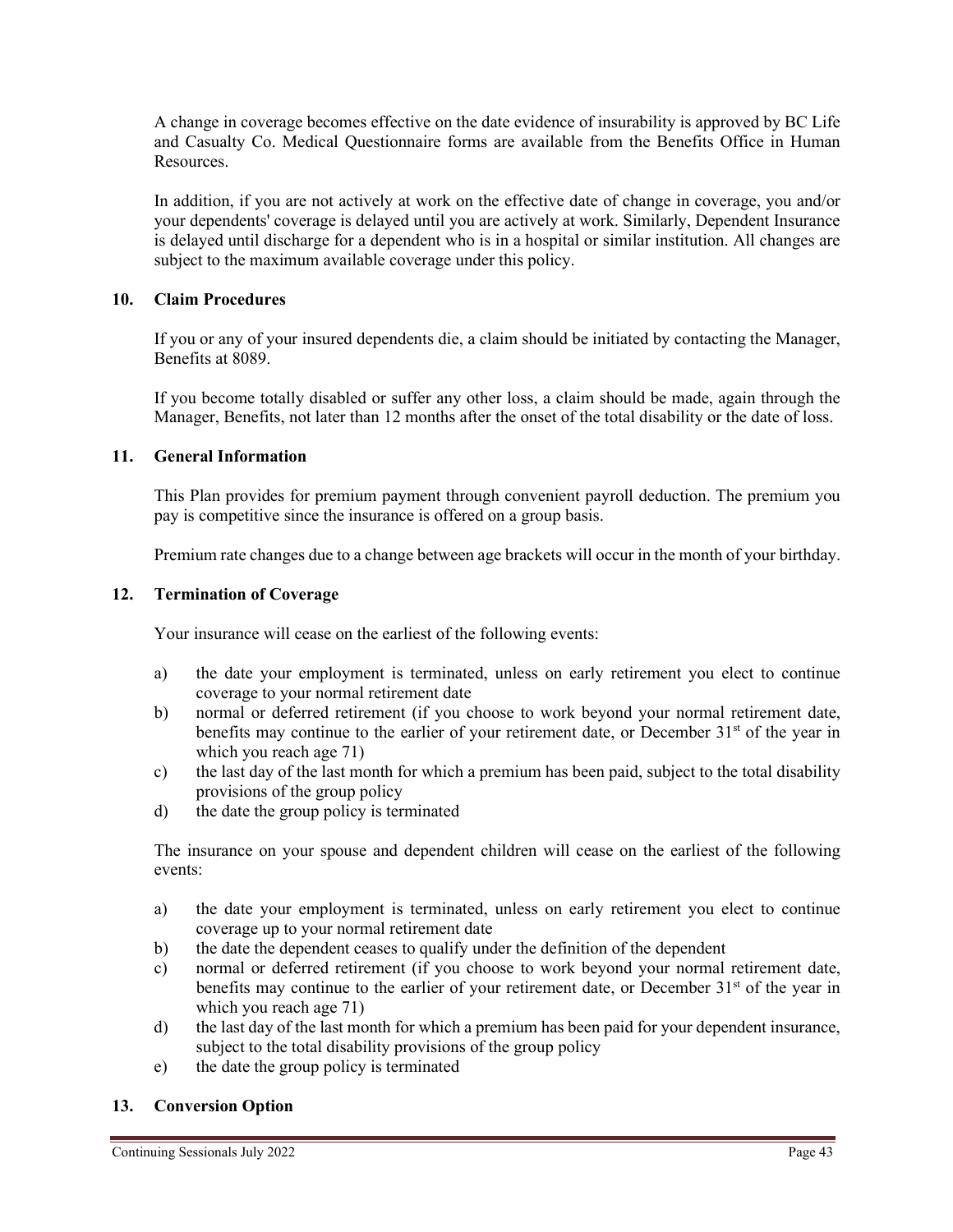A change in coverage becomes effective on the date evidence of insurability is approved by BC Life and Casualty Co. Medical Questionnaire forms are available from the Benefits Office in Human Resources.

In addition, if you are not actively at work on the effective date of change in coverage, you and/or your dependents' coverage is delayed until you are actively at work. Similarly, Dependent Insurance is delayed until discharge for a dependent who is in a hospital or similar institution. All changes are subject to the maximum available coverage under this policy.

### 10. Claim Procedures

If you or any of your insured dependents die, a claim should be initiated by contacting the Manager, Benefits at 8089.

If you become totally disabled or suffer any other loss, a claim should be made, again through the Manager, Benefits, not later than 12 months after the onset of the total disability or the date of loss.

### 11. General Information

This Plan provides for premium payment through convenient payroll deduction. The premium you pay is competitive since the insurance is offered on a group basis.

Premium rate changes due to a change between age brackets will occur in the month of your birthday.

### 12. Termination of Coverage

Your insurance will cease on the earliest of the following events:

a) the date your employment is terminated, unless on early retirement you elect to continue coverage to your normal retirement date
b) normal or deferred retirement (if you choose to work beyond your normal retirement date, benefits may continue to the earlier of your retirement date, or December 31st of the year in which you reach age 71)
c) the last day of the last month for which a premium has been paid, subject to the total disability provisions of the group policy
d) the date the group policy is terminated

The insurance on your spouse and dependent children will cease on the earliest of the following events:

a) the date your employment is terminated, unless on early retirement you elect to continue coverage up to your normal retirement date
b) the date the dependent ceases to qualify under the definition of the dependent
c) normal or deferred retirement (if you choose to work beyond your normal retirement date, benefits may continue to the earlier of your retirement date, or December 31st of the year in which you reach age 71)
d) the last day of the last month for which a premium has been paid for your dependent insurance, subject to the total disability provisions of the group policy
e) the date the group policy is terminated

### 13. Conversion Option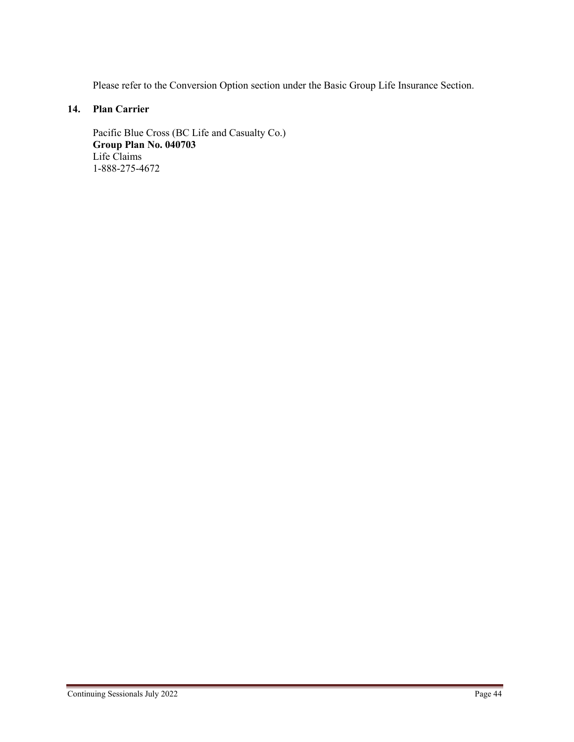Please refer to the Conversion Option section under the Basic Group Life Insurance Section.

## 14. Plan Carrier

Pacific Blue Cross (BC Life and Casualty Co.)
**Group Plan No. 040703**
Life Claims
1-888-275-4672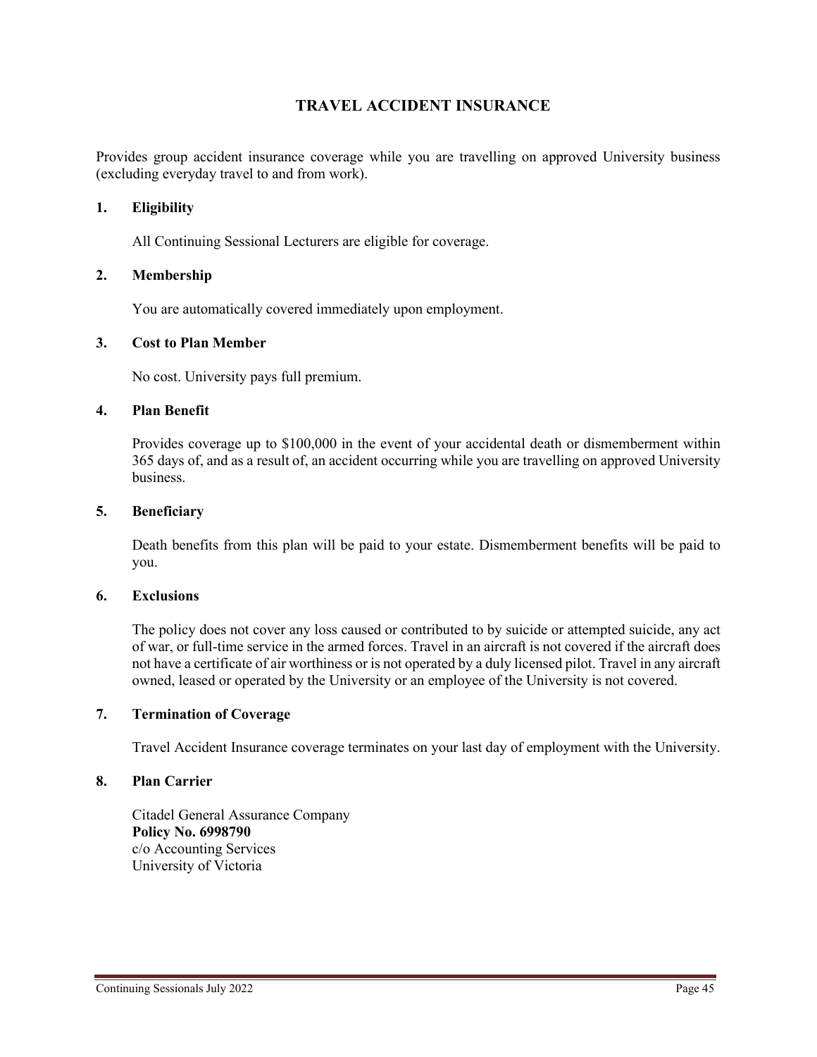## TRAVEL ACCIDENT INSURANCE

Provides group accident insurance coverage while you are travelling on approved University business (excluding everyday travel to and from work).

### 1. Eligibility

All Continuing Sessional Lecturers are eligible for coverage.

### 2. Membership

You are automatically covered immediately upon employment.

### 3. Cost to Plan Member

No cost. University pays full premium.

### 4. Plan Benefit

Provides coverage up to $100,000 in the event of your accidental death or dismemberment within 365 days of, and as a result of, an accident occurring while you are travelling on approved University business.

### 5. Beneficiary

Death benefits from this plan will be paid to your estate. Dismemberment benefits will be paid to you.

### 6. Exclusions

The policy does not cover any loss caused or contributed to by suicide or attempted suicide, any act of war, or full-time service in the armed forces. Travel in an aircraft is not covered if the aircraft does not have a certificate of air worthiness or is not operated by a duly licensed pilot. Travel in any aircraft owned, leased or operated by the University or an employee of the University is not covered.

### 7. Termination of Coverage

Travel Accident Insurance coverage terminates on your last day of employment with the University.

### 8. Plan Carrier

Citadel General Assurance Company
**Policy No. 6998790**
c/o Accounting Services
University of Victoria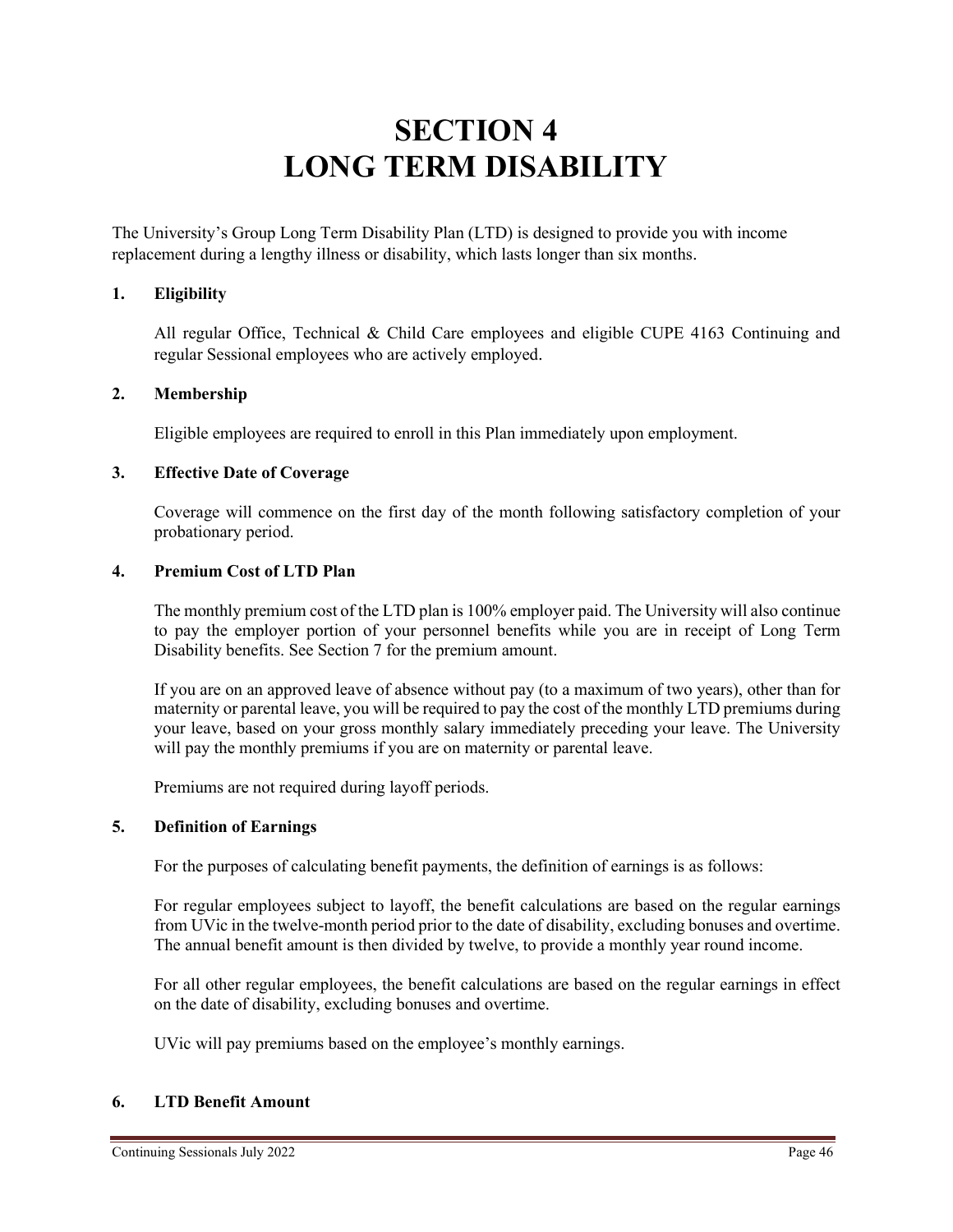# SECTION 4
# LONG TERM DISABILITY

The University's Group Long Term Disability Plan (LTD) is designed to provide you with income replacement during a lengthy illness or disability, which lasts longer than six months.

## 1. Eligibility

All regular Office, Technical & Child Care employees and eligible CUPE 4163 Continuing and regular Sessional employees who are actively employed.

## 2. Membership

Eligible employees are required to enroll in this Plan immediately upon employment.

## 3. Effective Date of Coverage

Coverage will commence on the first day of the month following satisfactory completion of your probationary period.

## 4. Premium Cost of LTD Plan

The monthly premium cost of the LTD plan is 100% employer paid. The University will also continue to pay the employer portion of your personnel benefits while you are in receipt of Long Term Disability benefits. See Section 7 for the premium amount.

If you are on an approved leave of absence without pay (to a maximum of two years), other than for maternity or parental leave, you will be required to pay the cost of the monthly LTD premiums during your leave, based on your gross monthly salary immediately preceding your leave. The University will pay the monthly premiums if you are on maternity or parental leave.

Premiums are not required during layoff periods.

## 5. Definition of Earnings

For the purposes of calculating benefit payments, the definition of earnings is as follows:

For regular employees subject to layoff, the benefit calculations are based on the regular earnings from UVic in the twelve-month period prior to the date of disability, excluding bonuses and overtime. The annual benefit amount is then divided by twelve, to provide a monthly year round income.

For all other regular employees, the benefit calculations are based on the regular earnings in effect on the date of disability, excluding bonuses and overtime.

UVic will pay premiums based on the employee's monthly earnings.

## 6. LTD Benefit Amount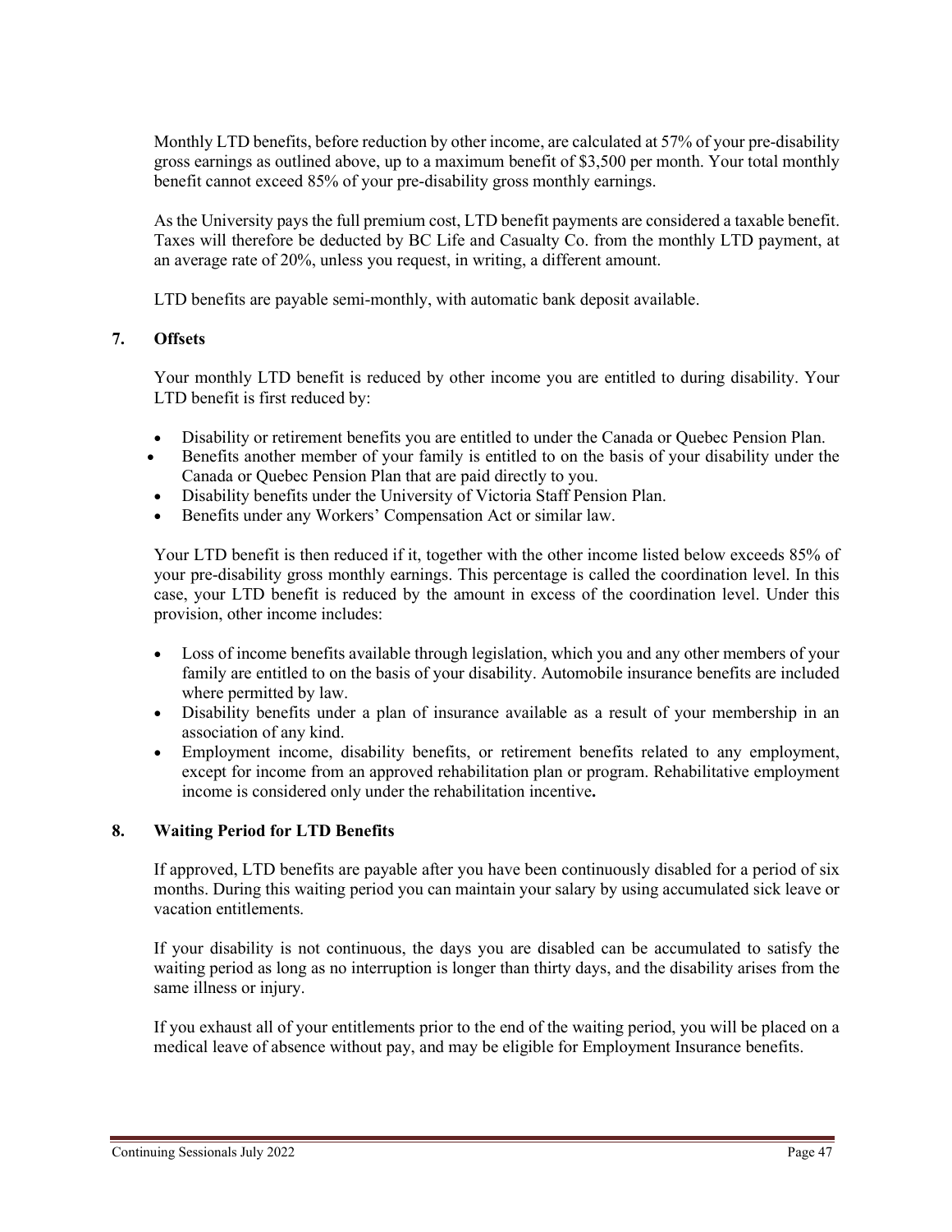Monthly LTD benefits, before reduction by other income, are calculated at 57% of your pre-disability gross earnings as outlined above, up to a maximum benefit of $3,500 per month. Your total monthly benefit cannot exceed 85% of your pre-disability gross monthly earnings.

As the University pays the full premium cost, LTD benefit payments are considered a taxable benefit. Taxes will therefore be deducted by BC Life and Casualty Co. from the monthly LTD payment, at an average rate of 20%, unless you request, in writing, a different amount.

LTD benefits are payable semi-monthly, with automatic bank deposit available.

### 7. Offsets

Your monthly LTD benefit is reduced by other income you are entitled to during disability. Your LTD benefit is first reduced by:

- Disability or retirement benefits you are entitled to under the Canada or Quebec Pension Plan.
- Benefits another member of your family is entitled to on the basis of your disability under the Canada or Quebec Pension Plan that are paid directly to you.
- Disability benefits under the University of Victoria Staff Pension Plan.
- Benefits under any Workers' Compensation Act or similar law.

Your LTD benefit is then reduced if it, together with the other income listed below exceeds 85% of your pre-disability gross monthly earnings. This percentage is called the coordination level. In this case, your LTD benefit is reduced by the amount in excess of the coordination level. Under this provision, other income includes:

- Loss of income benefits available through legislation, which you and any other members of your family are entitled to on the basis of your disability. Automobile insurance benefits are included where permitted by law.
- Disability benefits under a plan of insurance available as a result of your membership in an association of any kind.
- Employment income, disability benefits, or retirement benefits related to any employment, except for income from an approved rehabilitation plan or program. Rehabilitative employment income is considered only under the rehabilitation incentive.

### 8. Waiting Period for LTD Benefits

If approved, LTD benefits are payable after you have been continuously disabled for a period of six months. During this waiting period you can maintain your salary by using accumulated sick leave or vacation entitlements.

If your disability is not continuous, the days you are disabled can be accumulated to satisfy the waiting period as long as no interruption is longer than thirty days, and the disability arises from the same illness or injury.

If you exhaust all of your entitlements prior to the end of the waiting period, you will be placed on a medical leave of absence without pay, and may be eligible for Employment Insurance benefits.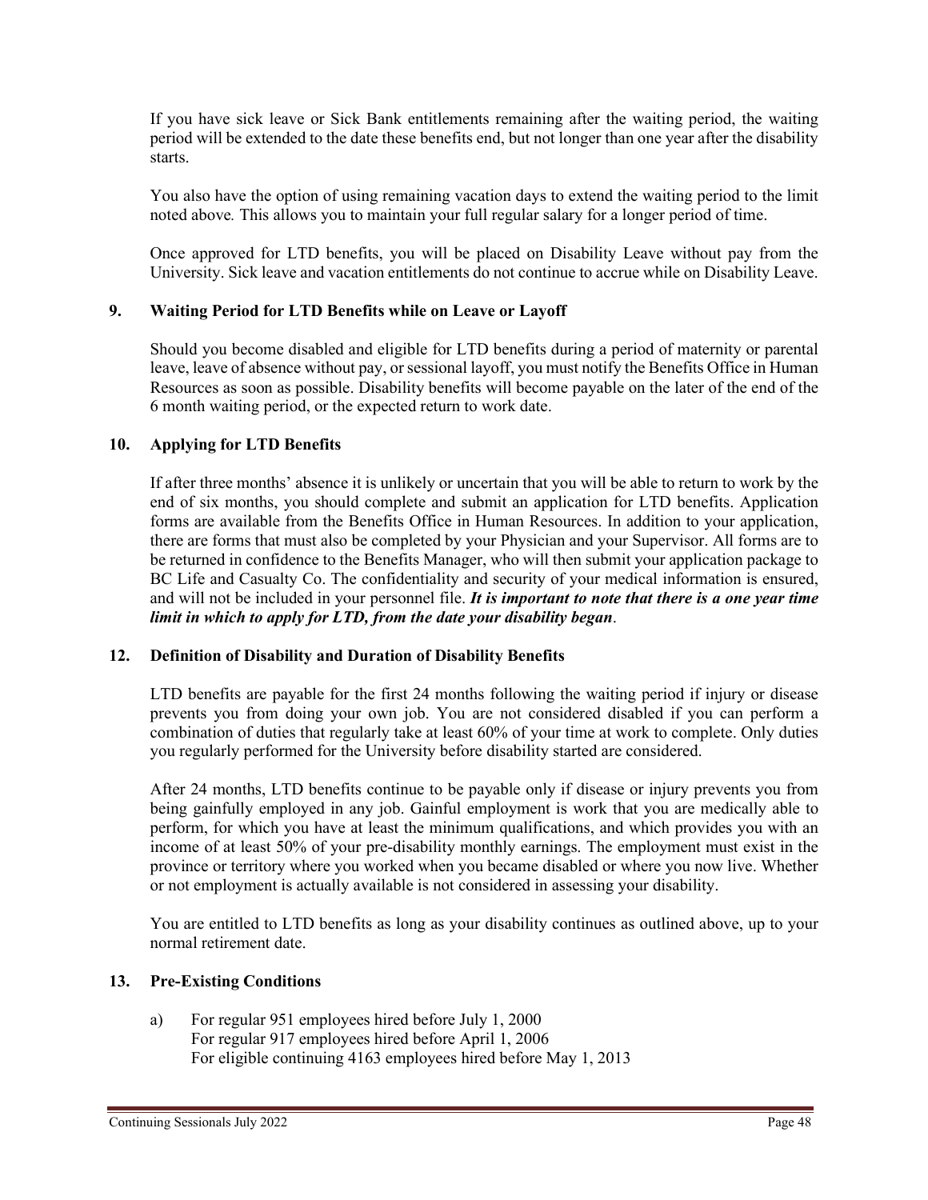If you have sick leave or Sick Bank entitlements remaining after the waiting period, the waiting period will be extended to the date these benefits end, but not longer than one year after the disability starts.

You also have the option of using remaining vacation days to extend the waiting period to the limit noted above. This allows you to maintain your full regular salary for a longer period of time.

Once approved for LTD benefits, you will be placed on Disability Leave without pay from the University. Sick leave and vacation entitlements do not continue to accrue while on Disability Leave.

### 9. Waiting Period for LTD Benefits while on Leave or Layoff

Should you become disabled and eligible for LTD benefits during a period of maternity or parental leave, leave of absence without pay, or sessional layoff, you must notify the Benefits Office in Human Resources as soon as possible. Disability benefits will become payable on the later of the end of the 6 month waiting period, or the expected return to work date.

### 10. Applying for LTD Benefits

If after three months' absence it is unlikely or uncertain that you will be able to return to work by the end of six months, you should complete and submit an application for LTD benefits. Application forms are available from the Benefits Office in Human Resources. In addition to your application, there are forms that must also be completed by your Physician and your Supervisor. All forms are to be returned in confidence to the Benefits Manager, who will then submit your application package to BC Life and Casualty Co. The confidentiality and security of your medical information is ensured, and will not be included in your personnel file. ***It is important to note that there is a one year time limit in which to apply for LTD, from the date your disability began***.

### 12. Definition of Disability and Duration of Disability Benefits

LTD benefits are payable for the first 24 months following the waiting period if injury or disease prevents you from doing your own job. You are not considered disabled if you can perform a combination of duties that regularly take at least 60% of your time at work to complete. Only duties you regularly performed for the University before disability started are considered.

After 24 months, LTD benefits continue to be payable only if disease or injury prevents you from being gainfully employed in any job. Gainful employment is work that you are medically able to perform, for which you have at least the minimum qualifications, and which provides you with an income of at least 50% of your pre-disability monthly earnings. The employment must exist in the province or territory where you worked when you became disabled or where you now live. Whether or not employment is actually available is not considered in assessing your disability.

You are entitled to LTD benefits as long as your disability continues as outlined above, up to your normal retirement date.

### 13. Pre-Existing Conditions

a) For regular 951 employees hired before July 1, 2000
For regular 917 employees hired before April 1, 2006
For eligible continuing 4163 employees hired before May 1, 2013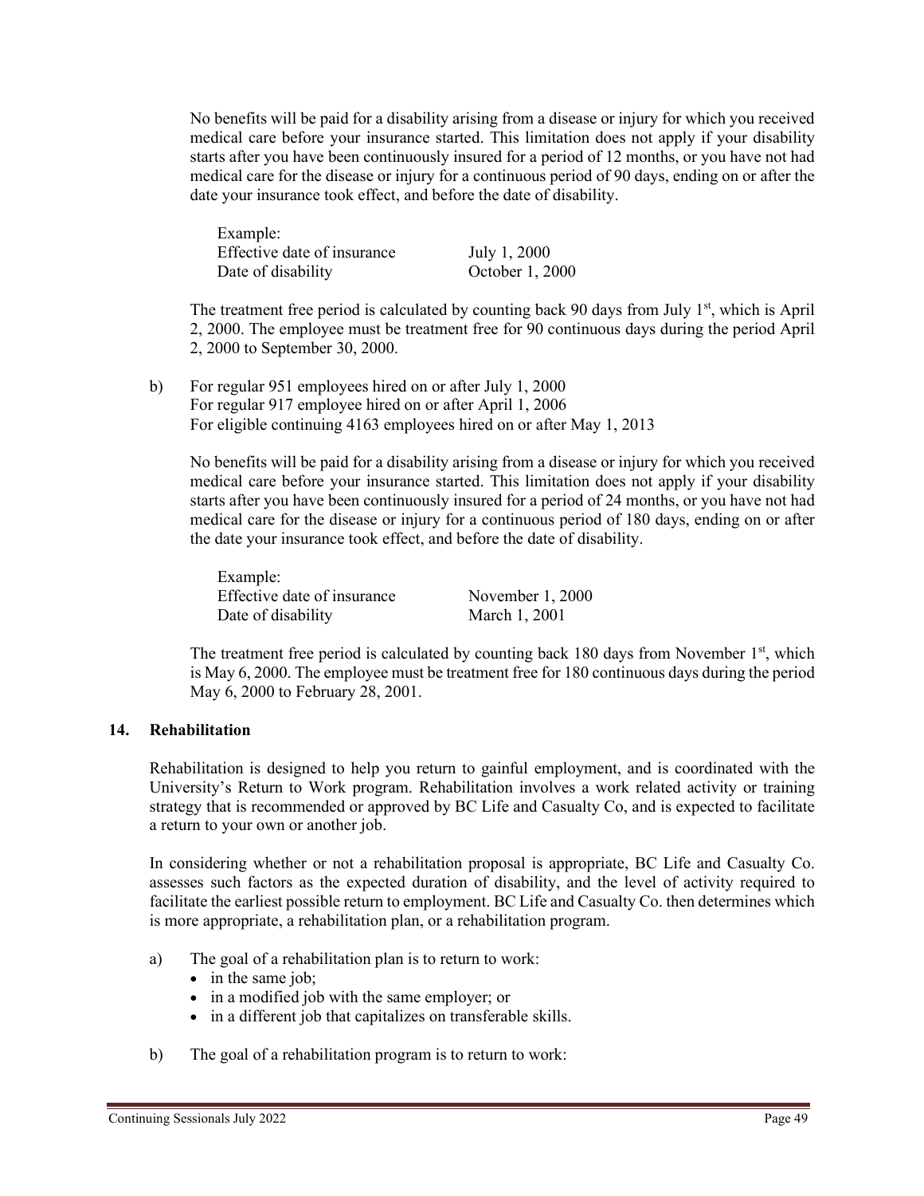No benefits will be paid for a disability arising from a disease or injury for which you received medical care before your insurance started. This limitation does not apply if your disability starts after you have been continuously insured for a period of 12 months, or you have not had medical care for the disease or injury for a continuous period of 90 days, ending on or after the date your insurance took effect, and before the date of disability.

| Example: | |
|---|---|
| Effective date of insurance | July 1, 2000 |
| Date of disability | October 1, 2000 |

The treatment free period is calculated by counting back 90 days from July 1st, which is April 2, 2000. The employee must be treatment free for 90 continuous days during the period April 2, 2000 to September 30, 2000.

b) For regular 951 employees hired on or after July 1, 2000
For regular 917 employee hired on or after April 1, 2006
For eligible continuing 4163 employees hired on or after May 1, 2013

No benefits will be paid for a disability arising from a disease or injury for which you received medical care before your insurance started. This limitation does not apply if your disability starts after you have been continuously insured for a period of 24 months, or you have not had medical care for the disease or injury for a continuous period of 180 days, ending on or after the date your insurance took effect, and before the date of disability.

| Example: | |
|---|---|
| Effective date of insurance | November 1, 2000 |
| Date of disability | March 1, 2001 |

The treatment free period is calculated by counting back 180 days from November 1st, which is May 6, 2000. The employee must be treatment free for 180 continuous days during the period May 6, 2000 to February 28, 2001.

## 14. Rehabilitation

Rehabilitation is designed to help you return to gainful employment, and is coordinated with the University's Return to Work program. Rehabilitation involves a work related activity or training strategy that is recommended or approved by BC Life and Casualty Co, and is expected to facilitate a return to your own or another job.

In considering whether or not a rehabilitation proposal is appropriate, BC Life and Casualty Co. assesses such factors as the expected duration of disability, and the level of activity required to facilitate the earliest possible return to employment. BC Life and Casualty Co. then determines which is more appropriate, a rehabilitation plan, or a rehabilitation program.

a) The goal of a rehabilitation plan is to return to work:
   - in the same job;
   - in a modified job with the same employer; or
   - in a different job that capitalizes on transferable skills.

b) The goal of a rehabilitation program is to return to work: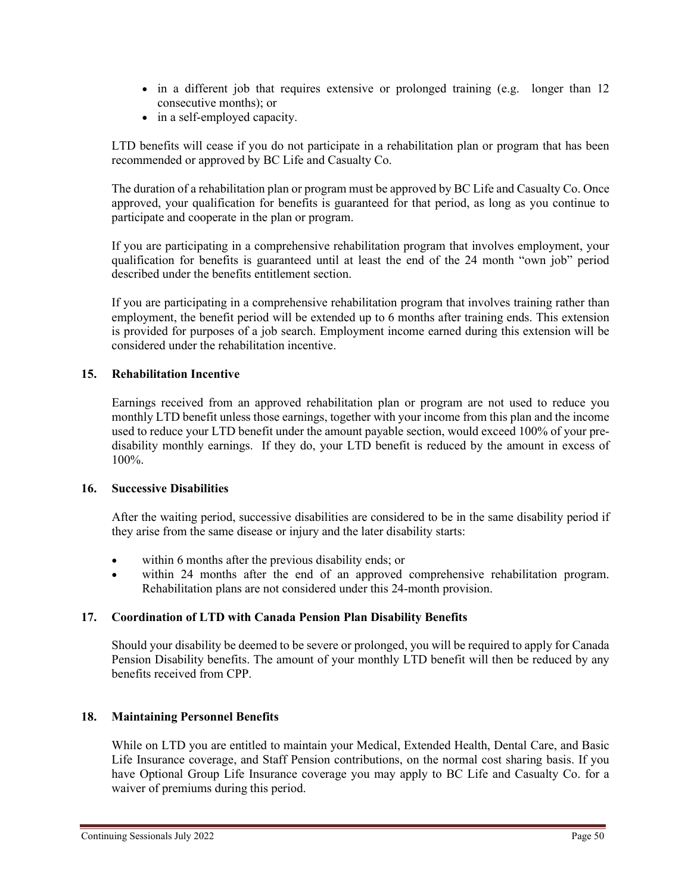- in a different job that requires extensive or prolonged training (e.g. longer than 12 consecutive months); or
- in a self-employed capacity.

LTD benefits will cease if you do not participate in a rehabilitation plan or program that has been recommended or approved by BC Life and Casualty Co.

The duration of a rehabilitation plan or program must be approved by BC Life and Casualty Co. Once approved, your qualification for benefits is guaranteed for that period, as long as you continue to participate and cooperate in the plan or program.

If you are participating in a comprehensive rehabilitation program that involves employment, your qualification for benefits is guaranteed until at least the end of the 24 month "own job" period described under the benefits entitlement section.

If you are participating in a comprehensive rehabilitation program that involves training rather than employment, the benefit period will be extended up to 6 months after training ends. This extension is provided for purposes of a job search. Employment income earned during this extension will be considered under the rehabilitation incentive.

### 15. Rehabilitation Incentive

Earnings received from an approved rehabilitation plan or program are not used to reduce you monthly LTD benefit unless those earnings, together with your income from this plan and the income used to reduce your LTD benefit under the amount payable section, would exceed 100% of your pre-disability monthly earnings. If they do, your LTD benefit is reduced by the amount in excess of 100%.

### 16. Successive Disabilities

After the waiting period, successive disabilities are considered to be in the same disability period if they arise from the same disease or injury and the later disability starts:

- within 6 months after the previous disability ends; or
- within 24 months after the end of an approved comprehensive rehabilitation program. Rehabilitation plans are not considered under this 24-month provision.

### 17. Coordination of LTD with Canada Pension Plan Disability Benefits

Should your disability be deemed to be severe or prolonged, you will be required to apply for Canada Pension Disability benefits. The amount of your monthly LTD benefit will then be reduced by any benefits received from CPP.

### 18. Maintaining Personnel Benefits

While on LTD you are entitled to maintain your Medical, Extended Health, Dental Care, and Basic Life Insurance coverage, and Staff Pension contributions, on the normal cost sharing basis. If you have Optional Group Life Insurance coverage you may apply to BC Life and Casualty Co. for a waiver of premiums during this period.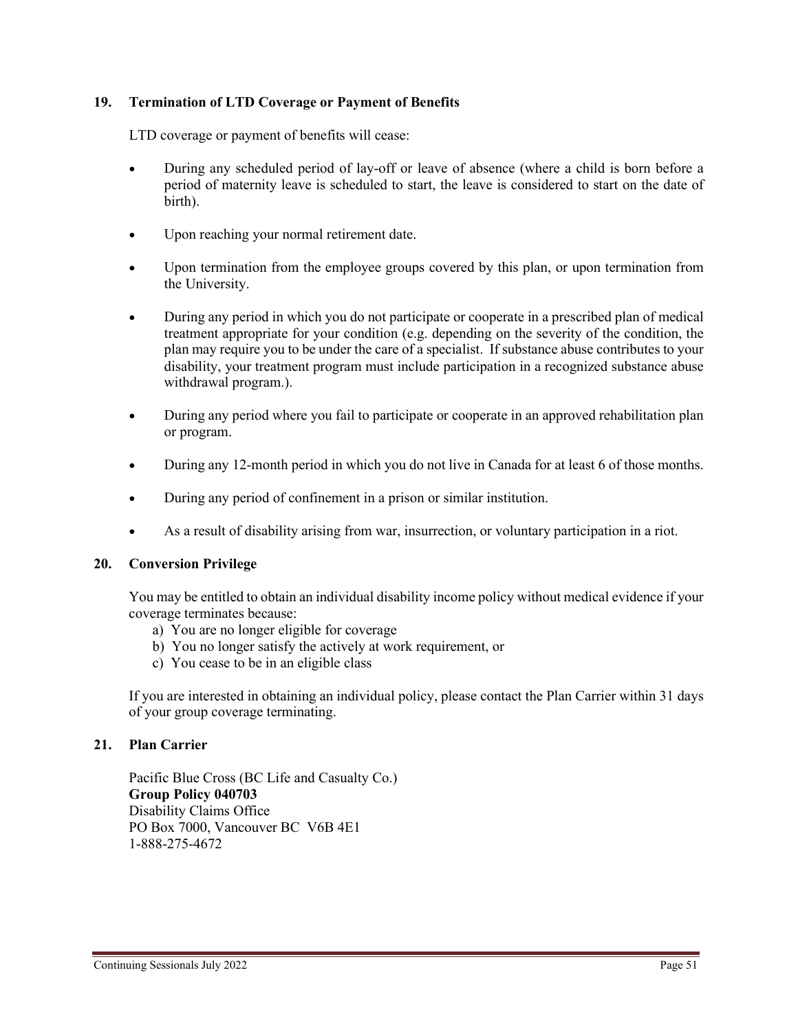### 19. Termination of LTD Coverage or Payment of Benefits

LTD coverage or payment of benefits will cease:

- During any scheduled period of lay-off or leave of absence (where a child is born before a period of maternity leave is scheduled to start, the leave is considered to start on the date of birth).
- Upon reaching your normal retirement date.
- Upon termination from the employee groups covered by this plan, or upon termination from the University.
- During any period in which you do not participate or cooperate in a prescribed plan of medical treatment appropriate for your condition (e.g. depending on the severity of the condition, the plan may require you to be under the care of a specialist. If substance abuse contributes to your disability, your treatment program must include participation in a recognized substance abuse withdrawal program.).
- During any period where you fail to participate or cooperate in an approved rehabilitation plan or program.
- During any 12-month period in which you do not live in Canada for at least 6 of those months.
- During any period of confinement in a prison or similar institution.
- As a result of disability arising from war, insurrection, or voluntary participation in a riot.

### 20. Conversion Privilege

You may be entitled to obtain an individual disability income policy without medical evidence if your coverage terminates because:

a) You are no longer eligible for coverage
b) You no longer satisfy the actively at work requirement, or
c) You cease to be in an eligible class

If you are interested in obtaining an individual policy, please contact the Plan Carrier within 31 days of your group coverage terminating.

### 21. Plan Carrier

Pacific Blue Cross (BC Life and Casualty Co.)
**Group Policy 040703**
Disability Claims Office
PO Box 7000, Vancouver BC V6B 4E1
1-888-275-4672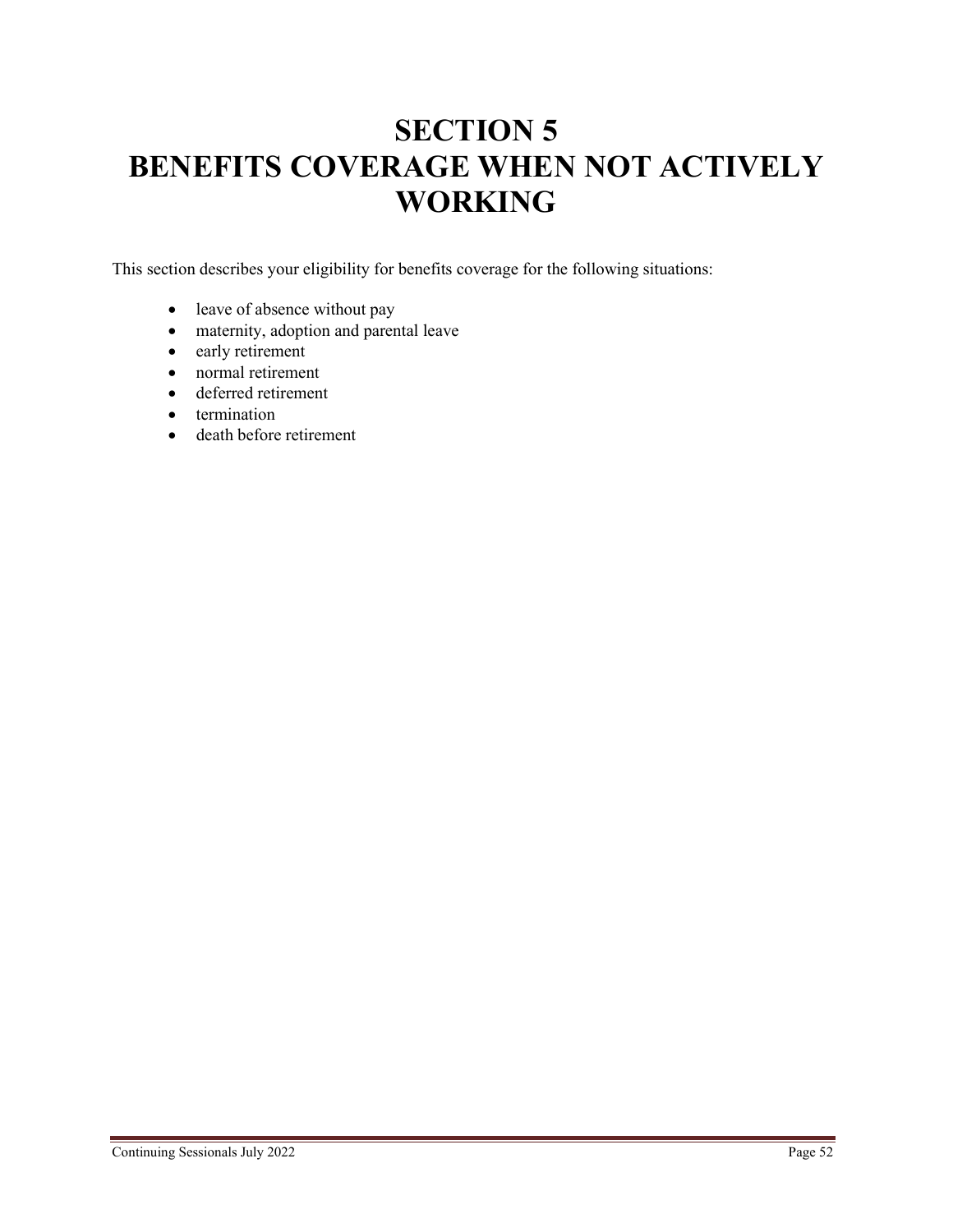# SECTION 5
# BENEFITS COVERAGE WHEN NOT ACTIVELY WORKING

This section describes your eligibility for benefits coverage for the following situations:

- leave of absence without pay
- maternity, adoption and parental leave
- early retirement
- normal retirement
- deferred retirement
- termination
- death before retirement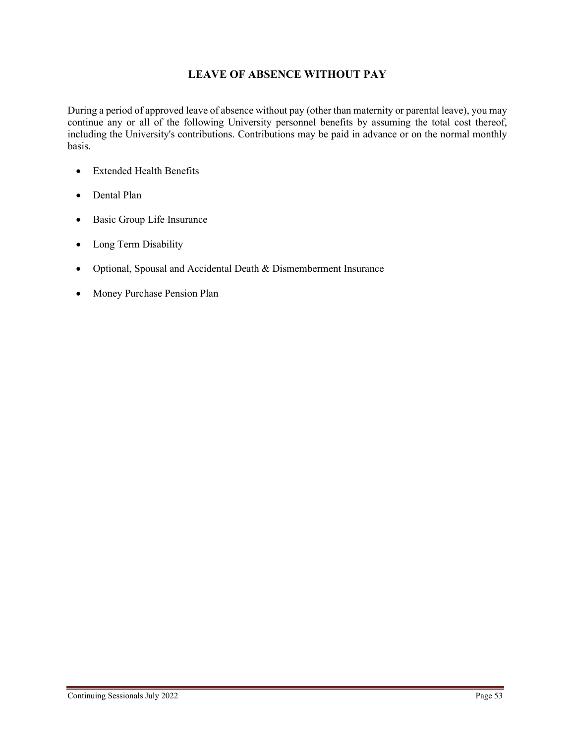## LEAVE OF ABSENCE WITHOUT PAY

During a period of approved leave of absence without pay (other than maternity or parental leave), you may continue any or all of the following University personnel benefits by assuming the total cost thereof, including the University's contributions. Contributions may be paid in advance or on the normal monthly basis.

- Extended Health Benefits
- Dental Plan
- Basic Group Life Insurance
- Long Term Disability
- Optional, Spousal and Accidental Death & Dismemberment Insurance
- Money Purchase Pension Plan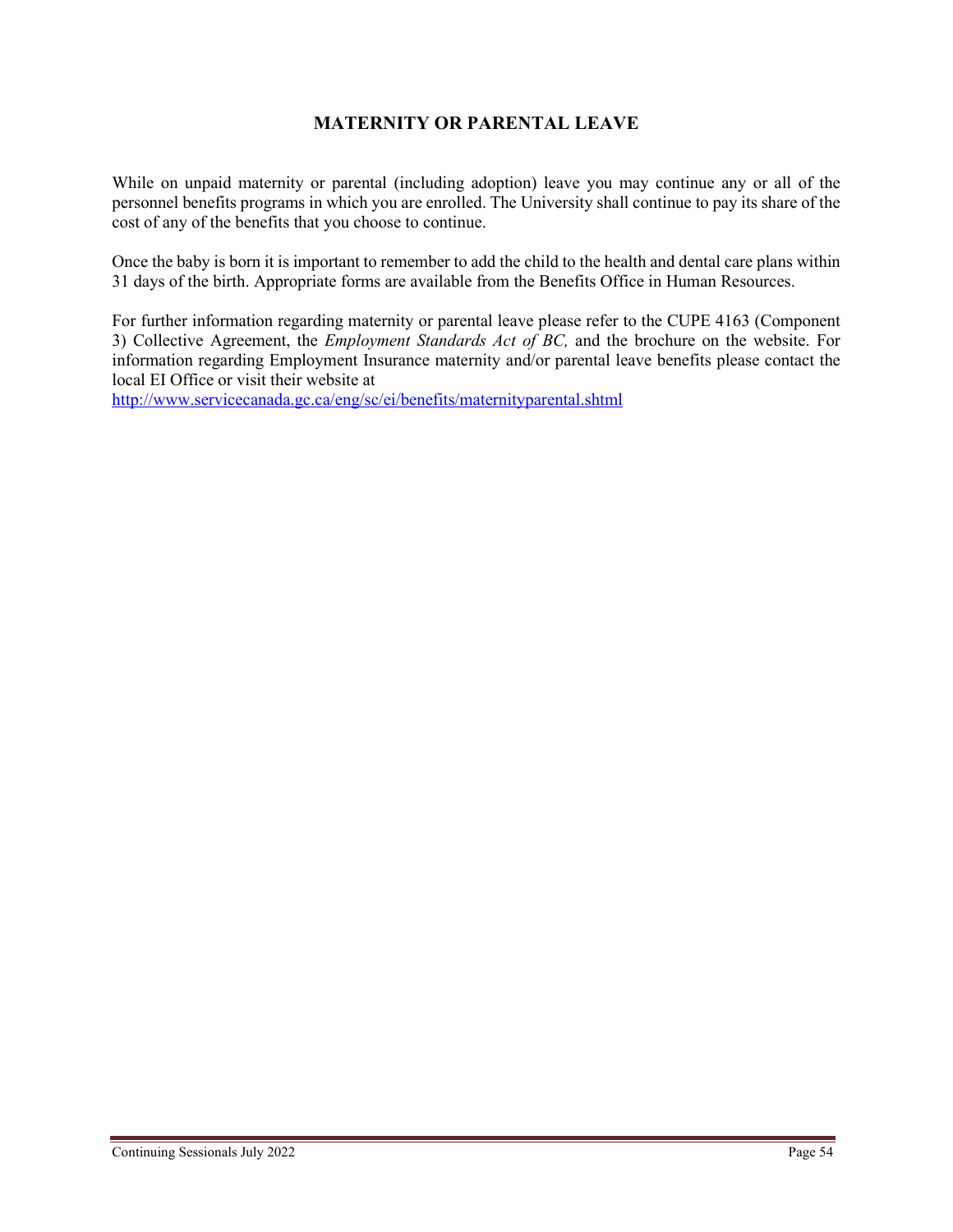# MATERNITY OR PARENTAL LEAVE

While on unpaid maternity or parental (including adoption) leave you may continue any or all of the personnel benefits programs in which you are enrolled. The University shall continue to pay its share of the cost of any of the benefits that you choose to continue.

Once the baby is born it is important to remember to add the child to the health and dental care plans within 31 days of the birth. Appropriate forms are available from the Benefits Office in Human Resources.

For further information regarding maternity or parental leave please refer to the CUPE 4163 (Component 3) Collective Agreement, the *Employment Standards Act of BC,* and the brochure on the website. For information regarding Employment Insurance maternity and/or parental leave benefits please contact the local EI Office or visit their website at
[http://www.servicecanada.gc.ca/eng/sc/ei/benefits/maternityparental.shtml](http://www.servicecanada.gc.ca/eng/sc/ei/benefits/maternityparental.shtml)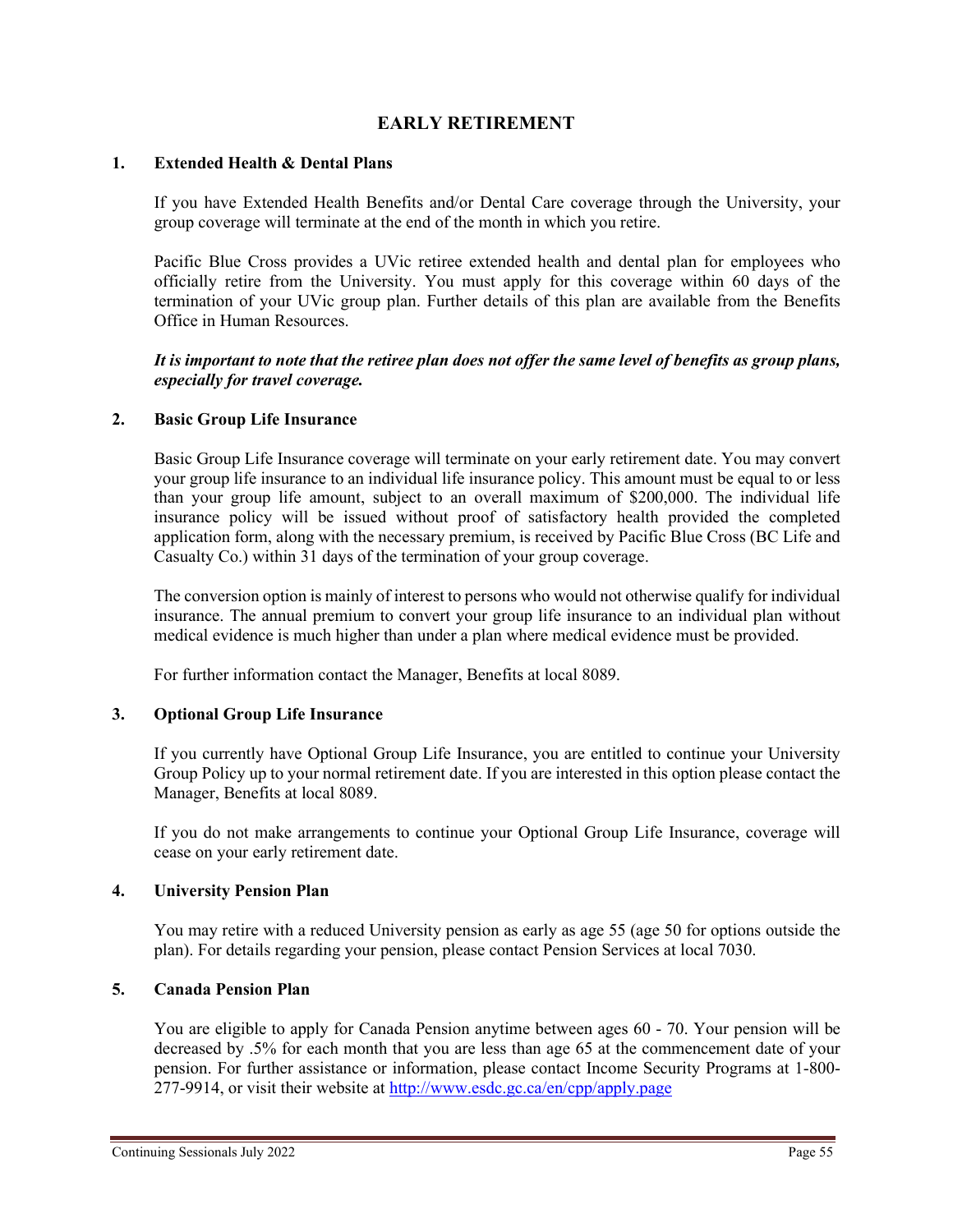# EARLY RETIREMENT

## 1. Extended Health & Dental Plans

If you have Extended Health Benefits and/or Dental Care coverage through the University, your group coverage will terminate at the end of the month in which you retire.

Pacific Blue Cross provides a UVic retiree extended health and dental plan for employees who officially retire from the University. You must apply for this coverage within 60 days of the termination of your UVic group plan. Further details of this plan are available from the Benefits Office in Human Resources.

***It is important to note that the retiree plan does not offer the same level of benefits as group plans, especially for travel coverage.***

## 2. Basic Group Life Insurance

Basic Group Life Insurance coverage will terminate on your early retirement date. You may convert your group life insurance to an individual life insurance policy. This amount must be equal to or less than your group life amount, subject to an overall maximum of $200,000. The individual life insurance policy will be issued without proof of satisfactory health provided the completed application form, along with the necessary premium, is received by Pacific Blue Cross (BC Life and Casualty Co.) within 31 days of the termination of your group coverage.

The conversion option is mainly of interest to persons who would not otherwise qualify for individual insurance. The annual premium to convert your group life insurance to an individual plan without medical evidence is much higher than under a plan where medical evidence must be provided.

For further information contact the Manager, Benefits at local 8089.

## 3. Optional Group Life Insurance

If you currently have Optional Group Life Insurance, you are entitled to continue your University Group Policy up to your normal retirement date. If you are interested in this option please contact the Manager, Benefits at local 8089.

If you do not make arrangements to continue your Optional Group Life Insurance, coverage will cease on your early retirement date.

## 4. University Pension Plan

You may retire with a reduced University pension as early as age 55 (age 50 for options outside the plan). For details regarding your pension, please contact Pension Services at local 7030.

## 5. Canada Pension Plan

You are eligible to apply for Canada Pension anytime between ages 60 - 70. Your pension will be decreased by .5% for each month that you are less than age 65 at the commencement date of your pension. For further assistance or information, please contact Income Security Programs at 1-800-277-9914, or visit their website at [http://www.esdc.gc.ca/en/cpp/apply.page](http://www.esdc.gc.ca/en/cpp/apply.page)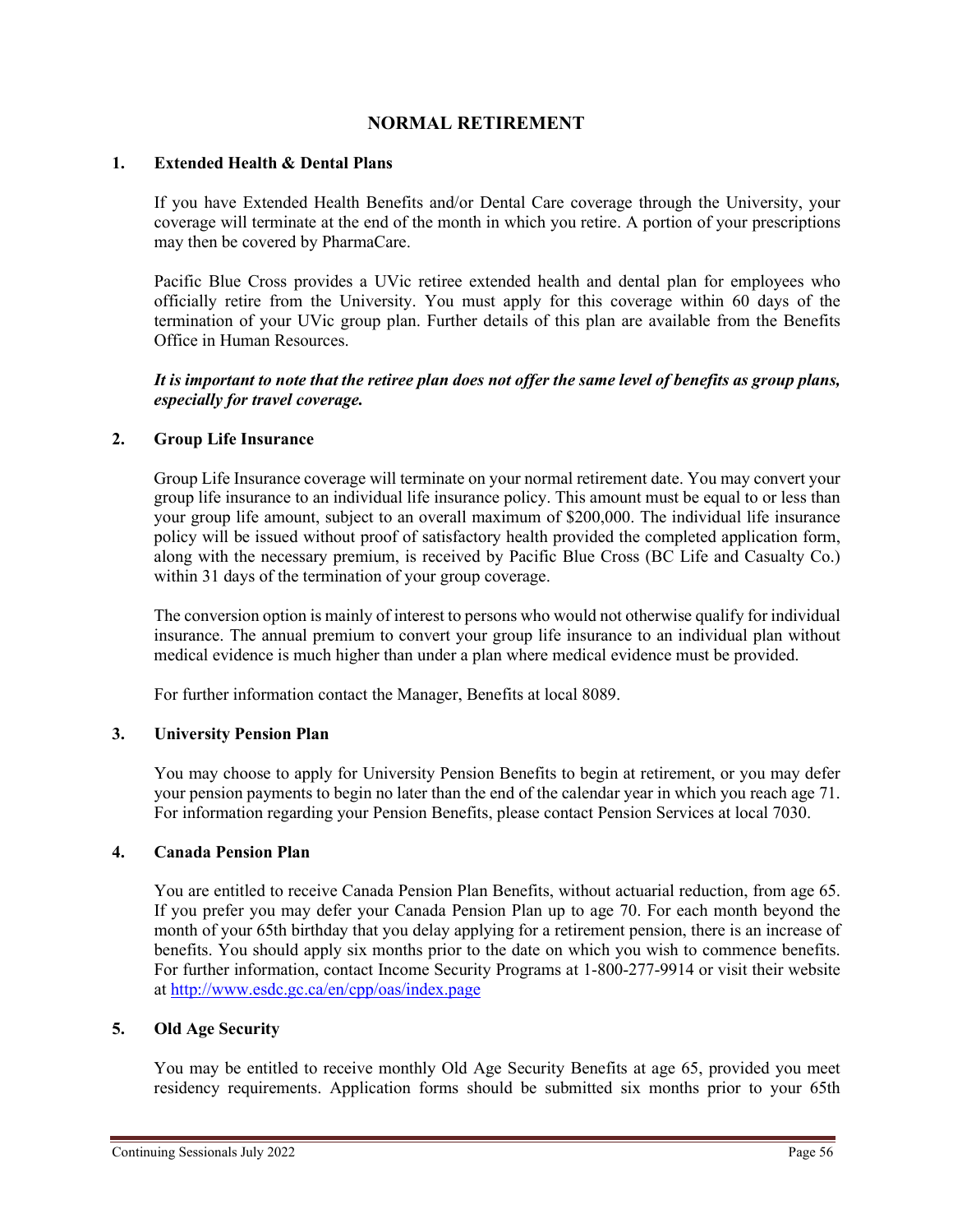# NORMAL RETIREMENT

## 1. Extended Health & Dental Plans

If you have Extended Health Benefits and/or Dental Care coverage through the University, your coverage will terminate at the end of the month in which you retire. A portion of your prescriptions may then be covered by PharmaCare.

Pacific Blue Cross provides a UVic retiree extended health and dental plan for employees who officially retire from the University. You must apply for this coverage within 60 days of the termination of your UVic group plan. Further details of this plan are available from the Benefits Office in Human Resources.

***It is important to note that the retiree plan does not offer the same level of benefits as group plans, especially for travel coverage.***

## 2. Group Life Insurance

Group Life Insurance coverage will terminate on your normal retirement date. You may convert your group life insurance to an individual life insurance policy. This amount must be equal to or less than your group life amount, subject to an overall maximum of $200,000. The individual life insurance policy will be issued without proof of satisfactory health provided the completed application form, along with the necessary premium, is received by Pacific Blue Cross (BC Life and Casualty Co.) within 31 days of the termination of your group coverage.

The conversion option is mainly of interest to persons who would not otherwise qualify for individual insurance. The annual premium to convert your group life insurance to an individual plan without medical evidence is much higher than under a plan where medical evidence must be provided.

For further information contact the Manager, Benefits at local 8089.

## 3. University Pension Plan

You may choose to apply for University Pension Benefits to begin at retirement, or you may defer your pension payments to begin no later than the end of the calendar year in which you reach age 71. For information regarding your Pension Benefits, please contact Pension Services at local 7030.

## 4. Canada Pension Plan

You are entitled to receive Canada Pension Plan Benefits, without actuarial reduction, from age 65. If you prefer you may defer your Canada Pension Plan up to age 70. For each month beyond the month of your 65th birthday that you delay applying for a retirement pension, there is an increase of benefits. You should apply six months prior to the date on which you wish to commence benefits. For further information, contact Income Security Programs at 1-800-277-9914 or visit their website at [http://www.esdc.gc.ca/en/cpp/oas/index.page](http://www.esdc.gc.ca/en/cpp/oas/index.page)

## 5. Old Age Security

You may be entitled to receive monthly Old Age Security Benefits at age 65, provided you meet residency requirements. Application forms should be submitted six months prior to your 65th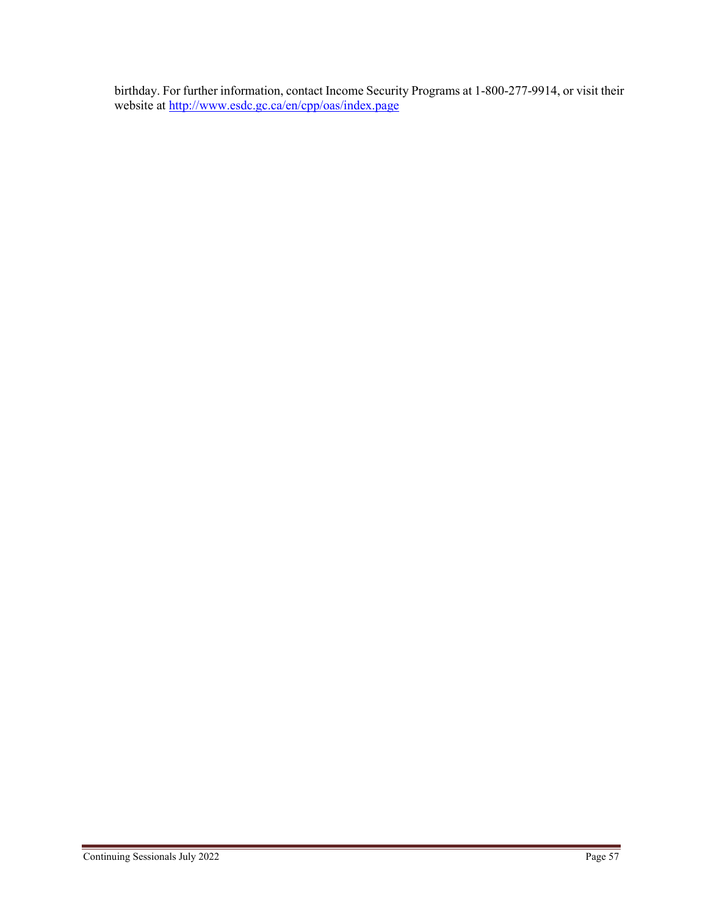birthday. For further information, contact Income Security Programs at 1-800-277-9914, or visit their website at http://www.esdc.gc.ca/en/cpp/oas/index.page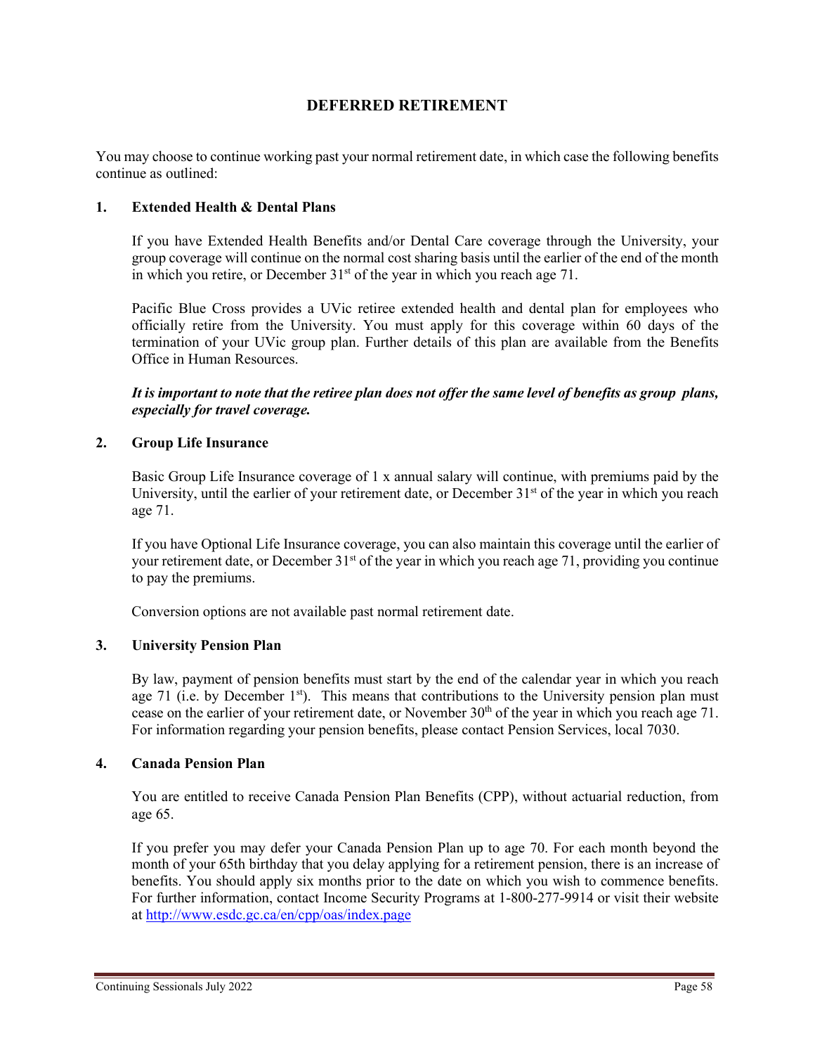# DEFERRED RETIREMENT

You may choose to continue working past your normal retirement date, in which case the following benefits continue as outlined:

**1. Extended Health & Dental Plans**

If you have Extended Health Benefits and/or Dental Care coverage through the University, your group coverage will continue on the normal cost sharing basis until the earlier of the end of the month in which you retire, or December 31st of the year in which you reach age 71.

Pacific Blue Cross provides a UVic retiree extended health and dental plan for employees who officially retire from the University. You must apply for this coverage within 60 days of the termination of your UVic group plan. Further details of this plan are available from the Benefits Office in Human Resources.

***It is important to note that the retiree plan does not offer the same level of benefits as group plans, especially for travel coverage.***

**2. Group Life Insurance**

Basic Group Life Insurance coverage of 1 x annual salary will continue, with premiums paid by the University, until the earlier of your retirement date, or December 31st of the year in which you reach age 71.

If you have Optional Life Insurance coverage, you can also maintain this coverage until the earlier of your retirement date, or December 31st of the year in which you reach age 71, providing you continue to pay the premiums.

Conversion options are not available past normal retirement date.

**3. University Pension Plan**

By law, payment of pension benefits must start by the end of the calendar year in which you reach age 71 (i.e. by December 1st). This means that contributions to the University pension plan must cease on the earlier of your retirement date, or November 30th of the year in which you reach age 71. For information regarding your pension benefits, please contact Pension Services, local 7030.

**4. Canada Pension Plan**

You are entitled to receive Canada Pension Plan Benefits (CPP), without actuarial reduction, from age 65.

If you prefer you may defer your Canada Pension Plan up to age 70. For each month beyond the month of your 65th birthday that you delay applying for a retirement pension, there is an increase of benefits. You should apply six months prior to the date on which you wish to commence benefits. For further information, contact Income Security Programs at 1-800-277-9914 or visit their website at http://www.esdc.gc.ca/en/cpp/oas/index.page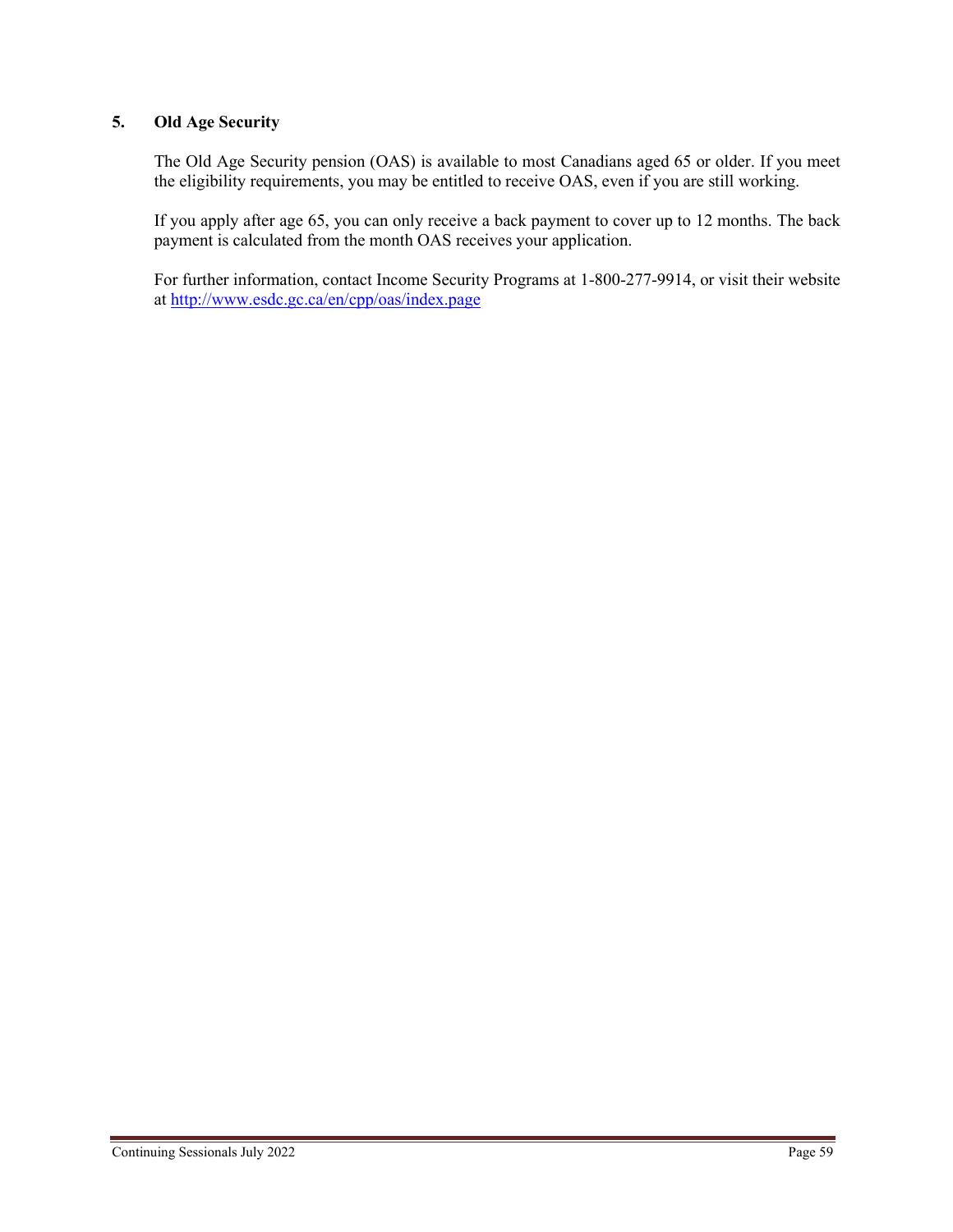## 5. Old Age Security

The Old Age Security pension (OAS) is available to most Canadians aged 65 or older. If you meet the eligibility requirements, you may be entitled to receive OAS, even if you are still working.

If you apply after age 65, you can only receive a back payment to cover up to 12 months. The back payment is calculated from the month OAS receives your application.

For further information, contact Income Security Programs at 1-800-277-9914, or visit their website at [http://www.esdc.gc.ca/en/cpp/oas/index.page](http://www.esdc.gc.ca/en/cpp/oas/index.page)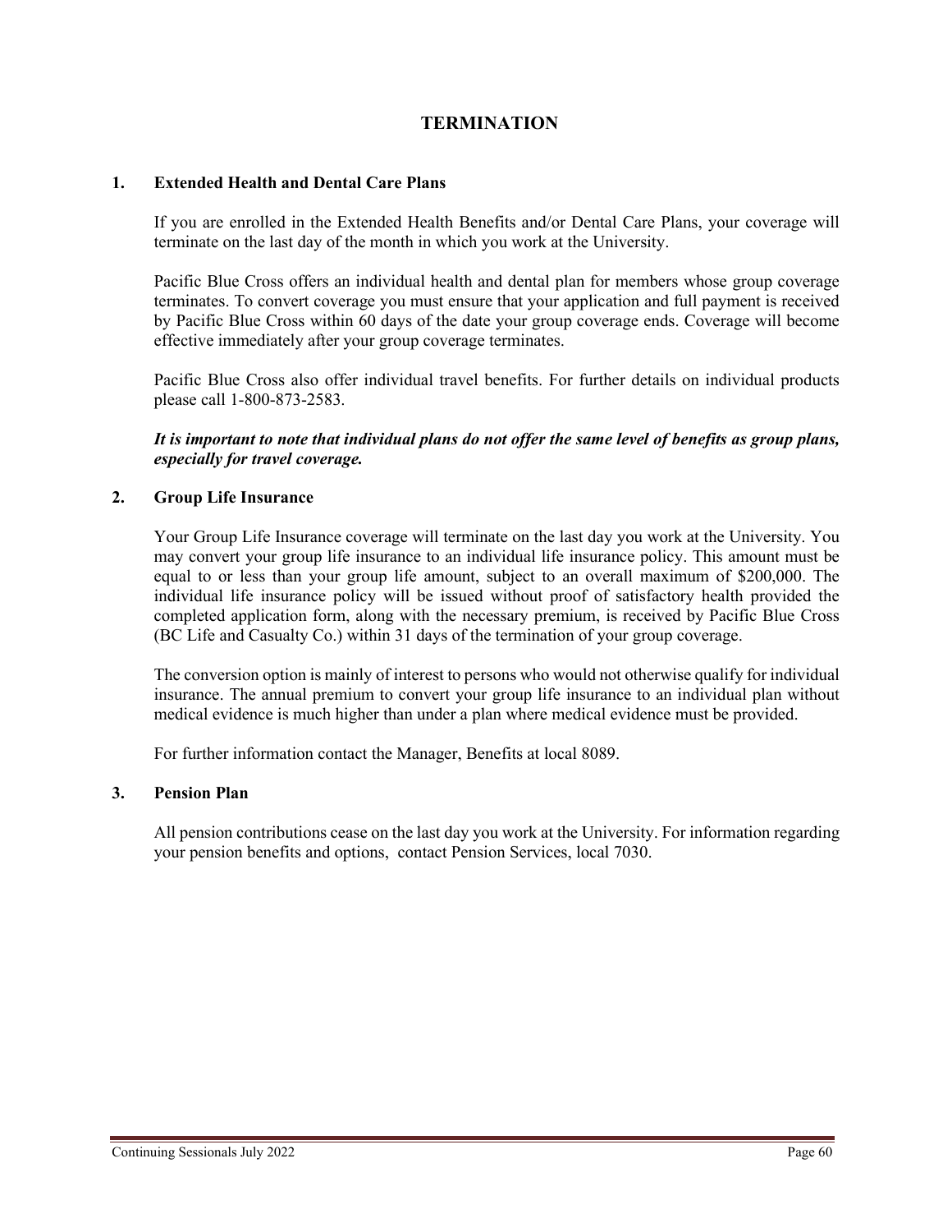# TERMINATION

## 1. Extended Health and Dental Care Plans

If you are enrolled in the Extended Health Benefits and/or Dental Care Plans, your coverage will terminate on the last day of the month in which you work at the University.

Pacific Blue Cross offers an individual health and dental plan for members whose group coverage terminates. To convert coverage you must ensure that your application and full payment is received by Pacific Blue Cross within 60 days of the date your group coverage ends. Coverage will become effective immediately after your group coverage terminates.

Pacific Blue Cross also offer individual travel benefits. For further details on individual products please call 1-800-873-2583.

***It is important to note that individual plans do not offer the same level of benefits as group plans, especially for travel coverage.***

## 2. Group Life Insurance

Your Group Life Insurance coverage will terminate on the last day you work at the University. You may convert your group life insurance to an individual life insurance policy. This amount must be equal to or less than your group life amount, subject to an overall maximum of $200,000. The individual life insurance policy will be issued without proof of satisfactory health provided the completed application form, along with the necessary premium, is received by Pacific Blue Cross (BC Life and Casualty Co.) within 31 days of the termination of your group coverage.

The conversion option is mainly of interest to persons who would not otherwise qualify for individual insurance. The annual premium to convert your group life insurance to an individual plan without medical evidence is much higher than under a plan where medical evidence must be provided.

For further information contact the Manager, Benefits at local 8089.

## 3. Pension Plan

All pension contributions cease on the last day you work at the University. For information regarding your pension benefits and options, contact Pension Services, local 7030.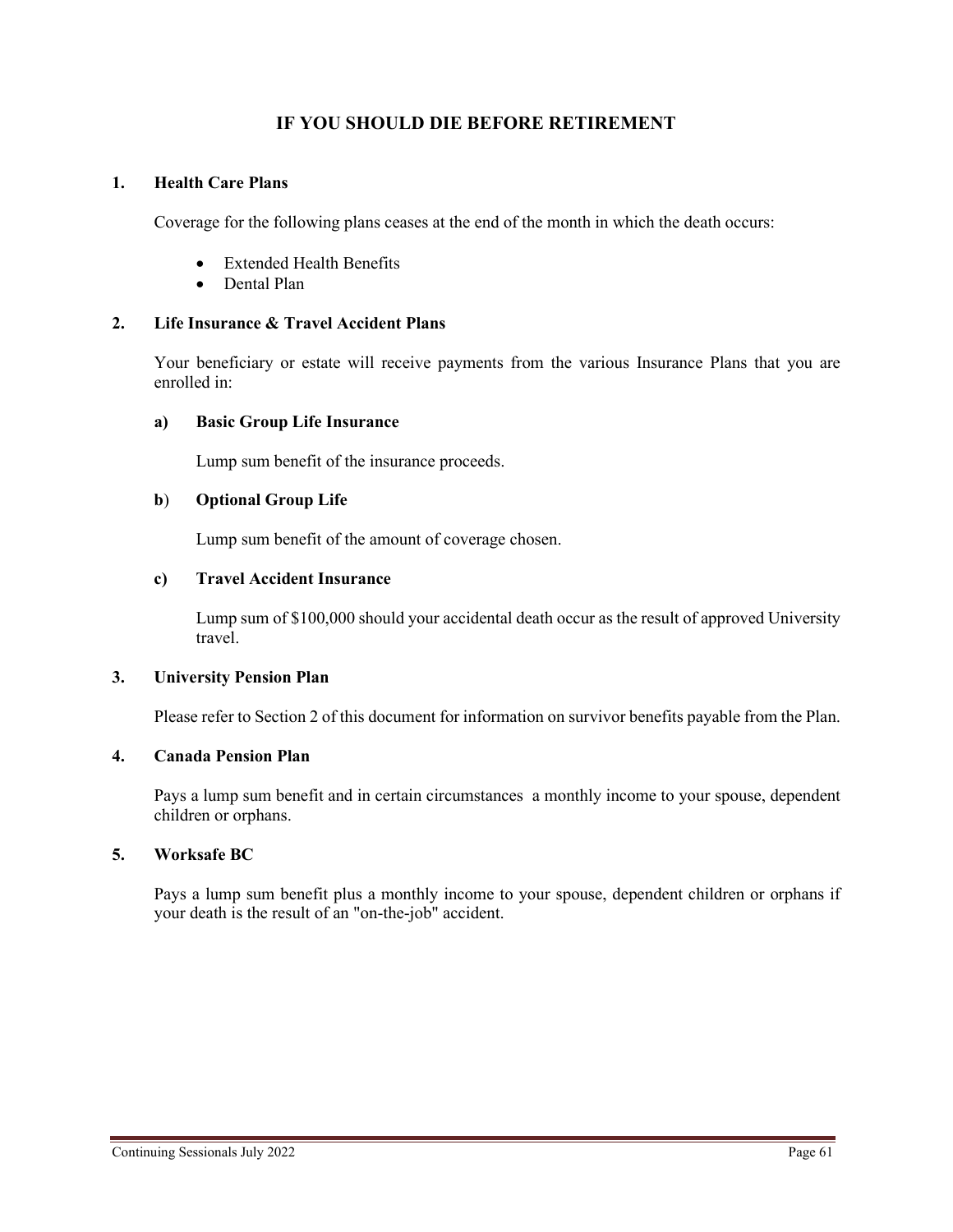# IF YOU SHOULD DIE BEFORE RETIREMENT

## 1. Health Care Plans

Coverage for the following plans ceases at the end of the month in which the death occurs:

- Extended Health Benefits
- Dental Plan

## 2. Life Insurance & Travel Accident Plans

Your beneficiary or estate will receive payments from the various Insurance Plans that you are enrolled in:

### a) Basic Group Life Insurance

Lump sum benefit of the insurance proceeds.

### b) Optional Group Life

Lump sum benefit of the amount of coverage chosen.

### c) Travel Accident Insurance

Lump sum of $100,000 should your accidental death occur as the result of approved University travel.

## 3. University Pension Plan

Please refer to Section 2 of this document for information on survivor benefits payable from the Plan.

## 4. Canada Pension Plan

Pays a lump sum benefit and in certain circumstances a monthly income to your spouse, dependent children or orphans.

## 5. Worksafe BC

Pays a lump sum benefit plus a monthly income to your spouse, dependent children or orphans if your death is the result of an "on-the-job" accident.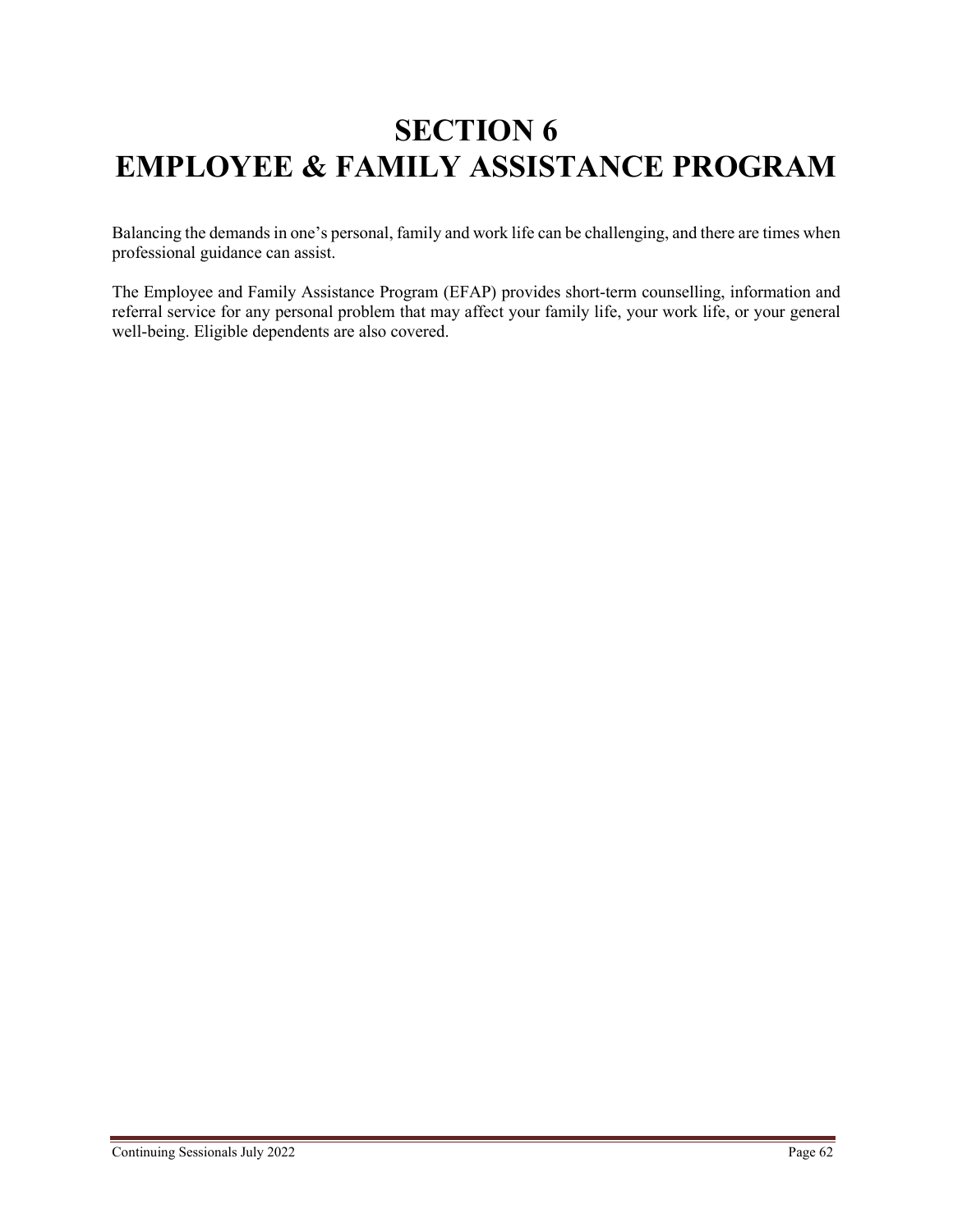# SECTION 6
# EMPLOYEE & FAMILY ASSISTANCE PROGRAM

Balancing the demands in one's personal, family and work life can be challenging, and there are times when professional guidance can assist.

The Employee and Family Assistance Program (EFAP) provides short-term counselling, information and referral service for any personal problem that may affect your family life, your work life, or your general well-being. Eligible dependents are also covered.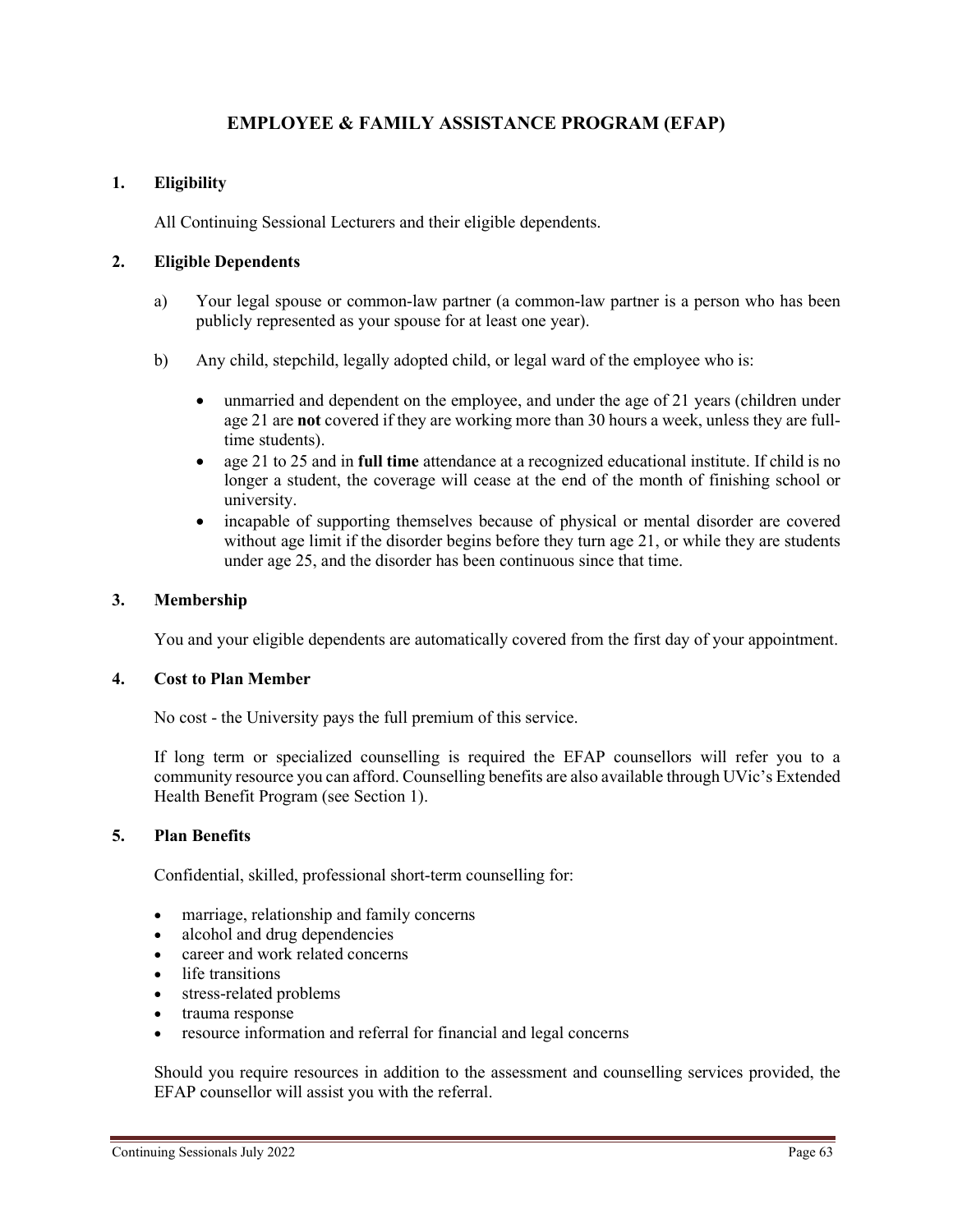# EMPLOYEE & FAMILY ASSISTANCE PROGRAM (EFAP)

## 1. Eligibility

All Continuing Sessional Lecturers and their eligible dependents.

## 2. Eligible Dependents

a) Your legal spouse or common-law partner (a common-law partner is a person who has been publicly represented as your spouse for at least one year).

b) Any child, stepchild, legally adopted child, or legal ward of the employee who is:

- unmarried and dependent on the employee, and under the age of 21 years (children under age 21 are **not** covered if they are working more than 30 hours a week, unless they are full-time students).
- age 21 to 25 and in **full time** attendance at a recognized educational institute. If child is no longer a student, the coverage will cease at the end of the month of finishing school or university.
- incapable of supporting themselves because of physical or mental disorder are covered without age limit if the disorder begins before they turn age 21, or while they are students under age 25, and the disorder has been continuous since that time.

## 3. Membership

You and your eligible dependents are automatically covered from the first day of your appointment.

## 4. Cost to Plan Member

No cost - the University pays the full premium of this service.

If long term or specialized counselling is required the EFAP counsellors will refer you to a community resource you can afford. Counselling benefits are also available through UVic's Extended Health Benefit Program (see Section 1).

## 5. Plan Benefits

Confidential, skilled, professional short-term counselling for:

- marriage, relationship and family concerns
- alcohol and drug dependencies
- career and work related concerns
- life transitions
- stress-related problems
- trauma response
- resource information and referral for financial and legal concerns

Should you require resources in addition to the assessment and counselling services provided, the EFAP counsellor will assist you with the referral.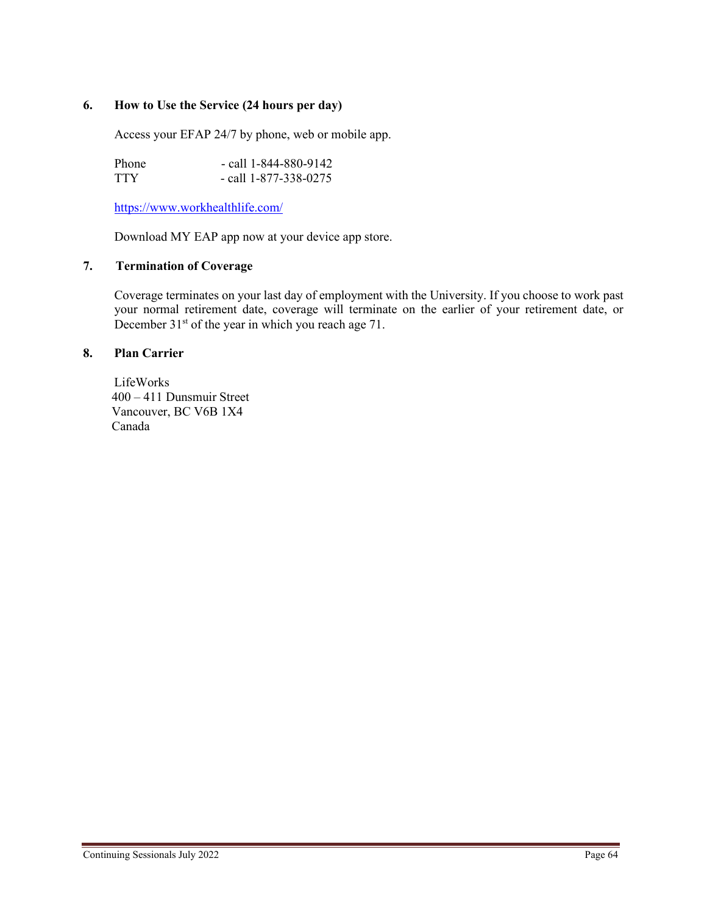### 6. How to Use the Service (24 hours per day)

Access your EFAP 24/7 by phone, web or mobile app.

Phone - call 1-844-880-9142
TTY - call 1-877-338-0275

https://www.workhealthlife.com/

Download MY EAP app now at your device app store.

### 7. Termination of Coverage

Coverage terminates on your last day of employment with the University. If you choose to work past your normal retirement date, coverage will terminate on the earlier of your retirement date, or December 31st of the year in which you reach age 71.

### 8. Plan Carrier

LifeWorks
400 – 411 Dunsmuir Street
Vancouver, BC V6B 1X4
Canada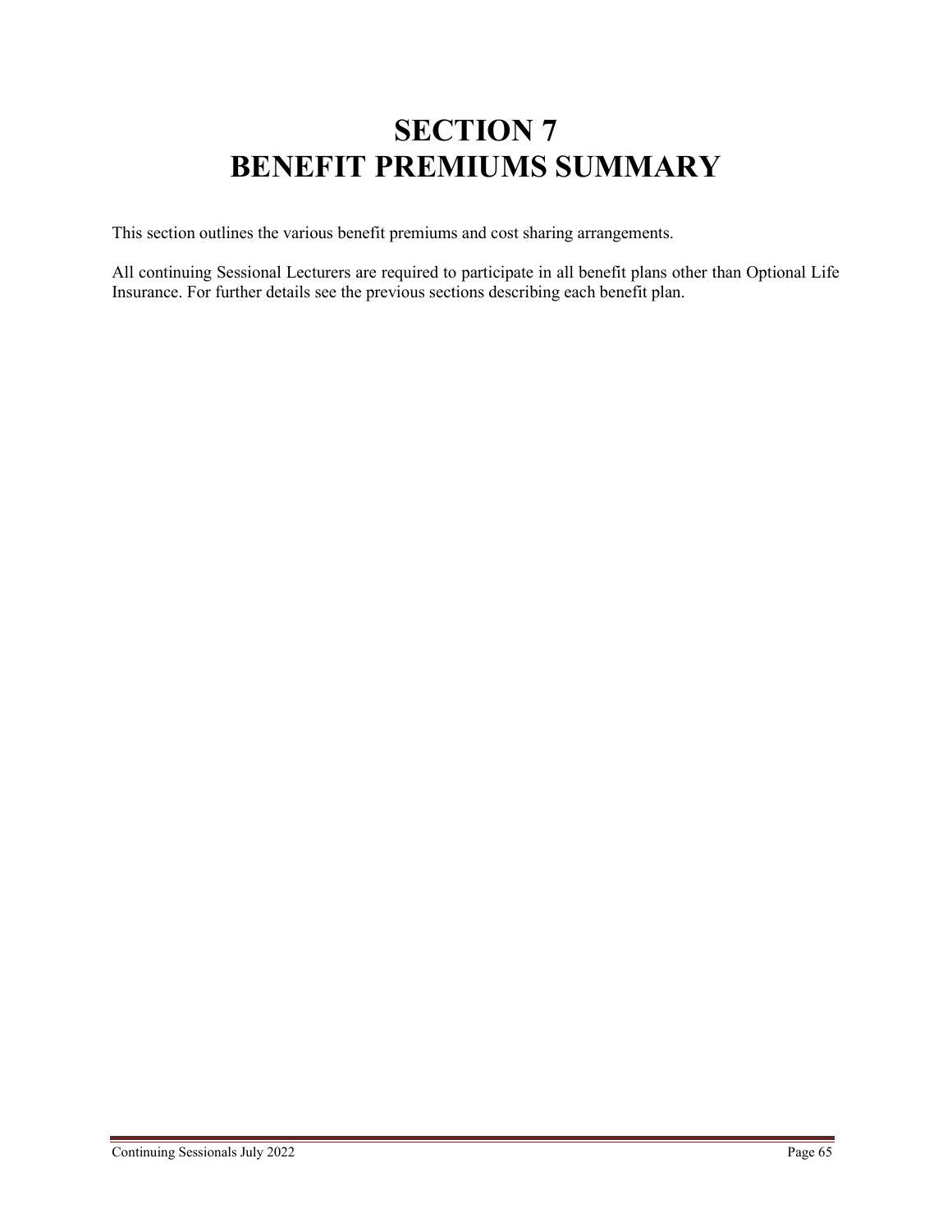# SECTION 7
# BENEFIT PREMIUMS SUMMARY

This section outlines the various benefit premiums and cost sharing arrangements.

All continuing Sessional Lecturers are required to participate in all benefit plans other than Optional Life Insurance. For further details see the previous sections describing each benefit plan.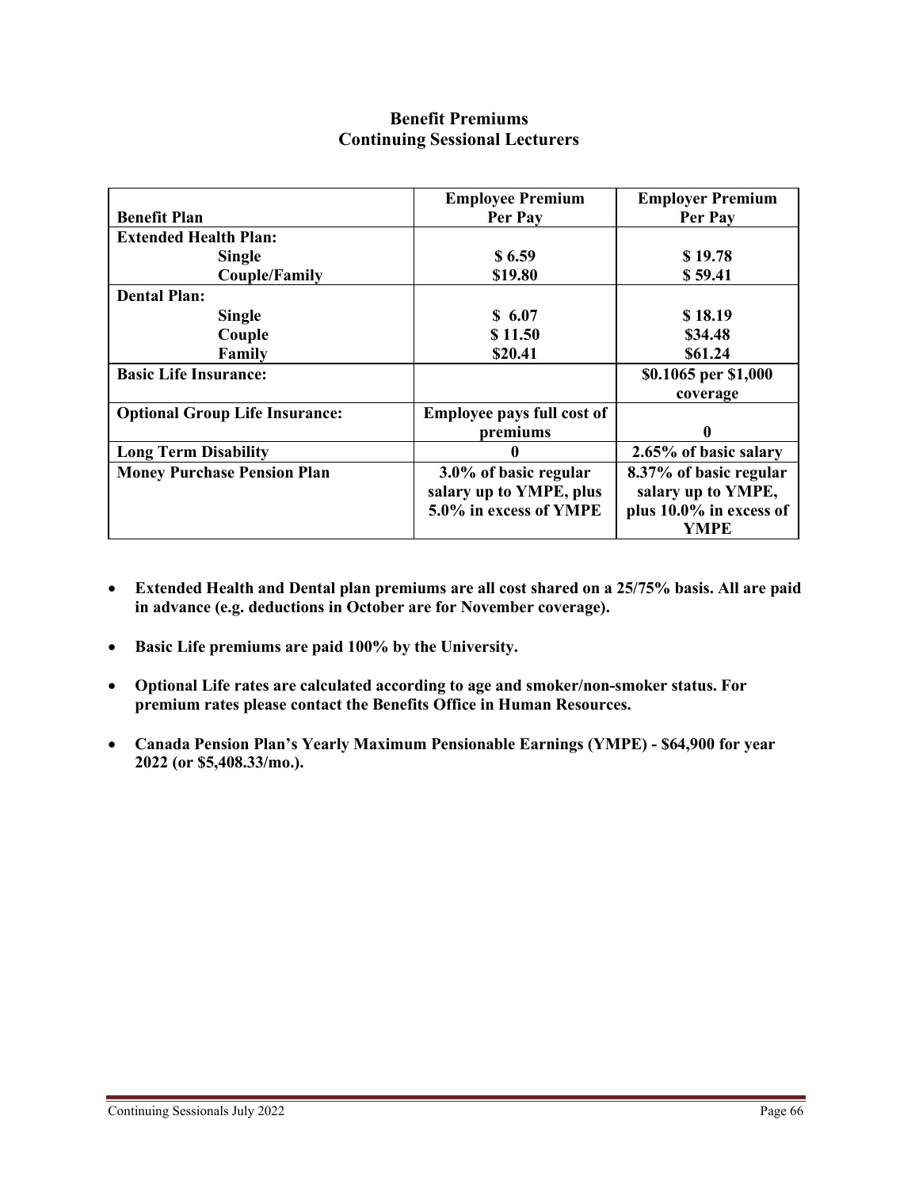## Benefit Premiums
## Continuing Sessional Lecturers

| Benefit Plan | Employee Premium Per Pay | Employer Premium Per Pay |
|---|---|---|
| **Extended Health Plan:** | | |
| Single | $ 6.59 | $ 19.78 |
| Couple/Family | $19.80 | $ 59.41 |
| **Dental Plan:** | | |
| Single | $ 6.07 | $ 18.19 |
| Couple | $ 11.50 | $34.48 |
| Family | $20.41 | $61.24 |
| **Basic Life Insurance:** | | $0.1065 per $1,000 coverage |
| **Optional Group Life Insurance:** | Employee pays full cost of premiums | 0 |
| **Long Term Disability** | 0 | 2.65% of basic salary |
| **Money Purchase Pension Plan** | 3.0% of basic regular salary up to YMPE, plus 5.0% in excess of YMPE | 8.37% of basic regular salary up to YMPE, plus 10.0% in excess of YMPE |

- **Extended Health and Dental plan premiums are all cost shared on a 25/75% basis. All are paid in advance (e.g. deductions in October are for November coverage).**
- **Basic Life premiums are paid 100% by the University.**
- **Optional Life rates are calculated according to age and smoker/non-smoker status. For premium rates please contact the Benefits Office in Human Resources.**
- **Canada Pension Plan's Yearly Maximum Pensionable Earnings (YMPE) - $64,900 for year 2022 (or $5,408.33/mo.).**